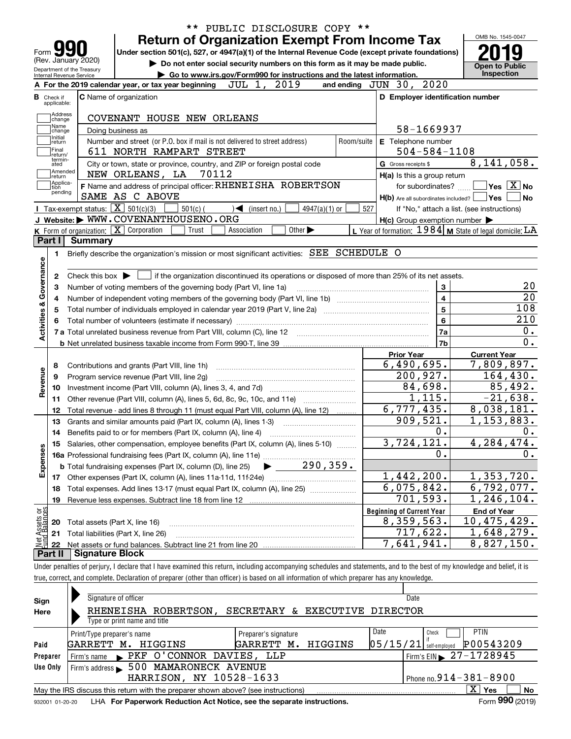** PUBLIC DISCLOSURE COPY **

# Form 990 Return of Organization Exempt From Income Tax

Form **990** (Rev. January 2020)
Department of the Treasury
Internal Revenue Service

**Under section 501(c), 527, or 4947(a)(1) of the Internal Revenue Code (except private foundations)**

▶ Do not enter social security numbers on this form as it may be made public.

▶ Go to www.irs.gov/Form990 for instructions and the latest information.

OMB No. 1545-0047

**2019**

**Open to Public Inspection**

**A** For the 2019 calendar year, or tax year beginning JUL 1, 2019 and ending JUN 30, 2020

**B** Check if applicable: Address change / Name change / Initial return / Final return/terminated / Amended return / Application pending

**C** Name of organization: COVENANT HOUSE NEW ORLEANS

Doing business as

Number and street (or P.O. box if mail is not delivered to street address): 611 NORTH RAMPART STREET — Room/suite

City or town, state or province, country, and ZIP or foreign postal code: NEW ORLEANS, LA 70112

**D** Employer identification number: 58-1669937

**E** Telephone number: 504-584-1108

**G** Gross receipts $ 8,141,058.

**F** Name and address of principal officer: RHENEISHA ROBERTSON, SAME AS C ABOVE

**H(a)** Is this a group return for subordinates? ☐ Yes ☒ No

**H(b)** Are all subordinates included? ☐ Yes ☐ No — If "No," attach a list. (see instructions)

**H(c)** Group exemption number ▶

**I** Tax-exempt status: ☒ 501(c)(3) ☐ 501(c) ( ) ◀ (insert no.) ☐ 4947(a)(1) or ☐ 527

**J** Website: ▶ WWW.COVENANTHOUSENO.ORG

**K** Form of organization: ☒ Corporation ☐ Trust ☐ Association ☐ Other ▶

**L** Year of formation: 1984 **M** State of legal domicile: LA

## Part I Summary

### Activities & Governance

1. Briefly describe the organization's mission or most significant activities: SEE SCHEDULE O
2. Check this box ▶ ☐ if the organization discontinued its operations or disposed of more than 25% of its net assets.

| Line | Description | No. | Value |
|---|---|---|---|
| 3 | Number of voting members of the governing body (Part VI, line 1a) | 3 | 20 |
| 4 | Number of independent voting members of the governing body (Part VI, line 1b) | 4 | 20 |
| 5 | Total number of individuals employed in calendar year 2019 (Part V, line 2a) | 5 | 108 |
| 6 | Total number of volunteers (estimate if necessary) | 6 | 210 |
| 7a | Total unrelated business revenue from Part VIII, column (C), line 12 | 7a | 0. |
| 7b | Net unrelated business taxable income from Form 990-T, line 39 | 7b | 0. |

### Revenue / Expenses

| Line | Description | Prior Year | Current Year |
|---|---|---|---|
| 8 | Contributions and grants (Part VIII, line 1h) | 6,490,695. | 7,809,897. |
| 9 | Program service revenue (Part VIII, line 2g) | 200,927. | 164,430. |
| 10 | Investment income (Part VIII, column (A), lines 3, 4, and 7d) | 84,698. | 85,492. |
| 11 | Other revenue (Part VIII, column (A), lines 5, 6d, 8c, 9c, 10c, and 11e) | 1,115. | -21,638. |
| 12 | Total revenue - add lines 8 through 11 (must equal Part VIII, column (A), line 12) | 6,777,435. | 8,038,181. |
| 13 | Grants and similar amounts paid (Part IX, column (A), lines 1-3) | 909,521. | 1,153,883. |
| 14 | Benefits paid to or for members (Part IX, column (A), line 4) | 0. | 0. |
| 15 | Salaries, other compensation, employee benefits (Part IX, column (A), lines 5-10) | 3,724,121. | 4,284,474. |
| 16a | Professional fundraising fees (Part IX, column (A), line 11e) | 0. | 0. |
| b | Total fundraising expenses (Part IX, column (D), line 25) ▶ 290,359. | | |
| 17 | Other expenses (Part IX, column (A), lines 11a-11d, 11f-24e) | 1,442,200. | 1,353,720. |
| 18 | Total expenses. Add lines 13-17 (must equal Part IX, column (A), line 25) | 6,075,842. | 6,792,077. |
| 19 | Revenue less expenses. Subtract line 18 from line 12 | 701,593. | 1,246,104. |

### Net Assets or Fund Balances

| Line | Description | Beginning of Current Year | End of Year |
|---|---|---|---|
| 20 | Total assets (Part X, line 16) | 8,359,563. | 10,475,429. |
| 21 | Total liabilities (Part X, line 26) | 717,622. | 1,648,279. |
| 22 | Net assets or fund balances. Subtract line 21 from line 20 | 7,641,941. | 8,827,150. |

## Part II Signature Block

Under penalties of perjury, I declare that I have examined this return, including accompanying schedules and statements, and to the best of my knowledge and belief, it is true, correct, and complete. Declaration of preparer (other than officer) is based on all information of which preparer has any knowledge.

**Sign Here**

Signature of officer — Date

RHENEISHA ROBERTSON, SECRETARY & EXECUTIVE DIRECTOR
Type or print name and title

**Paid Preparer Use Only**

| Print/Type preparer's name | Preparer's signature | Date | Check if self-employed | PTIN |
|---|---|---|---|---|
| GARRETT M. HIGGINS | GARRETT M. HIGGINS | 05/15/21 | ☐ | P00543209 |

Firm's name ▶ PKF O'CONNOR DAVIES, LLP — Firm's EIN ▶ 27-1728945

Firm's address ▶ 500 MAMARONECK AVENUE, HARRISON, NY 10528-1633 — Phone no. 914-381-8900

May the IRS discuss this return with the preparer shown above? (see instructions) ☒ Yes ☐ No

932001 01-20-20 LHA For Paperwork Reduction Act Notice, see the separate instructions. Form **990** (2019)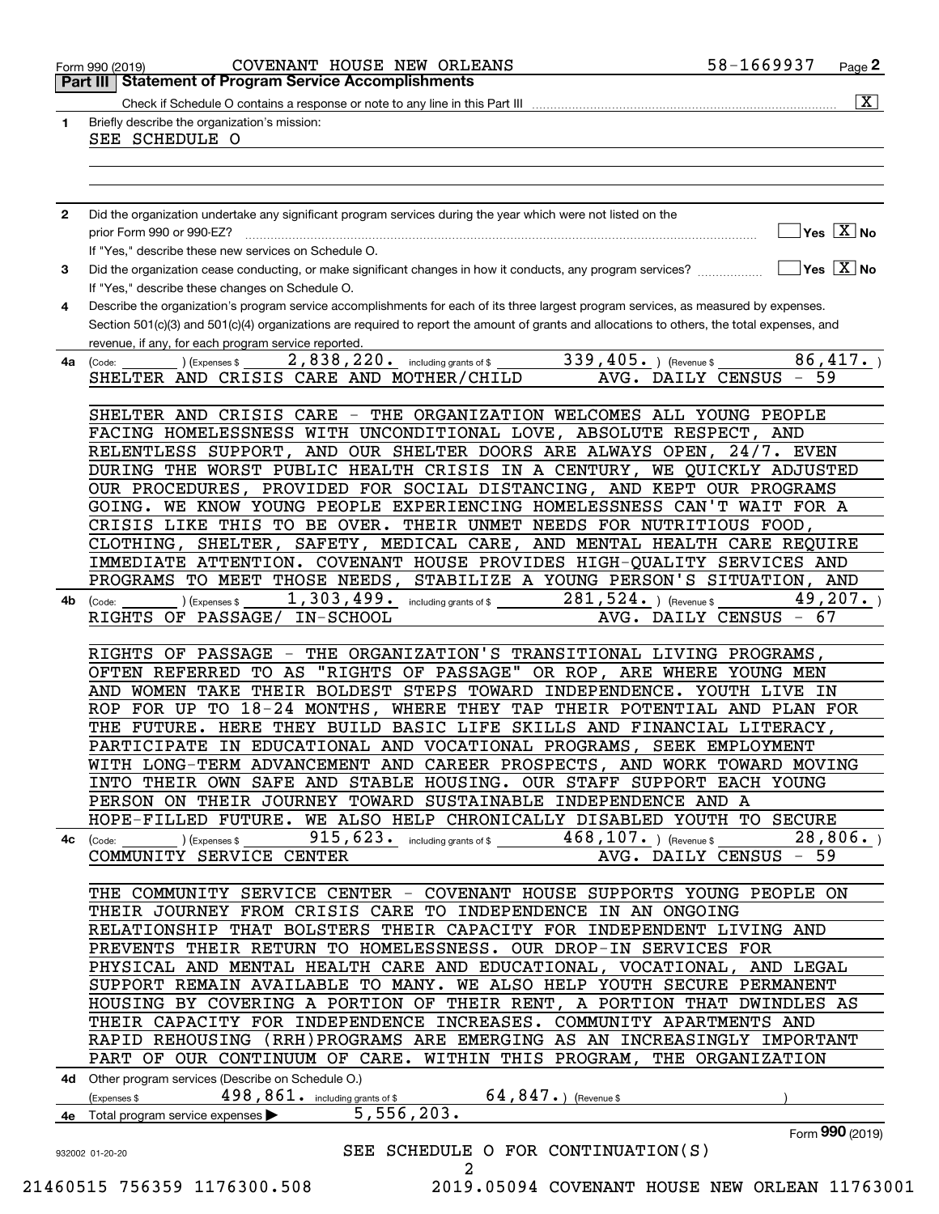Form 990 (2019) COVENANT HOUSE NEW ORLEANS 58-1669937

## Part III Statement of Program Service Accomplishments

Check if Schedule O contains a response or note to any line in this Part III .......... [X]

**1** Briefly describe the organization's mission:

SEE SCHEDULE O

**2** Did the organization undertake any significant program services during the year which were not listed on the prior Form 990 or 990-EZ? .......... [ ] Yes [X] No

If "Yes," describe these new services on Schedule O.

**3** Did the organization cease conducting, or make significant changes in how it conducts, any program services? .......... [ ] Yes [X] No

If "Yes," describe these changes on Schedule O.

**4** Describe the organization's program service accomplishments for each of its three largest program services, as measured by expenses. Section 501(c)(3) and 501(c)(4) organizations are required to report the amount of grants and allocations to others, the total expenses, and revenue, if any, for each program service reported.

**4a** (Code: ) (Expenses $ 2,838,220. including grants of $ 339,405. ) (Revenue $ 86,417. )

SHELTER AND CRISIS CARE AND MOTHER/CHILD AVG. DAILY CENSUS - 59

SHELTER AND CRISIS CARE - THE ORGANIZATION WELCOMES ALL YOUNG PEOPLE FACING HOMELESSNESS WITH UNCONDITIONAL LOVE, ABSOLUTE RESPECT, AND RELENTLESS SUPPORT, AND OUR SHELTER DOORS ARE ALWAYS OPEN, 24/7. EVEN DURING THE WORST PUBLIC HEALTH CRISIS IN A CENTURY, WE QUICKLY ADJUSTED OUR PROCEDURES, PROVIDED FOR SOCIAL DISTANCING, AND KEPT OUR PROGRAMS GOING. WE KNOW YOUNG PEOPLE EXPERIENCING HOMELESSNESS CAN'T WAIT FOR A CRISIS LIKE THIS TO BE OVER. THEIR UNMET NEEDS FOR NUTRITIOUS FOOD, CLOTHING, SHELTER, SAFETY, MEDICAL CARE, AND MENTAL HEALTH CARE REQUIRE IMMEDIATE ATTENTION. COVENANT HOUSE PROVIDES HIGH-QUALITY SERVICES AND PROGRAMS TO MEET THOSE NEEDS, STABILIZE A YOUNG PERSON'S SITUATION, AND

**4b** (Code: ) (Expenses $ 1,303,499. including grants of $ 281,524. ) (Revenue $ 49,207. )

RIGHTS OF PASSAGE/ IN-SCHOOL AVG. DAILY CENSUS - 67

RIGHTS OF PASSAGE - THE ORGANIZATION'S TRANSITIONAL LIVING PROGRAMS, OFTEN REFERRED TO AS "RIGHTS OF PASSAGE" OR ROP, ARE WHERE YOUNG MEN AND WOMEN TAKE THEIR BOLDEST STEPS TOWARD INDEPENDENCE. YOUTH LIVE IN ROP FOR UP TO 18-24 MONTHS, WHERE THEY TAP THEIR POTENTIAL AND PLAN FOR THE FUTURE. HERE THEY BUILD BASIC LIFE SKILLS AND FINANCIAL LITERACY, PARTICIPATE IN EDUCATIONAL AND VOCATIONAL PROGRAMS, SEEK EMPLOYMENT WITH LONG-TERM ADVANCEMENT AND CAREER PROSPECTS, AND WORK TOWARD MOVING INTO THEIR OWN SAFE AND STABLE HOUSING. OUR STAFF SUPPORT EACH YOUNG PERSON ON THEIR JOURNEY TOWARD SUSTAINABLE INDEPENDENCE AND A HOPE-FILLED FUTURE. WE ALSO HELP CHRONICALLY DISABLED YOUTH TO SECURE

**4c** (Code: ) (Expenses $ 915,623. including grants of $ 468,107. ) (Revenue $ 28,806. )

COMMUNITY SERVICE CENTER AVG. DAILY CENSUS - 59

THE COMMUNITY SERVICE CENTER - COVENANT HOUSE SUPPORTS YOUNG PEOPLE ON THEIR JOURNEY FROM CRISIS CARE TO INDEPENDENCE IN AN ONGOING RELATIONSHIP THAT BOLSTERS THEIR CAPACITY FOR INDEPENDENT LIVING AND PREVENTS THEIR RETURN TO HOMELESSNESS. OUR DROP-IN SERVICES FOR PHYSICAL AND MENTAL HEALTH CARE AND EDUCATIONAL, VOCATIONAL, AND LEGAL SUPPORT REMAIN AVAILABLE TO MANY. WE ALSO HELP YOUTH SECURE PERMANENT HOUSING BY COVERING A PORTION OF THEIR RENT, A PORTION THAT DWINDLES AS THEIR CAPACITY FOR INDEPENDENCE INCREASES. COMMUNITY APARTMENTS AND RAPID REHOUSING (RRH)PROGRAMS ARE EMERGING AS AN INCREASINGLY IMPORTANT PART OF OUR CONTINUUM OF CARE. WITHIN THIS PROGRAM, THE ORGANIZATION

**4d** Other program services (Describe on Schedule O.)

(Expenses $ 498,861. including grants of $ 64,847. ) (Revenue $ )

**4e** Total program service expenses ▶ 5,556,203.

Form **990** (2019)

SEE SCHEDULE O FOR CONTINUATION(S)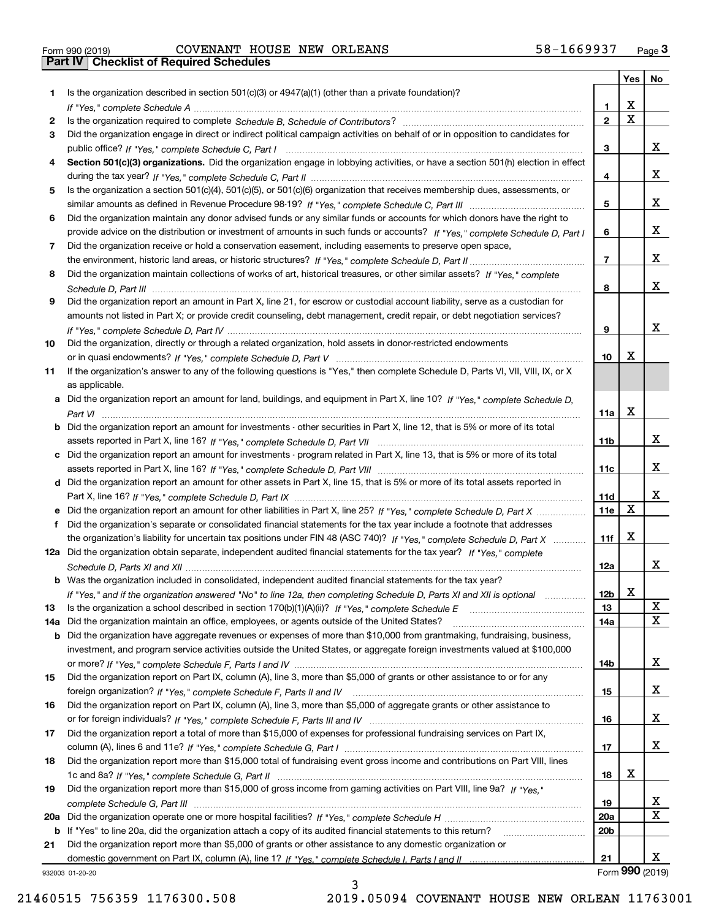Form 990 (2019) COVENANT HOUSE NEW ORLEANS 58-1669937

## Part IV Checklist of Required Schedules

| | | | Yes | No |
|---|---|---|---|---|
| 1 | Is the organization described in section 501(c)(3) or 4947(a)(1) (other than a private foundation)? *If "Yes," complete Schedule A* | 1 | X | |
| 2 | Is the organization required to complete *Schedule B, Schedule of Contributors*? | 2 | X | |
| 3 | Did the organization engage in direct or indirect political campaign activities on behalf of or in opposition to candidates for public office? *If "Yes," complete Schedule C, Part I* | 3 | | X |
| 4 | **Section 501(c)(3) organizations.** Did the organization engage in lobbying activities, or have a section 501(h) election in effect during the tax year? *If "Yes," complete Schedule C, Part II* | 4 | | X |
| 5 | Is the organization a section 501(c)(4), 501(c)(5), or 501(c)(6) organization that receives membership dues, assessments, or similar amounts as defined in Revenue Procedure 98-19? *If "Yes," complete Schedule C, Part III* | 5 | | X |
| 6 | Did the organization maintain any donor advised funds or any similar funds or accounts for which donors have the right to provide advice on the distribution or investment of amounts in such funds or accounts? *If "Yes," complete Schedule D, Part I* | 6 | | X |
| 7 | Did the organization receive or hold a conservation easement, including easements to preserve open space, the environment, historic land areas, or historic structures? *If "Yes," complete Schedule D, Part II* | 7 | | X |
| 8 | Did the organization maintain collections of works of art, historical treasures, or other similar assets? *If "Yes," complete Schedule D, Part III* | 8 | | X |
| 9 | Did the organization report an amount in Part X, line 21, for escrow or custodial account liability, serve as a custodian for amounts not listed in Part X; or provide credit counseling, debt management, credit repair, or debt negotiation services? *If "Yes," complete Schedule D, Part IV* | 9 | | X |
| 10 | Did the organization, directly or through a related organization, hold assets in donor-restricted endowments or in quasi endowments? *If "Yes," complete Schedule D, Part V* | 10 | X | |
| 11 | If the organization's answer to any of the following questions is "Yes," then complete Schedule D, Parts VI, VII, VIII, IX, or X as applicable. | | | |
| a | Did the organization report an amount for land, buildings, and equipment in Part X, line 10? *If "Yes," complete Schedule D, Part VI* | 11a | X | |
| b | Did the organization report an amount for investments - other securities in Part X, line 12, that is 5% or more of its total assets reported in Part X, line 16? *If "Yes," complete Schedule D, Part VII* | 11b | | X |
| c | Did the organization report an amount for investments - program related in Part X, line 13, that is 5% or more of its total assets reported in Part X, line 16? *If "Yes," complete Schedule D, Part VIII* | 11c | | X |
| d | Did the organization report an amount for other assets in Part X, line 15, that is 5% or more of its total assets reported in Part X, line 16? *If "Yes," complete Schedule D, Part IX* | 11d | | X |
| e | Did the organization report an amount for other liabilities in Part X, line 25? *If "Yes," complete Schedule D, Part X* | 11e | X | |
| f | Did the organization's separate or consolidated financial statements for the tax year include a footnote that addresses the organization's liability for uncertain tax positions under FIN 48 (ASC 740)? *If "Yes," complete Schedule D, Part X* | 11f | X | |
| 12a | Did the organization obtain separate, independent audited financial statements for the tax year? *If "Yes," complete Schedule D, Parts XI and XII* | 12a | | X |
| b | Was the organization included in consolidated, independent audited financial statements for the tax year? *If "Yes," and if the organization answered "No" to line 12a, then completing Schedule D, Parts XI and XII is optional* | 12b | X | |
| 13 | Is the organization a school described in section 170(b)(1)(A)(ii)? *If "Yes," complete Schedule E* | 13 | | X |
| 14a | Did the organization maintain an office, employees, or agents outside of the United States? | 14a | | X |
| b | Did the organization have aggregate revenues or expenses of more than $10,000 from grantmaking, fundraising, business, investment, and program service activities outside the United States, or aggregate foreign investments valued at $100,000 or more? *If "Yes," complete Schedule F, Parts I and IV* | 14b | | X |
| 15 | Did the organization report on Part IX, column (A), line 3, more than $5,000 of grants or other assistance to or for any foreign organization? *If "Yes," complete Schedule F, Parts II and IV* | 15 | | X |
| 16 | Did the organization report on Part IX, column (A), line 3, more than $5,000 of aggregate grants or other assistance to or for foreign individuals? *If "Yes," complete Schedule F, Parts III and IV* | 16 | | X |
| 17 | Did the organization report a total of more than $15,000 of expenses for professional fundraising services on Part IX, column (A), lines 6 and 11e? *If "Yes," complete Schedule G, Part I* | 17 | | X |
| 18 | Did the organization report more than $15,000 total of fundraising event gross income and contributions on Part VIII, lines 1c and 8a? *If "Yes," complete Schedule G, Part II* | 18 | X | |
| 19 | Did the organization report more than $15,000 of gross income from gaming activities on Part VIII, line 9a? *If "Yes," complete Schedule G, Part III* | 19 | | X |
| 20a | Did the organization operate one or more hospital facilities? *If "Yes," complete Schedule H* | 20a | | X |
| b | If "Yes" to line 20a, did the organization attach a copy of its audited financial statements to this return? | 20b | | |
| 21 | Did the organization report more than $5,000 of grants or other assistance to any domestic organization or domestic government on Part IX, column (A), line 1? *If "Yes," complete Schedule I, Parts I and II* | 21 | | X |

932003 01-20-20

Form **990** (2019)

21460515 756359 1176300.508 2019.05094 COVENANT HOUSE NEW ORLEAN 11763001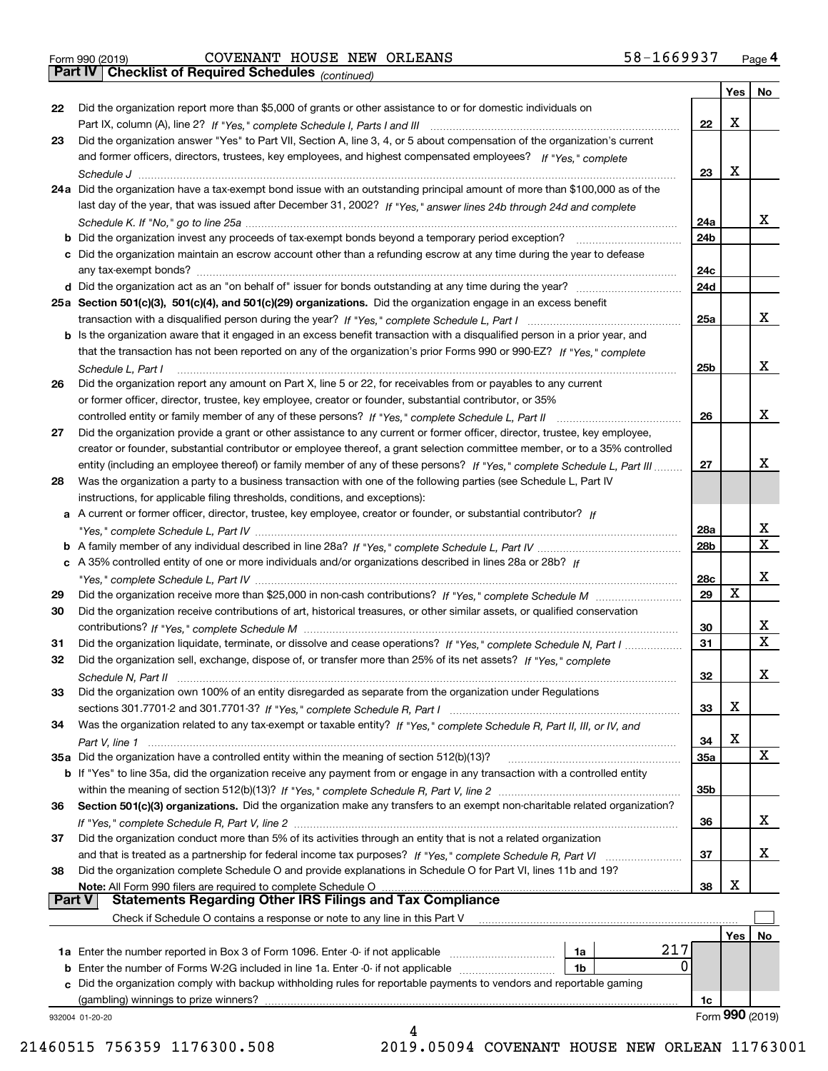Form 990 (2019) COVENANT HOUSE NEW ORLEANS 58-1669937

## Part IV Checklist of Required Schedules *(continued)*

| | | | Yes | No |
|---|---|---|---|---|
| 22 | Did the organization report more than $5,000 of grants or other assistance to or for domestic individuals on Part IX, column (A), line 2? *If "Yes," complete Schedule I, Parts I and III* | 22 | X | |
| 23 | Did the organization answer "Yes" to Part VII, Section A, line 3, 4, or 5 about compensation of the organization's current and former officers, directors, trustees, key employees, and highest compensated employees? *If "Yes," complete Schedule J* | 23 | X | |
| 24a | Did the organization have a tax-exempt bond issue with an outstanding principal amount of more than $100,000 as of the last day of the year, that was issued after December 31, 2002? *If "Yes," answer lines 24b through 24d and complete Schedule K. If "No," go to line 25a* | 24a | | X |
| b | Did the organization invest any proceeds of tax-exempt bonds beyond a temporary period exception? | 24b | | |
| c | Did the organization maintain an escrow account other than a refunding escrow at any time during the year to defease any tax-exempt bonds? | 24c | | |
| d | Did the organization act as an "on behalf of" issuer for bonds outstanding at any time during the year? | 24d | | |
| 25a | **Section 501(c)(3), 501(c)(4), and 501(c)(29) organizations.** Did the organization engage in an excess benefit transaction with a disqualified person during the year? *If "Yes," complete Schedule L, Part I* | 25a | | X |
| b | Is the organization aware that it engaged in an excess benefit transaction with a disqualified person in a prior year, and that the transaction has not been reported on any of the organization's prior Forms 990 or 990-EZ? *If "Yes," complete Schedule L, Part I* | 25b | | X |
| 26 | Did the organization report any amount on Part X, line 5 or 22, for receivables from or payables to any current or former officer, director, trustee, key employee, creator or founder, substantial contributor, or 35% controlled entity or family member of any of these persons? *If "Yes," complete Schedule L, Part II* | 26 | | X |
| 27 | Did the organization provide a grant or other assistance to any current or former officer, director, trustee, key employee, creator or founder, substantial contributor or employee thereof, a grant selection committee member, or to a 35% controlled entity (including an employee thereof) or family member of any of these persons? *If "Yes," complete Schedule L, Part III* | 27 | | X |
| 28 | Was the organization a party to a business transaction with one of the following parties (see Schedule L, Part IV instructions, for applicable filing thresholds, conditions, and exceptions): | | | |
| a | A current or former officer, director, trustee, key employee, creator or founder, or substantial contributor? *If "Yes," complete Schedule L, Part IV* | 28a | | X |
| b | A family member of any individual described in line 28a? *If "Yes," complete Schedule L, Part IV* | 28b | | X |
| c | A 35% controlled entity of one or more individuals and/or organizations described in lines 28a or 28b? *If "Yes," complete Schedule L, Part IV* | 28c | | X |
| 29 | Did the organization receive more than $25,000 in non-cash contributions? *If "Yes," complete Schedule M* | 29 | X | |
| 30 | Did the organization receive contributions of art, historical treasures, or other similar assets, or qualified conservation contributions? *If "Yes," complete Schedule M* | 30 | | X |
| 31 | Did the organization liquidate, terminate, or dissolve and cease operations? *If "Yes," complete Schedule N, Part I* | 31 | | X |
| 32 | Did the organization sell, exchange, dispose of, or transfer more than 25% of its net assets? *If "Yes," complete Schedule N, Part II* | 32 | | X |
| 33 | Did the organization own 100% of an entity disregarded as separate from the organization under Regulations sections 301.7701-2 and 301.7701-3? *If "Yes," complete Schedule R, Part I* | 33 | X | |
| 34 | Was the organization related to any tax-exempt or taxable entity? *If "Yes," complete Schedule R, Part II, III, or IV, and Part V, line 1* | 34 | X | |
| 35a | Did the organization have a controlled entity within the meaning of section 512(b)(13)? | 35a | | X |
| b | If "Yes" to line 35a, did the organization receive any payment from or engage in any transaction with a controlled entity within the meaning of section 512(b)(13)? *If "Yes," complete Schedule R, Part V, line 2* | 35b | | |
| 36 | **Section 501(c)(3) organizations.** Did the organization make any transfers to an exempt non-charitable related organization? *If "Yes," complete Schedule R, Part V, line 2* | 36 | | X |
| 37 | Did the organization conduct more than 5% of its activities through an entity that is not a related organization and that is treated as a partnership for federal income tax purposes? *If "Yes," complete Schedule R, Part VI* | 37 | | X |
| 38 | Did the organization complete Schedule O and provide explanations in Schedule O for Part VI, lines 11b and 19? **Note:** All Form 990 filers are required to complete Schedule O | 38 | X | |

## Part V Statements Regarding Other IRS Filings and Tax Compliance

Check if Schedule O contains a response or note to any line in this Part V ☐

| | | | | | Yes | No |
|---|---|---|---|---|---|---|
| 1a | Enter the number reported in Box 3 of Form 1096. Enter -0- if not applicable | 1a | 217 | | | |
| b | Enter the number of Forms W-2G included in line 1a. Enter -0- if not applicable | 1b | 0 | | | |
| c | Did the organization comply with backup withholding rules for reportable payments to vendors and reportable gaming (gambling) winnings to prize winners? | | | 1c | | |

932004 01-20-20

Form **990** (2019)

21460515 756359 1176300.508 2019.05094 COVENANT HOUSE NEW ORLEAN 11763001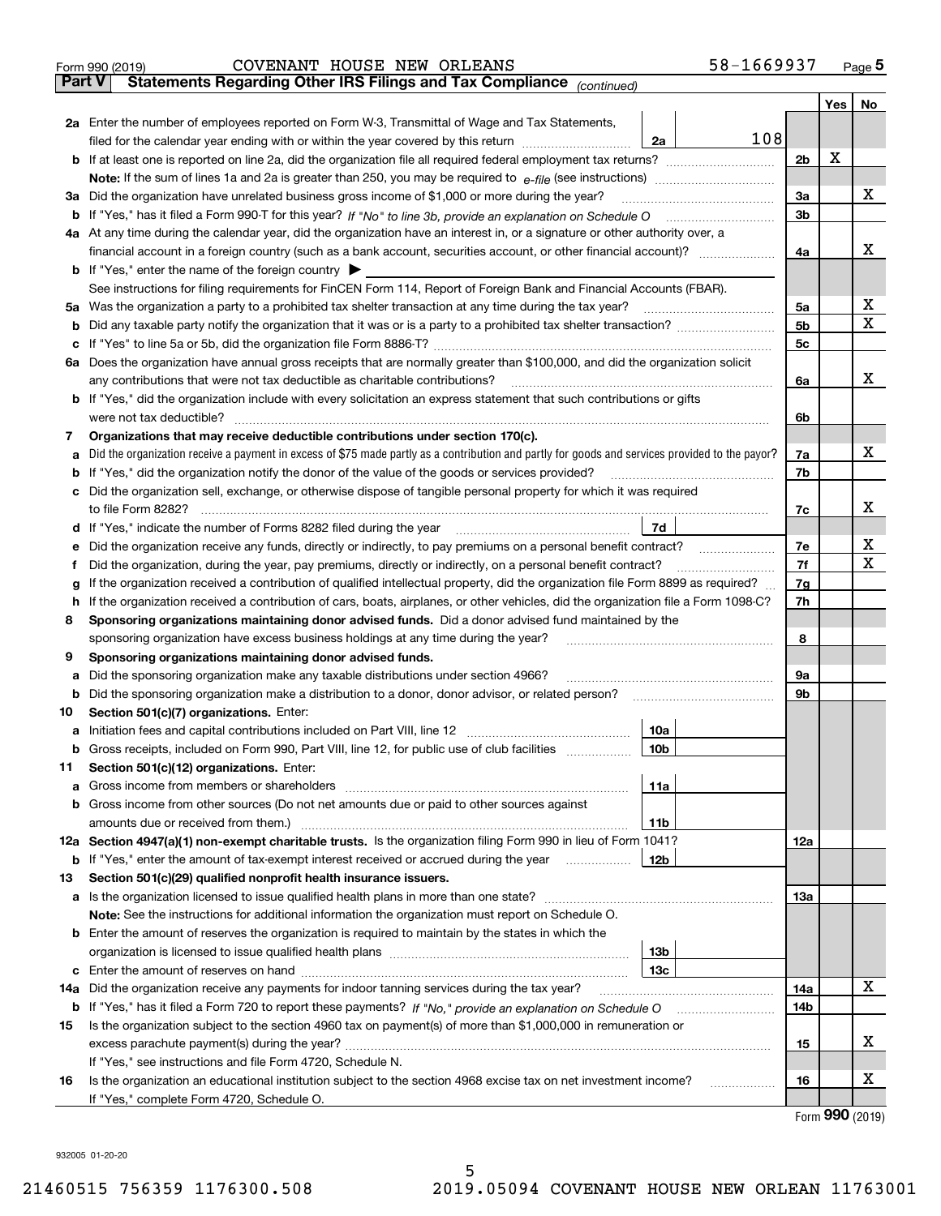Form 990 (2019) COVENANT HOUSE NEW ORLEANS 58-1669937 Page **5**

**Part V Statements Regarding Other IRS Filings and Tax Compliance** *(continued)*

| | | | | | Yes | No |
|---|---|---|---|---|---|---|
| **2a** | Enter the number of employees reported on Form W-3, Transmittal of Wage and Tax Statements, filed for the calendar year ending with or within the year covered by this return | 2a | 108 | | | |
| **b** | If at least one is reported on line 2a, did the organization file all required federal employment tax returns? | | | 2b | X | |
| | **Note:** If the sum of lines 1a and 2a is greater than 250, you may be required to *e-file* (see instructions) | | | | | |
| **3a** | Did the organization have unrelated business gross income of $1,000 or more during the year? | | | 3a | | X |
| **b** | If "Yes," has it filed a Form 990-T for this year? *If "No" to line 3b, provide an explanation on Schedule O* | | | 3b | | |
| **4a** | At any time during the calendar year, did the organization have an interest in, or a signature or other authority over, a financial account in a foreign country (such as a bank account, securities account, or other financial account)? | | | 4a | | X |
| **b** | If "Yes," enter the name of the foreign country ▶ | | | | | |
| | See instructions for filing requirements for FinCEN Form 114, Report of Foreign Bank and Financial Accounts (FBAR). | | | | | |
| **5a** | Was the organization a party to a prohibited tax shelter transaction at any time during the tax year? | | | 5a | | X |
| **b** | Did any taxable party notify the organization that it was or is a party to a prohibited tax shelter transaction? | | | 5b | | X |
| **c** | If "Yes" to line 5a or 5b, did the organization file Form 8886-T? | | | 5c | | |
| **6a** | Does the organization have annual gross receipts that are normally greater than $100,000, and did the organization solicit any contributions that were not tax deductible as charitable contributions? | | | 6a | | X |
| **b** | If "Yes," did the organization include with every solicitation an express statement that such contributions or gifts were not tax deductible? | | | 6b | | |
| **7** | **Organizations that may receive deductible contributions under section 170(c).** | | | | | |
| **a** | Did the organization receive a payment in excess of $75 made partly as a contribution and partly for goods and services provided to the payor? | | | 7a | | X |
| **b** | If "Yes," did the organization notify the donor of the value of the goods or services provided? | | | 7b | | |
| **c** | Did the organization sell, exchange, or otherwise dispose of tangible personal property for which it was required to file Form 8282? | | | 7c | | X |
| **d** | If "Yes," indicate the number of Forms 8282 filed during the year | 7d | | | | |
| **e** | Did the organization receive any funds, directly or indirectly, to pay premiums on a personal benefit contract? | | | 7e | | X |
| **f** | Did the organization, during the year, pay premiums, directly or indirectly, on a personal benefit contract? | | | 7f | | X |
| **g** | If the organization received a contribution of qualified intellectual property, did the organization file Form 8899 as required? | | | 7g | | |
| **h** | If the organization received a contribution of cars, boats, airplanes, or other vehicles, did the organization file a Form 1098-C? | | | 7h | | |
| **8** | **Sponsoring organizations maintaining donor advised funds.** Did a donor advised fund maintained by the sponsoring organization have excess business holdings at any time during the year? | | | 8 | | |
| **9** | **Sponsoring organizations maintaining donor advised funds.** | | | | | |
| **a** | Did the sponsoring organization make any taxable distributions under section 4966? | | | 9a | | |
| **b** | Did the sponsoring organization make a distribution to a donor, donor advisor, or related person? | | | 9b | | |
| **10** | **Section 501(c)(7) organizations.** Enter: | | | | | |
| **a** | Initiation fees and capital contributions included on Part VIII, line 12 | 10a | | | | |
| **b** | Gross receipts, included on Form 990, Part VIII, line 12, for public use of club facilities | 10b | | | | |
| **11** | **Section 501(c)(12) organizations.** Enter: | | | | | |
| **a** | Gross income from members or shareholders | 11a | | | | |
| **b** | Gross income from other sources (Do not net amounts due or paid to other sources against amounts due or received from them.) | 11b | | | | |
| **12a** | **Section 4947(a)(1) non-exempt charitable trusts.** Is the organization filing Form 990 in lieu of Form 1041? | | | 12a | | |
| **b** | If "Yes," enter the amount of tax-exempt interest received or accrued during the year | 12b | | | | |
| **13** | **Section 501(c)(29) qualified nonprofit health insurance issuers.** | | | | | |
| **a** | Is the organization licensed to issue qualified health plans in more than one state? | | | 13a | | |
| | **Note:** See the instructions for additional information the organization must report on Schedule O. | | | | | |
| **b** | Enter the amount of reserves the organization is required to maintain by the states in which the organization is licensed to issue qualified health plans | 13b | | | | |
| **c** | Enter the amount of reserves on hand | 13c | | | | |
| **14a** | Did the organization receive any payments for indoor tanning services during the tax year? | | | 14a | | X |
| **b** | If "Yes," has it filed a Form 720 to report these payments? *If "No," provide an explanation on Schedule O* | | | 14b | | |
| **15** | Is the organization subject to the section 4960 tax on payment(s) of more than $1,000,000 in remuneration or excess parachute payment(s) during the year? | | | 15 | | X |
| | If "Yes," see instructions and file Form 4720, Schedule N. | | | | | |
| **16** | Is the organization an educational institution subject to the section 4968 excise tax on net investment income? | | | 16 | | X |
| | If "Yes," complete Form 4720, Schedule O. | | | | | |

Form **990** (2019)

932005 01-20-20

21460515 756359 1176300.508 2019.05094 COVENANT HOUSE NEW ORLEAN 11763001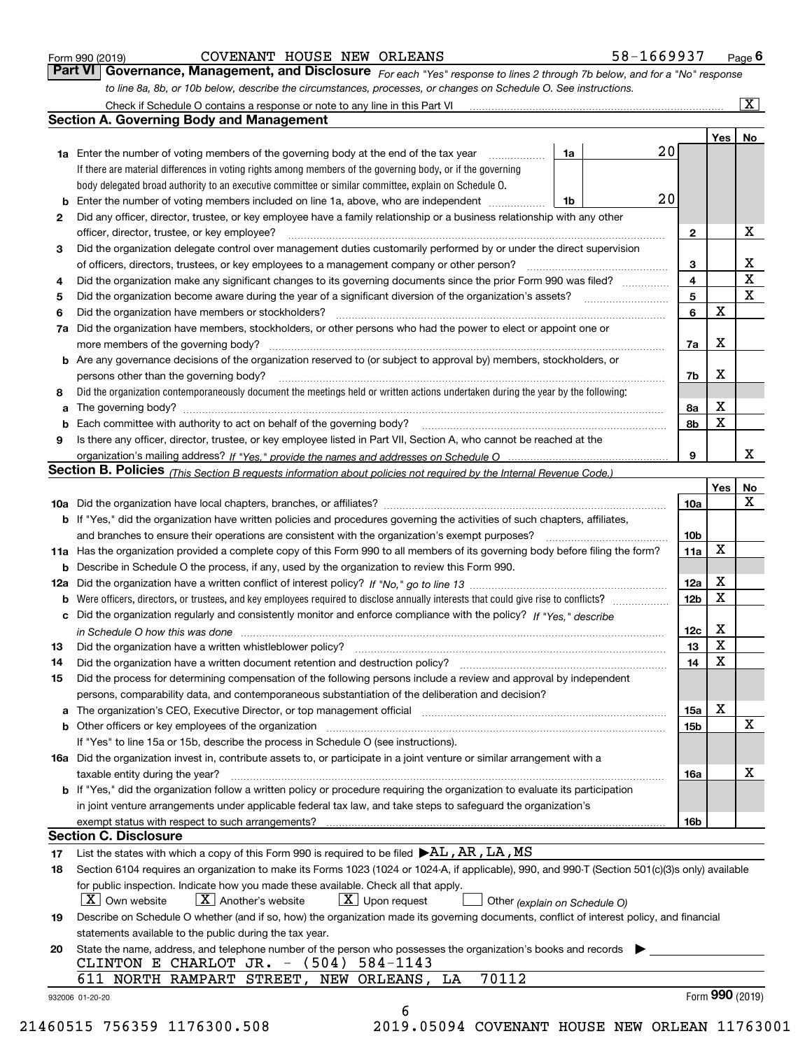Form 990 (2019) COVENANT HOUSE NEW ORLEANS 58-1669937 Page 6

## Part VI Governance, Management, and Disclosure

*For each "Yes" response to lines 2 through 7b below, and for a "No" response to line 8a, 8b, or 10b below, describe the circumstances, processes, or changes on Schedule O. See instructions.*

Check if Schedule O contains a response or note to any line in this Part VI [X]

### Section A. Governing Body and Management

| | | | | Yes | No |
|---|---|---|---|---|---|
| **1a** | Enter the number of voting members of the governing body at the end of the tax year — 1a: 20. If there are material differences in voting rights among members of the governing body, or if the governing body delegated broad authority to an executive committee or similar committee, explain on Schedule O. | | | | |
| **b** | Enter the number of voting members included on line 1a, above, who are independent — 1b: 20 | | | | |
| **2** | Did any officer, director, trustee, or key employee have a family relationship or a business relationship with any other officer, director, trustee, or key employee? | 2 | | | X |
| **3** | Did the organization delegate control over management duties customarily performed by or under the direct supervision of officers, directors, trustees, or key employees to a management company or other person? | 3 | | | X |
| **4** | Did the organization make any significant changes to its governing documents since the prior Form 990 was filed? | 4 | | | X |
| **5** | Did the organization become aware during the year of a significant diversion of the organization's assets? | 5 | | | X |
| **6** | Did the organization have members or stockholders? | 6 | | X | |
| **7a** | Did the organization have members, stockholders, or other persons who had the power to elect or appoint one or more members of the governing body? | 7a | | X | |
| **b** | Are any governance decisions of the organization reserved to (or subject to approval by) members, stockholders, or persons other than the governing body? | 7b | | X | |
| **8** | Did the organization contemporaneously document the meetings held or written actions undertaken during the year by the following: | | | | |
| **a** | The governing body? | 8a | | X | |
| **b** | Each committee with authority to act on behalf of the governing body? | 8b | | X | |
| **9** | Is there any officer, director, trustee, or key employee listed in Part VII, Section A, who cannot be reached at the organization's mailing address? *If "Yes," provide the names and addresses on Schedule O* | 9 | | | X |

### Section B. Policies *(This Section B requests information about policies not required by the Internal Revenue Code.)*

| | | | Yes | No |
|---|---|---|---|---|
| **10a** | Did the organization have local chapters, branches, or affiliates? | 10a | | X |
| **b** | If "Yes," did the organization have written policies and procedures governing the activities of such chapters, affiliates, and branches to ensure their operations are consistent with the organization's exempt purposes? | 10b | | |
| **11a** | Has the organization provided a complete copy of this Form 990 to all members of its governing body before filing the form? | 11a | X | |
| **b** | Describe in Schedule O the process, if any, used by the organization to review this Form 990. | | | |
| **12a** | Did the organization have a written conflict of interest policy? *If "No," go to line 13* | 12a | X | |
| **b** | Were officers, directors, or trustees, and key employees required to disclose annually interests that could give rise to conflicts? | 12b | X | |
| **c** | Did the organization regularly and consistently monitor and enforce compliance with the policy? *If "Yes," describe in Schedule O how this was done* | 12c | X | |
| **13** | Did the organization have a written whistleblower policy? | 13 | X | |
| **14** | Did the organization have a written document retention and destruction policy? | 14 | X | |
| **15** | Did the process for determining compensation of the following persons include a review and approval by independent persons, comparability data, and contemporaneous substantiation of the deliberation and decision? | | | |
| **a** | The organization's CEO, Executive Director, or top management official | 15a | X | |
| **b** | Other officers or key employees of the organization | 15b | | X |
| | If "Yes" to line 15a or 15b, describe the process in Schedule O (see instructions). | | | |
| **16a** | Did the organization invest in, contribute assets to, or participate in a joint venture or similar arrangement with a taxable entity during the year? | 16a | | X |
| **b** | If "Yes," did the organization follow a written policy or procedure requiring the organization to evaluate its participation in joint venture arrangements under applicable federal tax law, and take steps to safeguard the organization's exempt status with respect to such arrangements? | 16b | | |

### Section C. Disclosure

**17** List the states with which a copy of this Form 990 is required to be filed ▶ AL, AR, LA, MS

**18** Section 6104 requires an organization to make its Forms 1023 (1024 or 1024-A, if applicable), 990, and 990-T (Section 501(c)(3)s only) available for public inspection. Indicate how you made these available. Check all that apply.

[X] Own website [X] Another's website [X] Upon request [ ] Other *(explain on Schedule O)*

**19** Describe on Schedule O whether (and if so, how) the organization made its governing documents, conflict of interest policy, and financial statements available to the public during the tax year.

**20** State the name, address, and telephone number of the person who possesses the organization's books and records ▶

CLINTON E CHARLOT JR. - (504) 584-1143
611 NORTH RAMPART STREET, NEW ORLEANS, LA 70112

932006 01-20-20 Form **990** (2019)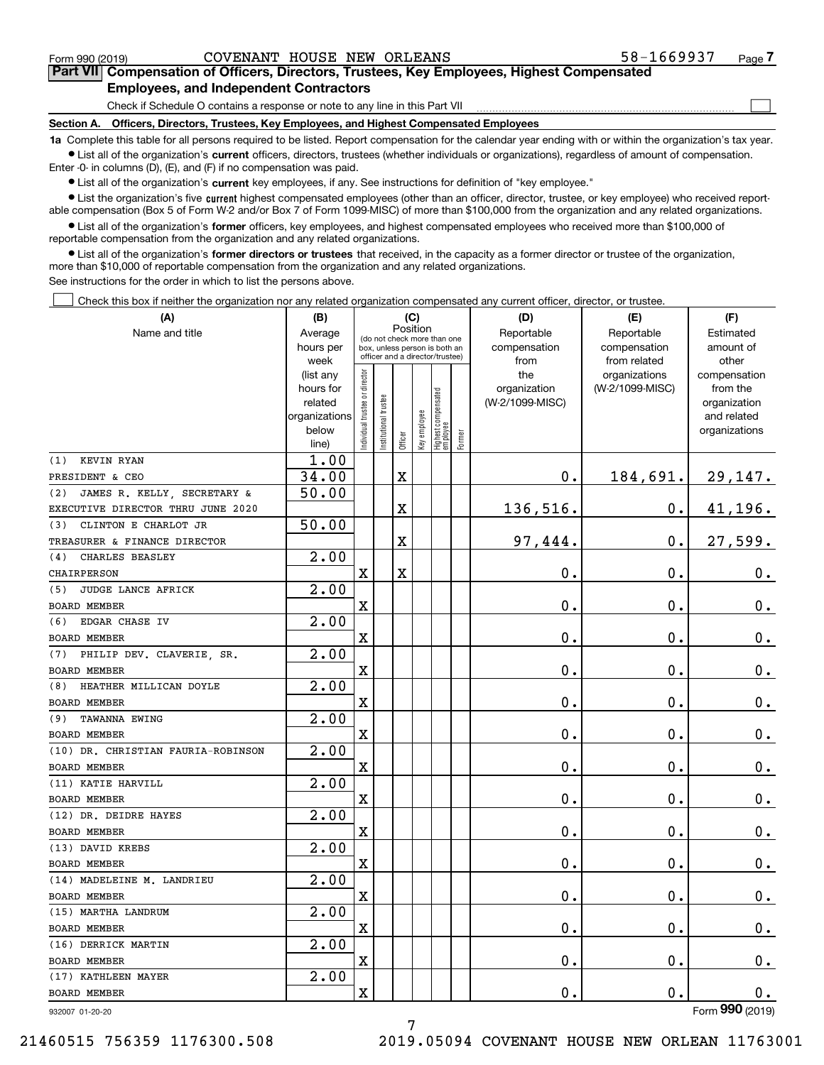Form 990 (2019) COVENANT HOUSE NEW ORLEANS 58-1669937 Page 7

## Part VII Compensation of Officers, Directors, Trustees, Key Employees, Highest Compensated Employees, and Independent Contractors

Check if Schedule O contains a response or note to any line in this Part VII ☐

### Section A. Officers, Directors, Trustees, Key Employees, and Highest Compensated Employees

**1a** Complete this table for all persons required to be listed. Report compensation for the calendar year ending with or within the organization's tax year.

- List all of the organization's **current** officers, directors, trustees (whether individuals or organizations), regardless of amount of compensation. Enter -0- in columns (D), (E), and (F) if no compensation was paid.
- List all of the organization's **current** key employees, if any. See instructions for definition of "key employee."
- List the organization's five **current** highest compensated employees (other than an officer, director, trustee, or key employee) who received reportable compensation (Box 5 of Form W-2 and/or Box 7 of Form 1099-MISC) of more than $100,000 from the organization and any related organizations.
- List all of the organization's **former** officers, key employees, and highest compensated employees who received more than $100,000 of reportable compensation from the organization and any related organizations.
- List all of the organization's **former directors or trustees** that received, in the capacity as a former director or trustee of the organization, more than $10,000 of reportable compensation from the organization and any related organizations.

See instructions for the order in which to list the persons above.

☐ Check this box if neither the organization nor any related organization compensated any current officer, director, or trustee.

| (A) Name and title | (B) Average hours per week (list any hours for related organizations below line) | (C) Position: Individual trustee or director | Institutional trustee | Officer | Key employee | Highest compensated employee | Former | (D) Reportable compensation from the organization (W-2/1099-MISC) | (E) Reportable compensation from related organizations (W-2/1099-MISC) | (F) Estimated amount of other compensation from the organization and related organizations |
|---|---|---|---|---|---|---|---|---|---|---|
| (1) KEVIN RYAN<br>PRESIDENT & CEO | 1.00<br>34.00 | | | X | | | | 0. | 184,691. | 29,147. |
| (2) JAMES R. KELLY, SECRETARY &<br>EXECUTIVE DIRECTOR THRU JUNE 2020 | 50.00 | | | X | | | | 136,516. | 0. | 41,196. |
| (3) CLINTON E CHARLOT JR<br>TREASURER & FINANCE DIRECTOR | 50.00 | | | X | | | | 97,444. | 0. | 27,599. |
| (4) CHARLES BEASLEY<br>CHAIRPERSON | 2.00 | X | | X | | | | 0. | 0. | 0. |
| (5) JUDGE LANCE AFRICK<br>BOARD MEMBER | 2.00 | X | | | | | | 0. | 0. | 0. |
| (6) EDGAR CHASE IV<br>BOARD MEMBER | 2.00 | X | | | | | | 0. | 0. | 0. |
| (7) PHILIP DEV. CLAVERIE, SR.<br>BOARD MEMBER | 2.00 | X | | | | | | 0. | 0. | 0. |
| (8) HEATHER MILLICAN DOYLE<br>BOARD MEMBER | 2.00 | X | | | | | | 0. | 0. | 0. |
| (9) TAWANNA EWING<br>BOARD MEMBER | 2.00 | X | | | | | | 0. | 0. | 0. |
| (10) DR. CHRISTIAN FAURIA-ROBINSON<br>BOARD MEMBER | 2.00 | X | | | | | | 0. | 0. | 0. |
| (11) KATIE HARVILL<br>BOARD MEMBER | 2.00 | X | | | | | | 0. | 0. | 0. |
| (12) DR. DEIDRE HAYES<br>BOARD MEMBER | 2.00 | X | | | | | | 0. | 0. | 0. |
| (13) DAVID KREBS<br>BOARD MEMBER | 2.00 | X | | | | | | 0. | 0. | 0. |
| (14) MADELEINE M. LANDRIEU<br>BOARD MEMBER | 2.00 | X | | | | | | 0. | 0. | 0. |
| (15) MARTHA LANDRUM<br>BOARD MEMBER | 2.00 | X | | | | | | 0. | 0. | 0. |
| (16) DERRICK MARTIN<br>BOARD MEMBER | 2.00 | X | | | | | | 0. | 0. | 0. |
| (17) KATHLEEN MAYER<br>BOARD MEMBER | 2.00 | X | | | | | | 0. | 0. | 0. |

932007 01-20-20 Form **990** (2019)

21460515 756359 1176300.508 2019.05094 COVENANT HOUSE NEW ORLEAN 11763001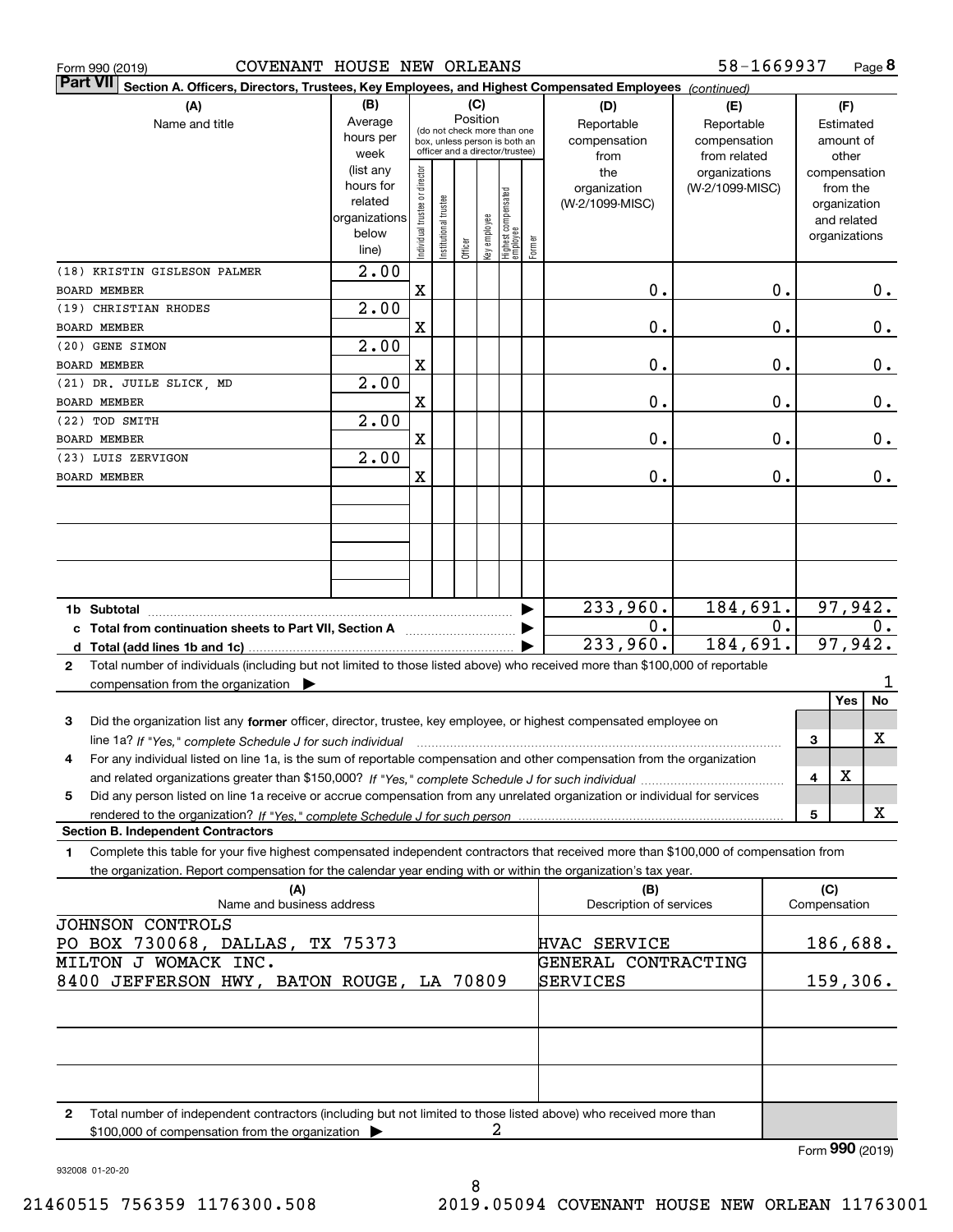Form 990 (2019) COVENANT HOUSE NEW ORLEANS 58-1669937 Page 8

**Part VII** Section A. Officers, Directors, Trustees, Key Employees, and Highest Compensated Employees *(continued)*

| (A) Name and title | (B) Average hours per week (list any hours for related organizations below line) | (C) Position: Individual trustee or director | Institutional trustee | Officer | Key employee | Highest compensated employee | Former | (D) Reportable compensation from the organization (W-2/1099-MISC) | (E) Reportable compensation from related organizations (W-2/1099-MISC) | (F) Estimated amount of other compensation from the organization and related organizations |
|---|---|---|---|---|---|---|---|---|---|---|
| (18) KRISTIN GISLESON PALMER<br>BOARD MEMBER | 2.00 | X | | | | | | 0. | 0. | 0. |
| (19) CHRISTIAN RHODES<br>BOARD MEMBER | 2.00 | X | | | | | | 0. | 0. | 0. |
| (20) GENE SIMON<br>BOARD MEMBER | 2.00 | X | | | | | | 0. | 0. | 0. |
| (21) DR. JUILE SLICK, MD<br>BOARD MEMBER | 2.00 | X | | | | | | 0. | 0. | 0. |
| (22) TOD SMITH<br>BOARD MEMBER | 2.00 | X | | | | | | 0. | 0. | 0. |
| (23) LUIS ZERVIGON<br>BOARD MEMBER | 2.00 | X | | | | | | 0. | 0. | 0. |
| 1b Subtotal | | | | | | | | 233,960. | 184,691. | 97,942. |
| c Total from continuation sheets to Part VII, Section A | | | | | | | | 0. | 0. | 0. |
| d Total (add lines 1b and 1c) | | | | | | | | 233,960. | 184,691. | 97,942. |

2 Total number of individuals (including but not limited to those listed above) who received more than $100,000 of reportable compensation from the organization ▶ 1

| | | Yes | No |
|---|---|---|---|
| 3 Did the organization list any **former** officer, director, trustee, key employee, or highest compensated employee on line 1a? *If "Yes," complete Schedule J for such individual* | 3 | | X |
| 4 For any individual listed on line 1a, is the sum of reportable compensation and other compensation from the organization and related organizations greater than $150,000? *If "Yes," complete Schedule J for such individual* | 4 | X | |
| 5 Did any person listed on line 1a receive or accrue compensation from any unrelated organization or individual for services rendered to the organization? *If "Yes," complete Schedule J for such person* | 5 | | X |

**Section B. Independent Contractors**

1 Complete this table for your five highest compensated independent contractors that received more than $100,000 of compensation from the organization. Report compensation for the calendar year ending with or within the organization's tax year.

| (A) Name and business address | (B) Description of services | (C) Compensation |
|---|---|---|
| JOHNSON CONTROLS<br>PO BOX 730068, DALLAS, TX 75373 | HVAC SERVICE | 186,688. |
| MILTON J WOMACK INC.<br>8400 JEFFERSON HWY, BATON ROUGE, LA 70809 | GENERAL CONTRACTING SERVICES | 159,306. |

2 Total number of independent contractors (including but not limited to those listed above) who received more than $100,000 of compensation from the organization ▶ 2

Form **990** (2019)

932008 01-20-20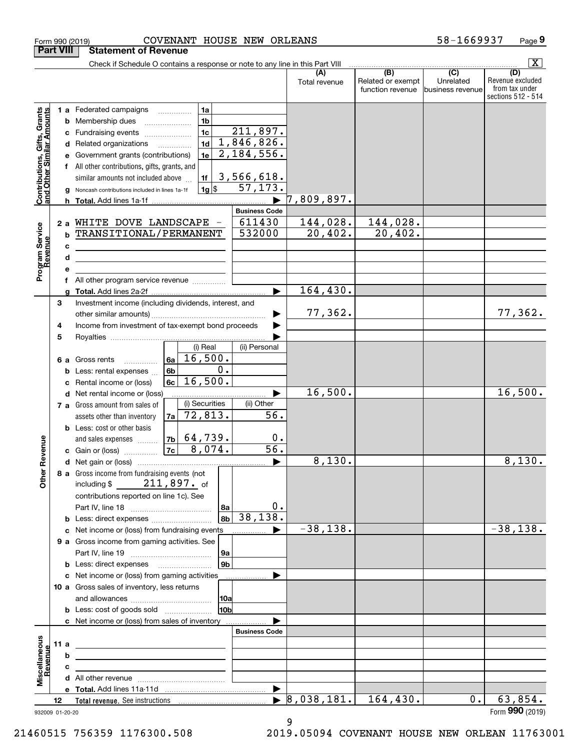Form 990 (2019) COVENANT HOUSE NEW ORLEANS 58-1669937 Page 9

## Part VIII Statement of Revenue

Check if Schedule O contains a response or note to any line in this Part VIII ..... [X]

| | | | | (A) Total revenue | (B) Related or exempt function revenue | (C) Unrelated business revenue | (D) Revenue excluded from tax under sections 512 - 514 |
|---|---|---|---|---|---|---|---|
| **Contributions, Gifts, Grants and Other Similar Amounts** | 1 a Federated campaigns | 1a | | | | | |
| | b Membership dues | 1b | | | | | |
| | c Fundraising events | 1c | 211,897. | | | | |
| | d Related organizations | 1d | 1,846,826. | | | | |
| | e Government grants (contributions) | 1e | 2,184,556. | | | | |
| | f All other contributions, gifts, grants, and similar amounts not included above | 1f | 3,566,618. | | | | |
| | g Noncash contributions included in lines 1a-1f | 1g | $ 57,173. | | | | |
| | h **Total.** Add lines 1a-1f | | ▶ | 7,809,897. | | | |
| **Program Service Revenue** | | | Business Code | | | | |
| | 2 a WHITE DOVE LANDSCAPE - | | 611430 | 144,028. | 144,028. | | |
| | b TRANSITIONAL/PERMANENT | | 532000 | 20,402. | 20,402. | | |
| | c | | | | | | |
| | d | | | | | | |
| | e | | | | | | |
| | f All other program service revenue | | | | | | |
| | g **Total.** Add lines 2a-2f | | ▶ | 164,430. | | | |
| **Other Revenue** | 3 Investment income (including dividends, interest, and other similar amounts) | | ▶ | 77,362. | | | 77,362. |
| | 4 Income from investment of tax-exempt bond proceeds | | ▶ | | | | |
| | 5 Royalties | | ▶ | | | | |
| | | (i) Real | (ii) Personal | | | | |
| | 6 a Gross rents (6a) | 16,500. | | | | | |
| | b Less: rental expenses (6b) | 0. | | | | | |
| | c Rental income or (loss) (6c) | 16,500. | | | | | |
| | d Net rental income or (loss) | | ▶ | 16,500. | | | 16,500. |
| | | (i) Securities | (ii) Other | | | | |
| | 7 a Gross amount from sales of assets other than inventory (7a) | 72,813. | 56. | | | | |
| | b Less: cost or other basis and sales expenses (7b) | 64,739. | 0. | | | | |
| | c Gain or (loss) (7c) | 8,074. | 56. | | | | |
| | d Net gain or (loss) | | ▶ | 8,130. | | | 8,130. |
| | 8 a Gross income from fundraising events (not including $ 211,897. of contributions reported on line 1c). See Part IV, line 18 | 8a | 0. | | | | |
| | b Less: direct expenses | 8b | 38,138. | | | | |
| | c Net income or (loss) from fundraising events | | ▶ | -38,138. | | | -38,138. |
| | 9 a Gross income from gaming activities. See Part IV, line 19 | 9a | | | | | |
| | b Less: direct expenses | 9b | | | | | |
| | c Net income or (loss) from gaming activities | | ▶ | | | | |
| | 10 a Gross sales of inventory, less returns and allowances | 10a | | | | | |
| | b Less: cost of goods sold | 10b | | | | | |
| | c Net income or (loss) from sales of inventory | | ▶ | | | | |
| **Miscellaneous Revenue** | | | Business Code | | | | |
| | 11 a | | | | | | |
| | b | | | | | | |
| | c | | | | | | |
| | d All other revenue | | | | | | |
| | e **Total.** Add lines 11a-11d | | ▶ | | | | |
| | 12 **Total revenue.** See instructions | | ▶ | 8,038,181. | 164,430. | 0. | 63,854. |

932009 01-20-20 Form **990** (2019)

21460515 756359 1176300.508 2019.05094 COVENANT HOUSE NEW ORLEAN 11763001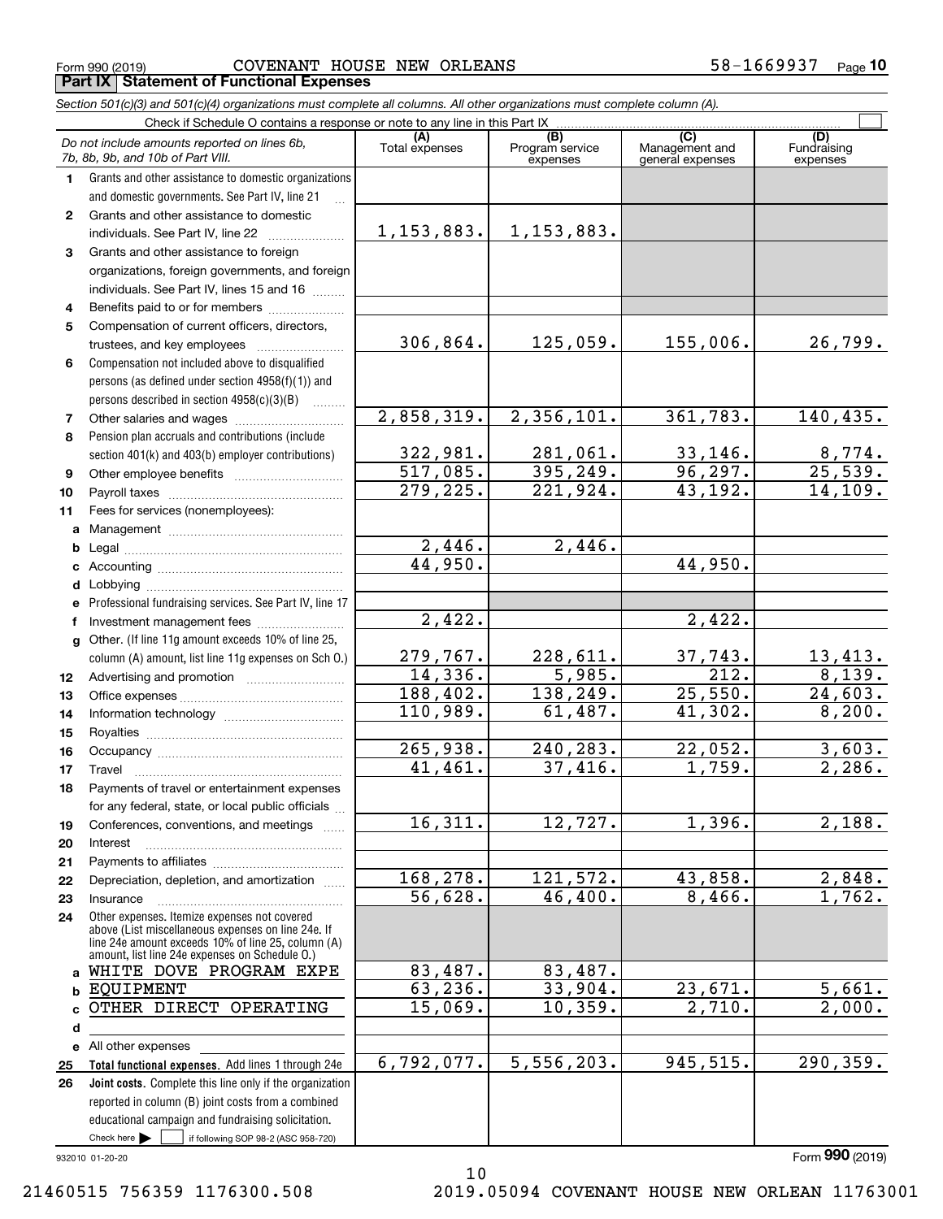Form 990 (2019) COVENANT HOUSE NEW ORLEANS 58-1669937

## Part IX Statement of Functional Expenses

*Section 501(c)(3) and 501(c)(4) organizations must complete all columns. All other organizations must complete column (A).*

Check if Schedule O contains a response or note to any line in this Part IX

| *Do not include amounts reported on lines 6b, 7b, 8b, 9b, and 10b of Part VIII.* | (A) Total expenses | (B) Program service expenses | (C) Management and general expenses | (D) Fundraising expenses |
|---|---|---|---|---|
| **1** Grants and other assistance to domestic organizations and domestic governments. See Part IV, line 21 | | | | |
| **2** Grants and other assistance to domestic individuals. See Part IV, line 22 | 1,153,883. | 1,153,883. | | |
| **3** Grants and other assistance to foreign organizations, foreign governments, and foreign individuals. See Part IV, lines 15 and 16 | | | | |
| **4** Benefits paid to or for members | | | | |
| **5** Compensation of current officers, directors, trustees, and key employees | 306,864. | 125,059. | 155,006. | 26,799. |
| **6** Compensation not included above to disqualified persons (as defined under section 4958(f)(1)) and persons described in section 4958(c)(3)(B) | | | | |
| **7** Other salaries and wages | 2,858,319. | 2,356,101. | 361,783. | 140,435. |
| **8** Pension plan accruals and contributions (include section 401(k) and 403(b) employer contributions) | 322,981. | 281,061. | 33,146. | 8,774. |
| **9** Other employee benefits | 517,085. | 395,249. | 96,297. | 25,539. |
| **10** Payroll taxes | 279,225. | 221,924. | 43,192. | 14,109. |
| **11** Fees for services (nonemployees): | | | | |
| **a** Management | | | | |
| **b** Legal | 2,446. | 2,446. | | |
| **c** Accounting | 44,950. | | 44,950. | |
| **d** Lobbying | | | | |
| **e** Professional fundraising services. See Part IV, line 17 | | | | |
| **f** Investment management fees | 2,422. | | 2,422. | |
| **g** Other. (If line 11g amount exceeds 10% of line 25, column (A) amount, list line 11g expenses on Sch O.) | 279,767. | 228,611. | 37,743. | 13,413. |
| **12** Advertising and promotion | 14,336. | 5,985. | 212. | 8,139. |
| **13** Office expenses | 188,402. | 138,249. | 25,550. | 24,603. |
| **14** Information technology | 110,989. | 61,487. | 41,302. | 8,200. |
| **15** Royalties | | | | |
| **16** Occupancy | 265,938. | 240,283. | 22,052. | 3,603. |
| **17** Travel | 41,461. | 37,416. | 1,759. | 2,286. |
| **18** Payments of travel or entertainment expenses for any federal, state, or local public officials | | | | |
| **19** Conferences, conventions, and meetings | 16,311. | 12,727. | 1,396. | 2,188. |
| **20** Interest | | | | |
| **21** Payments to affiliates | | | | |
| **22** Depreciation, depletion, and amortization | 168,278. | 121,572. | 43,858. | 2,848. |
| **23** Insurance | 56,628. | 46,400. | 8,466. | 1,762. |
| **24** Other expenses. Itemize expenses not covered above (List miscellaneous expenses on line 24e. If line 24e amount exceeds 10% of line 25, column (A) amount, list line 24e expenses on Schedule O.) | | | | |
| **a** WHITE DOVE PROGRAM EXPE | 83,487. | 83,487. | | |
| **b** EQUIPMENT | 63,236. | 33,904. | 23,671. | 5,661. |
| **c** OTHER DIRECT OPERATING | 15,069. | 10,359. | 2,710. | 2,000. |
| **d** | | | | |
| **e** All other expenses | | | | |
| **25** **Total functional expenses.** Add lines 1 through 24e | 6,792,077. | 5,556,203. | 945,515. | 290,359. |
| **26** **Joint costs.** Complete this line only if the organization reported in column (B) joint costs from a combined educational campaign and fundraising solicitation. Check here ☐ if following SOP 98-2 (ASC 958-720) | | | | |

932010 01-20-20

Form **990** (2019)

21460515 756359 1176300.508 2019.05094 COVENANT HOUSE NEW ORLEAN 11763001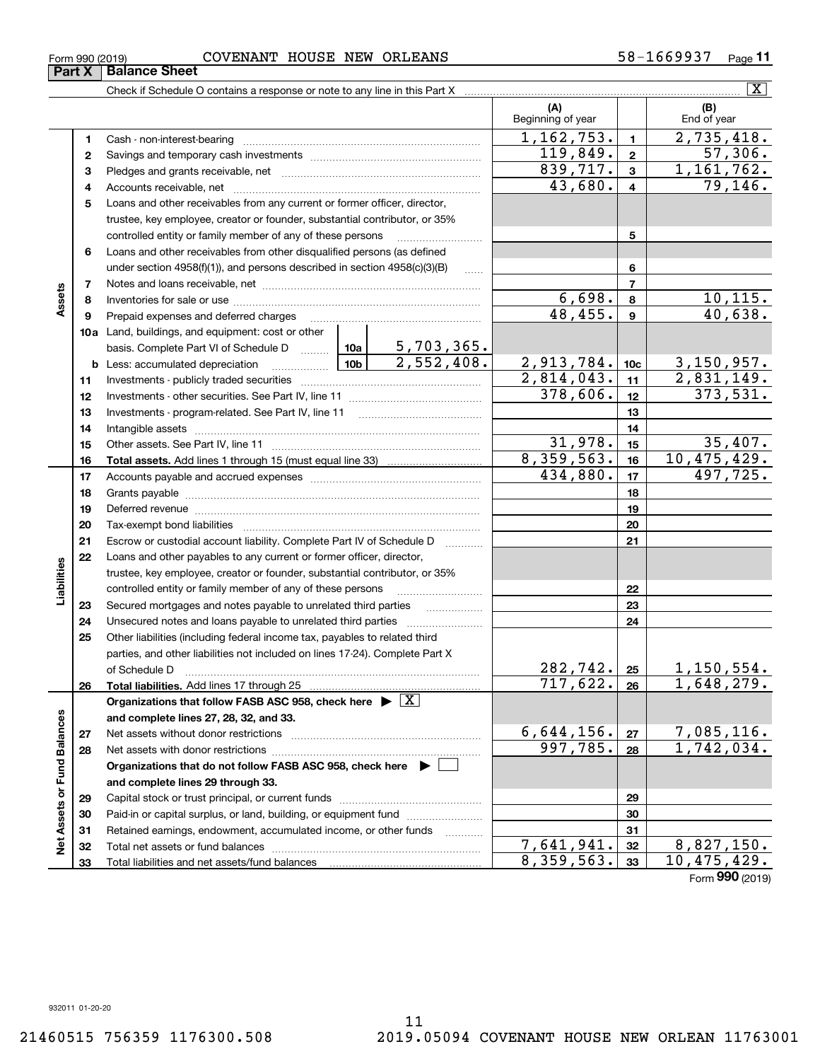Form 990 (2019) COVENANT HOUSE NEW ORLEANS 58-1669937 Page 11

## Part X Balance Sheet

Check if Schedule O contains a response or note to any line in this Part X [X]

| | | | | (A) Beginning of year | | (B) End of year |
|---|---|---|---|---|---|---|
| **Assets** | 1 | Cash - non-interest-bearing | | 1,162,753. | 1 | 2,735,418. |
| | 2 | Savings and temporary cash investments | | 119,849. | 2 | 57,306. |
| | 3 | Pledges and grants receivable, net | | 839,717. | 3 | 1,161,762. |
| | 4 | Accounts receivable, net | | 43,680. | 4 | 79,146. |
| | 5 | Loans and other receivables from any current or former officer, director, trustee, key employee, creator or founder, substantial contributor, or 35% controlled entity or family member of any of these persons | | | 5 | |
| | 6 | Loans and other receivables from other disqualified persons (as defined under section 4958(f)(1)), and persons described in section 4958(c)(3)(B) | | | 6 | |
| | 7 | Notes and loans receivable, net | | | 7 | |
| | 8 | Inventories for sale or use | | 6,698. | 8 | 10,115. |
| | 9 | Prepaid expenses and deferred charges | | 48,455. | 9 | 40,638. |
| | 10a | Land, buildings, and equipment: cost or other basis. Complete Part VI of Schedule D | 10a 5,703,365. | | | |
| | b | Less: accumulated depreciation | 10b 2,552,408. | 2,913,784. | 10c | 3,150,957. |
| | 11 | Investments - publicly traded securities | | 2,814,043. | 11 | 2,831,149. |
| | 12 | Investments - other securities. See Part IV, line 11 | | 378,606. | 12 | 373,531. |
| | 13 | Investments - program-related. See Part IV, line 11 | | | 13 | |
| | 14 | Intangible assets | | | 14 | |
| | 15 | Other assets. See Part IV, line 11 | | 31,978. | 15 | 35,407. |
| | 16 | **Total assets.** Add lines 1 through 15 (must equal line 33) | | 8,359,563. | 16 | 10,475,429. |
| **Liabilities** | 17 | Accounts payable and accrued expenses | | 434,880. | 17 | 497,725. |
| | 18 | Grants payable | | | 18 | |
| | 19 | Deferred revenue | | | 19 | |
| | 20 | Tax-exempt bond liabilities | | | 20 | |
| | 21 | Escrow or custodial account liability. Complete Part IV of Schedule D | | | 21 | |
| | 22 | Loans and other payables to any current or former officer, director, trustee, key employee, creator or founder, substantial contributor, or 35% controlled entity or family member of any of these persons | | | 22 | |
| | 23 | Secured mortgages and notes payable to unrelated third parties | | | 23 | |
| | 24 | Unsecured notes and loans payable to unrelated third parties | | | 24 | |
| | 25 | Other liabilities (including federal income tax, payables to related third parties, and other liabilities not included on lines 17-24). Complete Part X of Schedule D | | 282,742. | 25 | 1,150,554. |
| | 26 | **Total liabilities.** Add lines 17 through 25 | | 717,622. | 26 | 1,648,279. |
| **Net Assets or Fund Balances** | | **Organizations that follow FASB ASC 958, check here** [X] **and complete lines 27, 28, 32, and 33.** | | | | |
| | 27 | Net assets without donor restrictions | | 6,644,156. | 27 | 7,085,116. |
| | 28 | Net assets with donor restrictions | | 997,785. | 28 | 1,742,034. |
| | | **Organizations that do not follow FASB ASC 958, check here** [ ] **and complete lines 29 through 33.** | | | | |
| | 29 | Capital stock or trust principal, or current funds | | | 29 | |
| | 30 | Paid-in or capital surplus, or land, building, or equipment fund | | | 30 | |
| | 31 | Retained earnings, endowment, accumulated income, or other funds | | | 31 | |
| | 32 | Total net assets or fund balances | | 7,641,941. | 32 | 8,827,150. |
| | 33 | Total liabilities and net assets/fund balances | | 8,359,563. | 33 | 10,475,429. |

Form **990** (2019)

932011 01-20-20

21460515 756359 1176300.508 2019.05094 COVENANT HOUSE NEW ORLEAN 11763001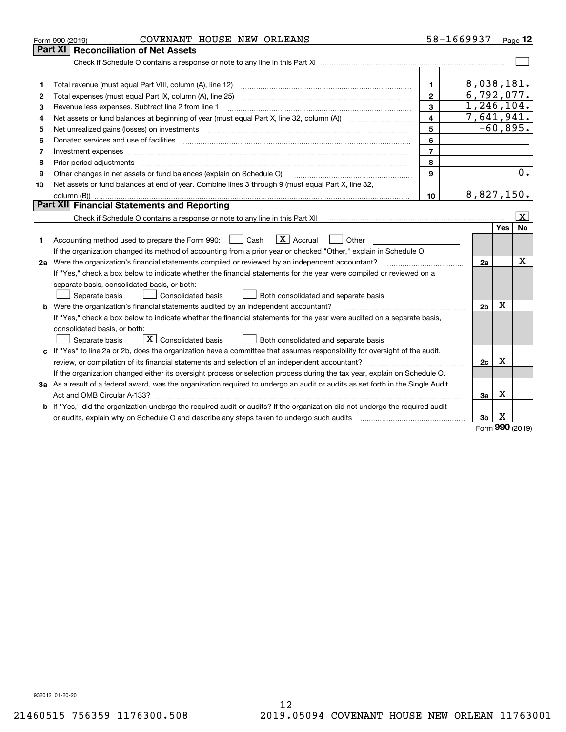Form 990 (2019) COVENANT HOUSE NEW ORLEANS 58-1669937

## Part XI Reconciliation of Net Assets

Check if Schedule O contains a response or note to any line in this Part XI ☐

| | | | |
|---|---|---|---|
| 1 | Total revenue (must equal Part VIII, column (A), line 12) | 1 | 8,038,181. |
| 2 | Total expenses (must equal Part IX, column (A), line 25) | 2 | 6,792,077. |
| 3 | Revenue less expenses. Subtract line 2 from line 1 | 3 | 1,246,104. |
| 4 | Net assets or fund balances at beginning of year (must equal Part X, line 32, column (A)) | 4 | 7,641,941. |
| 5 | Net unrealized gains (losses) on investments | 5 | -60,895. |
| 6 | Donated services and use of facilities | 6 | |
| 7 | Investment expenses | 7 | |
| 8 | Prior period adjustments | 8 | |
| 9 | Other changes in net assets or fund balances (explain on Schedule O) | 9 | 0. |
| 10 | Net assets or fund balances at end of year. Combine lines 3 through 9 (must equal Part X, line 32, column (B)) | 10 | 8,827,150. |

## Part XII Financial Statements and Reporting

Check if Schedule O contains a response or note to any line in this Part XII ☒

| | | | Yes | No |
|---|---|---|---|---|
| 1 | Accounting method used to prepare the Form 990: ☐ Cash ☒ Accrual ☐ Other | | | |
| | If the organization changed its method of accounting from a prior year or checked "Other," explain in Schedule O. | | | |
| 2a | Were the organization's financial statements compiled or reviewed by an independent accountant? | 2a | | X |
| | If "Yes," check a box below to indicate whether the financial statements for the year were compiled or reviewed on a separate basis, consolidated basis, or both: ☐ Separate basis ☐ Consolidated basis ☐ Both consolidated and separate basis | | | |
| b | Were the organization's financial statements audited by an independent accountant? | 2b | X | |
| | If "Yes," check a box below to indicate whether the financial statements for the year were audited on a separate basis, consolidated basis, or both: ☐ Separate basis ☒ Consolidated basis ☐ Both consolidated and separate basis | | | |
| c | If "Yes" to line 2a or 2b, does the organization have a committee that assumes responsibility for oversight of the audit, review, or compilation of its financial statements and selection of an independent accountant? | 2c | X | |
| | If the organization changed either its oversight process or selection process during the tax year, explain on Schedule O. | | | |
| 3a | As a result of a federal award, was the organization required to undergo an audit or audits as set forth in the Single Audit Act and OMB Circular A-133? | 3a | X | |
| b | If "Yes," did the organization undergo the required audit or audits? If the organization did not undergo the required audit or audits, explain why on Schedule O and describe any steps taken to undergo such audits | 3b | X | |

Form 990 (2019)

932012 01-20-20

21460515 756359 1176300.508 2019.05094 COVENANT HOUSE NEW ORLEAN 11763001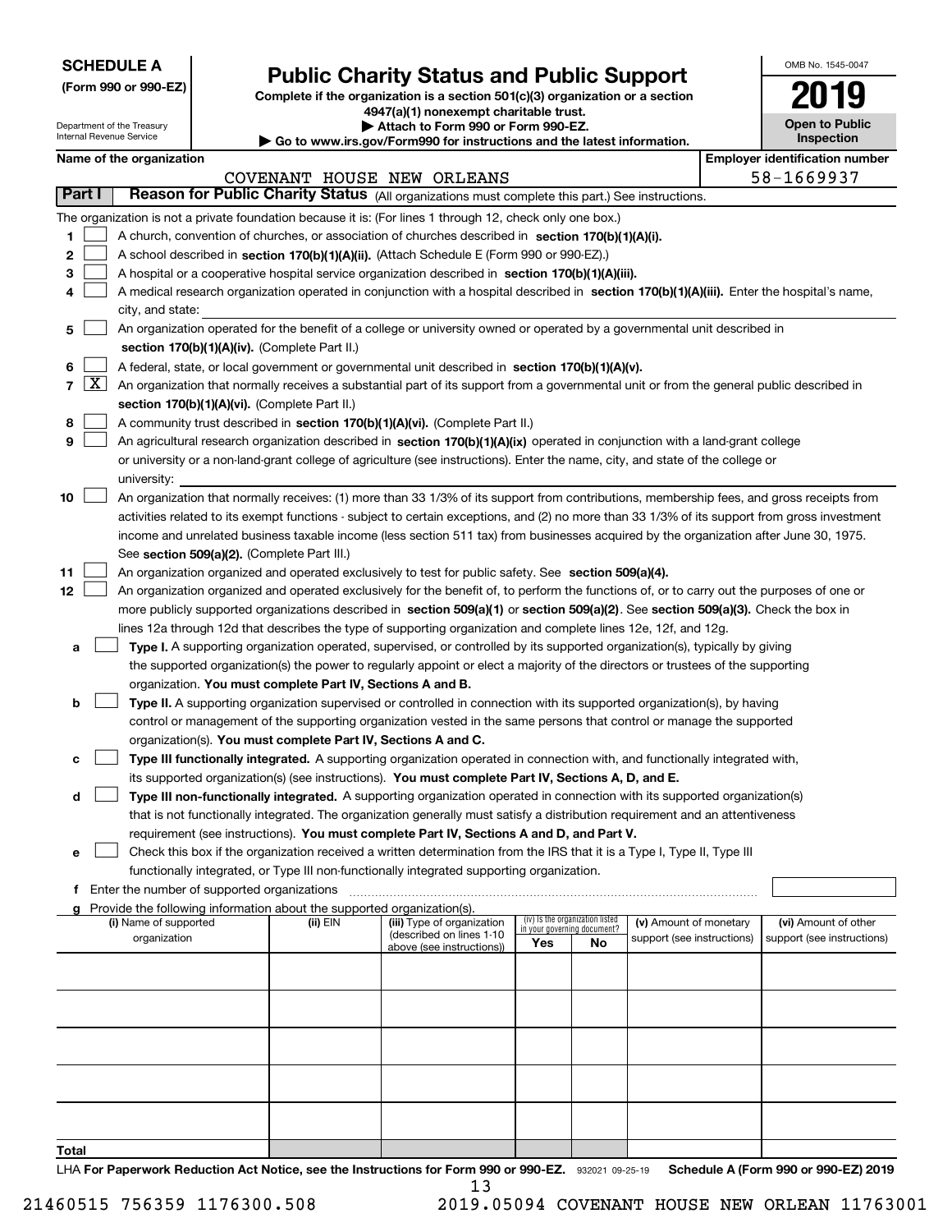**SCHEDULE A**
**(Form 990 or 990-EZ)**

Department of the Treasury
Internal Revenue Service

# Public Charity Status and Public Support

**Complete if the organization is a section 501(c)(3) organization or a section 4947(a)(1) nonexempt charitable trust.**
**▶ Attach to Form 990 or Form 990-EZ.**
**▶ Go to www.irs.gov/Form990 for instructions and the latest information.**

OMB No. 1545-0047
**2019**
**Open to Public Inspection**

**Name of the organization:** COVENANT HOUSE NEW ORLEANS
**Employer identification number:** 58-1669937

## Part I — Reason for Public Charity Status (All organizations must complete this part.) See instructions.

The organization is not a private foundation because it is: (For lines 1 through 12, check only one box.)

1. ☐ A church, convention of churches, or association of churches described in **section 170(b)(1)(A)(i).**
2. ☐ A school described in **section 170(b)(1)(A)(ii).** (Attach Schedule E (Form 990 or 990-EZ).)
3. ☐ A hospital or a cooperative hospital service organization described in **section 170(b)(1)(A)(iii).**
4. ☐ A medical research organization operated in conjunction with a hospital described in **section 170(b)(1)(A)(iii).** Enter the hospital's name, city, and state:
5. ☐ An organization operated for the benefit of a college or university owned or operated by a governmental unit described in **section 170(b)(1)(A)(iv).** (Complete Part II.)
6. ☐ A federal, state, or local government or governmental unit described in **section 170(b)(1)(A)(v).**
7. ☒ An organization that normally receives a substantial part of its support from a governmental unit or from the general public described in **section 170(b)(1)(A)(vi).** (Complete Part II.)
8. ☐ A community trust described in **section 170(b)(1)(A)(vi).** (Complete Part II.)
9. ☐ An agricultural research organization described in **section 170(b)(1)(A)(ix)** operated in conjunction with a land-grant college or university or a non-land-grant college of agriculture (see instructions). Enter the name, city, and state of the college or university:
10. ☐ An organization that normally receives: (1) more than 33 1/3% of its support from contributions, membership fees, and gross receipts from activities related to its exempt functions - subject to certain exceptions, and (2) no more than 33 1/3% of its support from gross investment income and unrelated business taxable income (less section 511 tax) from businesses acquired by the organization after June 30, 1975. See **section 509(a)(2).** (Complete Part III.)
11. ☐ An organization organized and operated exclusively to test for public safety. See **section 509(a)(4).**
12. ☐ An organization organized and operated exclusively for the benefit of, to perform the functions of, or to carry out the purposes of one or more publicly supported organizations described in **section 509(a)(1)** or **section 509(a)(2).** See **section 509(a)(3).** Check the box in lines 12a through 12d that describes the type of supporting organization and complete lines 12e, 12f, and 12g.
   - **a** ☐ **Type I.** A supporting organization operated, supervised, or controlled by its supported organization(s), typically by giving the supported organization(s) the power to regularly appoint or elect a majority of the directors or trustees of the supporting organization. **You must complete Part IV, Sections A and B.**
   - **b** ☐ **Type II.** A supporting organization supervised or controlled in connection with its supported organization(s), by having control or management of the supporting organization vested in the same persons that control or manage the supported organization(s). **You must complete Part IV, Sections A and C.**
   - **c** ☐ **Type III functionally integrated.** A supporting organization operated in connection with, and functionally integrated with, its supported organization(s) (see instructions). **You must complete Part IV, Sections A, D, and E.**
   - **d** ☐ **Type III non-functionally integrated.** A supporting organization operated in connection with its supported organization(s) that is not functionally integrated. The organization generally must satisfy a distribution requirement and an attentiveness requirement (see instructions). **You must complete Part IV, Sections A and D, and Part V.**
   - **e** ☐ Check this box if the organization received a written determination from the IRS that it is a Type I, Type II, Type III functionally integrated, or Type III non-functionally integrated supporting organization.
   - **f** Enter the number of supported organizations
   - **g** Provide the following information about the supported organization(s).

| (i) Name of supported organization | (ii) EIN | (iii) Type of organization (described on lines 1-10 above (see instructions)) | (iv) Is the organization listed in your governing document? Yes | No | (v) Amount of monetary support (see instructions) | (vi) Amount of other support (see instructions) |
|---|---|---|---|---|---|---|
| | | | | | | |
| | | | | | | |
| | | | | | | |
| | | | | | | |
| | | | | | | |
| **Total** | | | | | | |

LHA **For Paperwork Reduction Act Notice, see the Instructions for Form 990 or 990-EZ.** 932021 09-25-19 **Schedule A (Form 990 or 990-EZ) 2019**

21460515 756359 1176300.508 2019.05094 COVENANT HOUSE NEW ORLEAN 11763001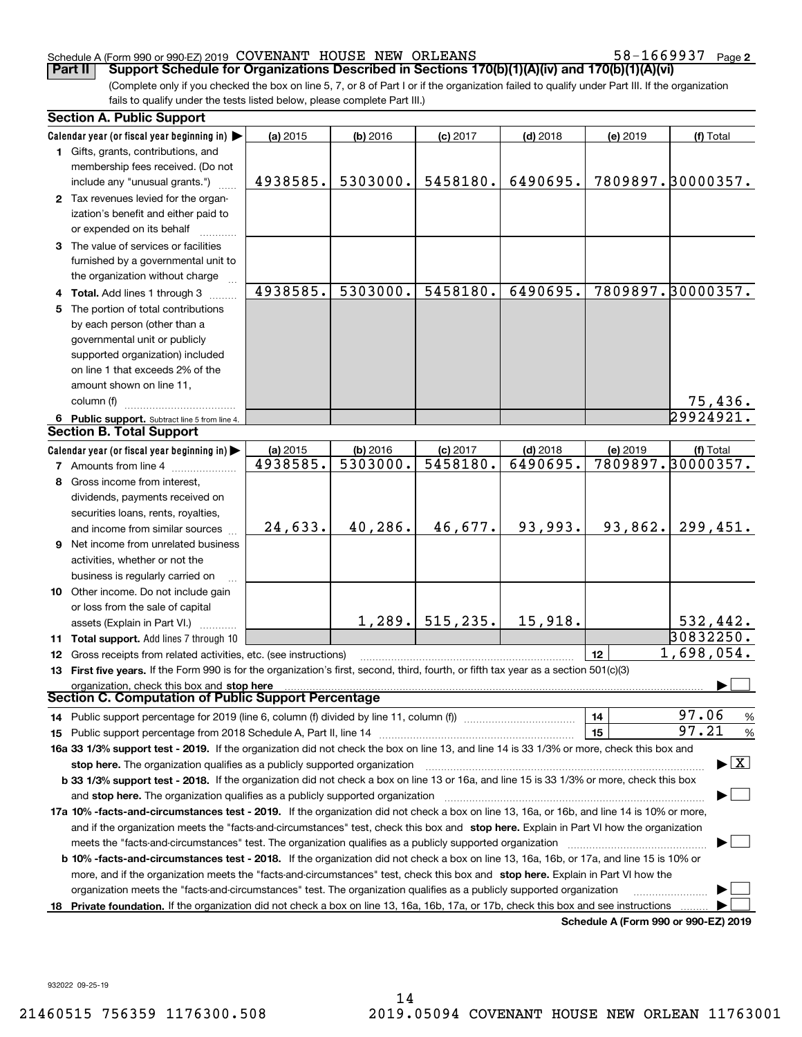Schedule A (Form 990 or 990-EZ) 2019 COVENANT HOUSE NEW ORLEANS 58-1669937 Page 2

**Part II Support Schedule for Organizations Described in Sections 170(b)(1)(A)(iv) and 170(b)(1)(A)(vi)**

(Complete only if you checked the box on line 5, 7, or 8 of Part I or if the organization failed to qualify under Part III. If the organization fails to qualify under the tests listed below, please complete Part III.)

## Section A. Public Support

| Calendar year (or fiscal year beginning in) ▶ | (a) 2015 | (b) 2016 | (c) 2017 | (d) 2018 | (e) 2019 | (f) Total |
|---|---|---|---|---|---|---|
| **1** Gifts, grants, contributions, and membership fees received. (Do not include any "unusual grants.") | 4938585. | 5303000. | 5458180. | 6490695. | 7809897. | 30000357. |
| **2** Tax revenues levied for the organization's benefit and either paid to or expended on its behalf | | | | | | |
| **3** The value of services or facilities furnished by a governmental unit to the organization without charge | | | | | | |
| **4 Total.** Add lines 1 through 3 | 4938585. | 5303000. | 5458180. | 6490695. | 7809897. | 30000357. |
| **5** The portion of total contributions by each person (other than a governmental unit or publicly supported organization) included on line 1 that exceeds 2% of the amount shown on line 11, column (f) | | | | | | 75,436. |
| **6 Public support.** Subtract line 5 from line 4. | | | | | | 29924921. |

## Section B. Total Support

| Calendar year (or fiscal year beginning in) ▶ | (a) 2015 | (b) 2016 | (c) 2017 | (d) 2018 | (e) 2019 | (f) Total |
|---|---|---|---|---|---|---|
| **7** Amounts from line 4 | 4938585. | 5303000. | 5458180. | 6490695. | 7809897. | 30000357. |
| **8** Gross income from interest, dividends, payments received on securities loans, rents, royalties, and income from similar sources | 24,633. | 40,286. | 46,677. | 93,993. | 93,862. | 299,451. |
| **9** Net income from unrelated business activities, whether or not the business is regularly carried on | | | | | | |
| **10** Other income. Do not include gain or loss from the sale of capital assets (Explain in Part VI.) | | 1,289. | 515,235. | 15,918. | | 532,442. |
| **11 Total support.** Add lines 7 through 10 | | | | | | 30832250. |
| **12** Gross receipts from related activities, etc. (see instructions) | | | | | 12 | 1,698,054. |

**13 First five years.** If the Form 990 is for the organization's first, second, third, fourth, or fifth tax year as a section 501(c)(3) organization, check this box and **stop here** ▶ ☐

## Section C. Computation of Public Support Percentage

| | | |
|---|---|---|
| **14** Public support percentage for 2019 (line 6, column (f) divided by line 11, column (f)) | 14 | 97.06 % |
| **15** Public support percentage from 2018 Schedule A, Part II, line 14 | 15 | 97.21 % |

**16a 33 1/3% support test - 2019.** If the organization did not check the box on line 13, and line 14 is 33 1/3% or more, check this box and **stop here.** The organization qualifies as a publicly supported organization ▶ ☒

**b 33 1/3% support test - 2018.** If the organization did not check a box on line 13 or 16a, and line 15 is 33 1/3% or more, check this box and **stop here.** The organization qualifies as a publicly supported organization ▶ ☐

**17a 10% -facts-and-circumstances test - 2019.** If the organization did not check a box on line 13, 16a, or 16b, and line 14 is 10% or more, and if the organization meets the "facts-and-circumstances" test, check this box and **stop here.** Explain in Part VI how the organization meets the "facts-and-circumstances" test. The organization qualifies as a publicly supported organization ▶ ☐

**b 10% -facts-and-circumstances test - 2018.** If the organization did not check a box on line 13, 16a, 16b, or 17a, and line 15 is 10% or more, and if the organization meets the "facts-and-circumstances" test, check this box and **stop here.** Explain in Part VI how the organization meets the "facts-and-circumstances" test. The organization qualifies as a publicly supported organization ▶ ☐

**18 Private foundation.** If the organization did not check a box on line 13, 16a, 16b, 17a, or 17b, check this box and see instructions ▶ ☐

**Schedule A (Form 990 or 990-EZ) 2019**

932022 09-25-19

21460515 756359 1176300.508 2019.05094 COVENANT HOUSE NEW ORLEAN 11763001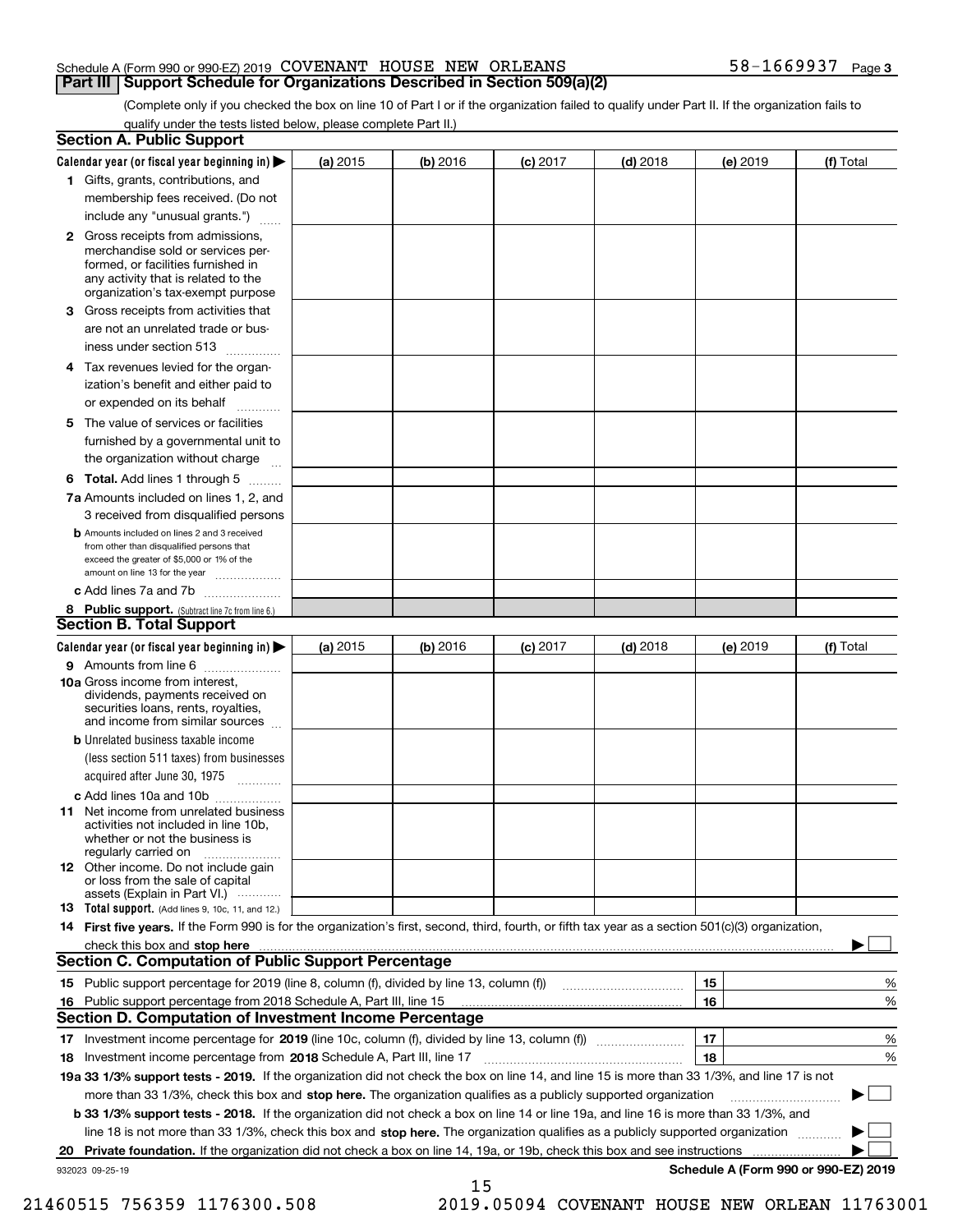Schedule A (Form 990 or 990-EZ) 2019 COVENANT HOUSE NEW ORLEANS 58-1669937 Page 3

## Part III Support Schedule for Organizations Described in Section 509(a)(2)

(Complete only if you checked the box on line 10 of Part I or if the organization failed to qualify under Part II. If the organization fails to qualify under the tests listed below, please complete Part II.)

### Section A. Public Support

| Calendar year (or fiscal year beginning in) ▶ | (a) 2015 | (b) 2016 | (c) 2017 | (d) 2018 | (e) 2019 | (f) Total |
|---|---|---|---|---|---|---|
| **1** Gifts, grants, contributions, and membership fees received. (Do not include any "unusual grants.") | | | | | | |
| **2** Gross receipts from admissions, merchandise sold or services performed, or facilities furnished in any activity that is related to the organization's tax-exempt purpose | | | | | | |
| **3** Gross receipts from activities that are not an unrelated trade or business under section 513 | | | | | | |
| **4** Tax revenues levied for the organization's benefit and either paid to or expended on its behalf | | | | | | |
| **5** The value of services or facilities furnished by a governmental unit to the organization without charge | | | | | | |
| **6 Total.** Add lines 1 through 5 | | | | | | |
| **7a** Amounts included on lines 1, 2, and 3 received from disqualified persons | | | | | | |
| **b** Amounts included on lines 2 and 3 received from other than disqualified persons that exceed the greater of $5,000 or 1% of the amount on line 13 for the year | | | | | | |
| **c** Add lines 7a and 7b | | | | | | |
| **8 Public support.** (Subtract line 7c from line 6.) | | | | | | |

### Section B. Total Support

| Calendar year (or fiscal year beginning in) ▶ | (a) 2015 | (b) 2016 | (c) 2017 | (d) 2018 | (e) 2019 | (f) Total |
|---|---|---|---|---|---|---|
| **9** Amounts from line 6 | | | | | | |
| **10a** Gross income from interest, dividends, payments received on securities loans, rents, royalties, and income from similar sources | | | | | | |
| **b** Unrelated business taxable income (less section 511 taxes) from businesses acquired after June 30, 1975 | | | | | | |
| **c** Add lines 10a and 10b | | | | | | |
| **11** Net income from unrelated business activities not included in line 10b, whether or not the business is regularly carried on | | | | | | |
| **12** Other income. Do not include gain or loss from the sale of capital assets (Explain in Part VI.) | | | | | | |
| **13 Total support.** (Add lines 9, 10c, 11, and 12.) | | | | | | |

**14 First five years.** If the Form 990 is for the organization's first, second, third, fourth, or fifth tax year as a section 501(c)(3) organization, check this box and **stop here** ▶ ☐

### Section C. Computation of Public Support Percentage

| | | | |
|---|---|---|---|
| **15** Public support percentage for 2019 (line 8, column (f), divided by line 13, column (f)) | 15 | | % |
| **16** Public support percentage from 2018 Schedule A, Part III, line 15 | 16 | | % |

### Section D. Computation of Investment Income Percentage

| | | | |
|---|---|---|---|
| **17** Investment income percentage for **2019** (line 10c, column (f), divided by line 13, column (f)) | 17 | | % |
| **18** Investment income percentage from **2018** Schedule A, Part III, line 17 | 18 | | % |

**19a 33 1/3% support tests - 2019.** If the organization did not check the box on line 14, and line 15 is more than 33 1/3%, and line 17 is not more than 33 1/3%, check this box and **stop here.** The organization qualifies as a publicly supported organization ▶ ☐

**b 33 1/3% support tests - 2018.** If the organization did not check a box on line 14 or line 19a, and line 16 is more than 33 1/3%, and line 18 is not more than 33 1/3%, check this box and **stop here.** The organization qualifies as a publicly supported organization ▶ ☐

**20 Private foundation.** If the organization did not check a box on line 14, 19a, or 19b, check this box and see instructions ▶ ☐

932023 09-25-19 **Schedule A (Form 990 or 990-EZ) 2019**

21460515 756359 1176300.508 2019.05094 COVENANT HOUSE NEW ORLEAN 11763001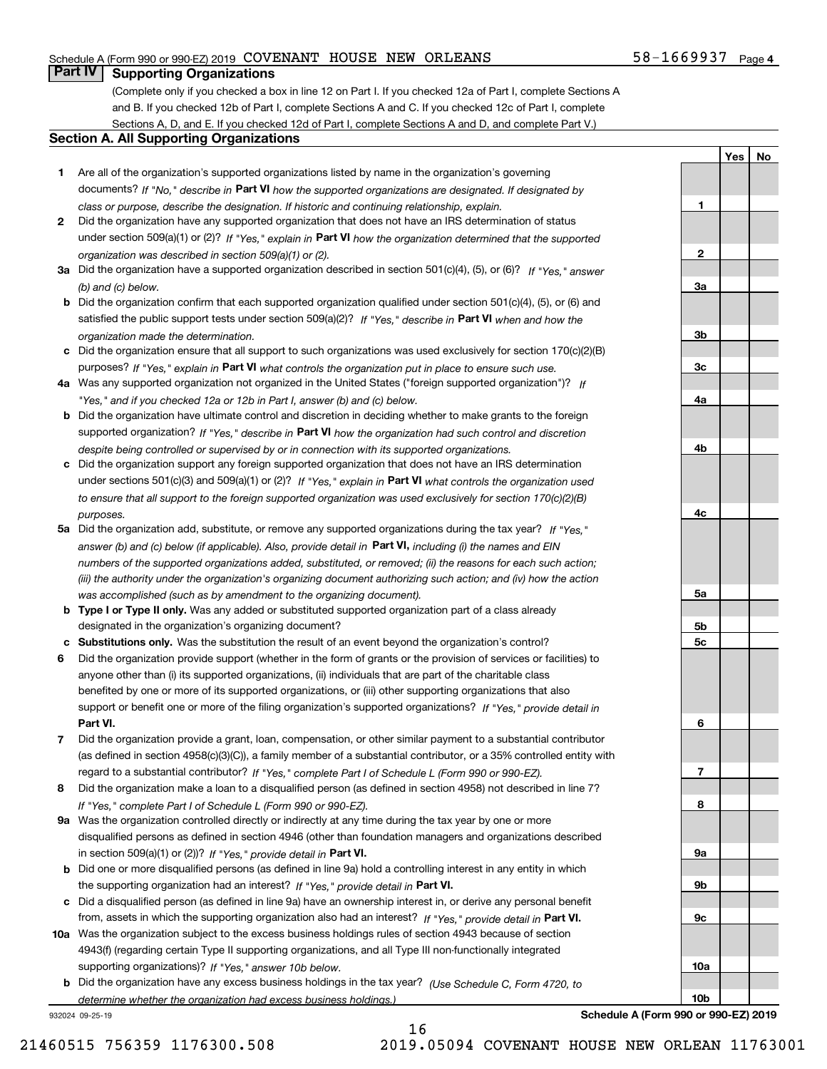Schedule A (Form 990 or 990-EZ) 2019 COVENANT HOUSE NEW ORLEANS 58-1669937 Page 4

## Part IV Supporting Organizations

(Complete only if you checked a box in line 12 on Part I. If you checked 12a of Part I, complete Sections A and B. If you checked 12b of Part I, complete Sections A and C. If you checked 12c of Part I, complete Sections A, D, and E. If you checked 12d of Part I, complete Sections A and D, and complete Part V.)

### Section A. All Supporting Organizations

| | | Line | Yes | No |
|---|---|---|---|---|
| 1 | Are all of the organization's supported organizations listed by name in the organization's governing documents? *If "No," describe in* **Part VI** *how the supported organizations are designated. If designated by class or purpose, describe the designation. If historic and continuing relationship, explain.* | 1 | | |
| 2 | Did the organization have any supported organization that does not have an IRS determination of status under section 509(a)(1) or (2)? *If "Yes," explain in* **Part VI** *how the organization determined that the supported organization was described in section 509(a)(1) or (2).* | 2 | | |
| 3a | Did the organization have a supported organization described in section 501(c)(4), (5), or (6)? *If "Yes," answer (b) and (c) below.* | 3a | | |
| b | Did the organization confirm that each supported organization qualified under section 501(c)(4), (5), or (6) and satisfied the public support tests under section 509(a)(2)? *If "Yes," describe in* **Part VI** *when and how the organization made the determination.* | 3b | | |
| c | Did the organization ensure that all support to such organizations was used exclusively for section 170(c)(2)(B) purposes? *If "Yes," explain in* **Part VI** *what controls the organization put in place to ensure such use.* | 3c | | |
| 4a | Was any supported organization not organized in the United States ("foreign supported organization")? *If "Yes," and if you checked 12a or 12b in Part I, answer (b) and (c) below.* | 4a | | |
| b | Did the organization have ultimate control and discretion in deciding whether to make grants to the foreign supported organization? *If "Yes," describe in* **Part VI** *how the organization had such control and discretion despite being controlled or supervised by or in connection with its supported organizations.* | 4b | | |
| c | Did the organization support any foreign supported organization that does not have an IRS determination under sections 501(c)(3) and 509(a)(1) or (2)? *If "Yes," explain in* **Part VI** *what controls the organization used to ensure that all support to the foreign supported organization was used exclusively for section 170(c)(2)(B) purposes.* | 4c | | |
| 5a | Did the organization add, substitute, or remove any supported organizations during the tax year? *If "Yes," answer (b) and (c) below (if applicable). Also, provide detail in* **Part VI,** *including (i) the names and EIN numbers of the supported organizations added, substituted, or removed; (ii) the reasons for each such action; (iii) the authority under the organization's organizing document authorizing such action; and (iv) how the action was accomplished (such as by amendment to the organizing document).* | 5a | | |
| b | **Type I or Type II only.** Was any added or substituted supported organization part of a class already designated in the organization's organizing document? | 5b | | |
| c | **Substitutions only.** Was the substitution the result of an event beyond the organization's control? | 5c | | |
| 6 | Did the organization provide support (whether in the form of grants or the provision of services or facilities) to anyone other than (i) its supported organizations, (ii) individuals that are part of the charitable class benefited by one or more of its supported organizations, or (iii) other supporting organizations that also support or benefit one or more of the filing organization's supported organizations? *If "Yes," provide detail in* **Part VI.** | 6 | | |
| 7 | Did the organization provide a grant, loan, compensation, or other similar payment to a substantial contributor (as defined in section 4958(c)(3)(C)), a family member of a substantial contributor, or a 35% controlled entity with regard to a substantial contributor? *If "Yes," complete Part I of Schedule L (Form 990 or 990-EZ).* | 7 | | |
| 8 | Did the organization make a loan to a disqualified person (as defined in section 4958) not described in line 7? *If "Yes," complete Part I of Schedule L (Form 990 or 990-EZ).* | 8 | | |
| 9a | Was the organization controlled directly or indirectly at any time during the tax year by one or more disqualified persons as defined in section 4946 (other than foundation managers and organizations described in section 509(a)(1) or (2))? *If "Yes," provide detail in* **Part VI.** | 9a | | |
| b | Did one or more disqualified persons (as defined in line 9a) hold a controlling interest in any entity in which the supporting organization had an interest? *If "Yes," provide detail in* **Part VI.** | 9b | | |
| c | Did a disqualified person (as defined in line 9a) have an ownership interest in, or derive any personal benefit from, assets in which the supporting organization also had an interest? *If "Yes," provide detail in* **Part VI.** | 9c | | |
| 10a | Was the organization subject to the excess business holdings rules of section 4943 because of section 4943(f) (regarding certain Type II supporting organizations, and all Type III non-functionally integrated supporting organizations)? *If "Yes," answer 10b below.* | 10a | | |
| b | Did the organization have any excess business holdings in the tax year? *(Use Schedule C, Form 4720, to determine whether the organization had excess business holdings.)* | 10b | | |

932024 09-25-19 **Schedule A (Form 990 or 990-EZ) 2019**

21460515 756359 1176300.508 2019.05094 COVENANT HOUSE NEW ORLEAN 11763001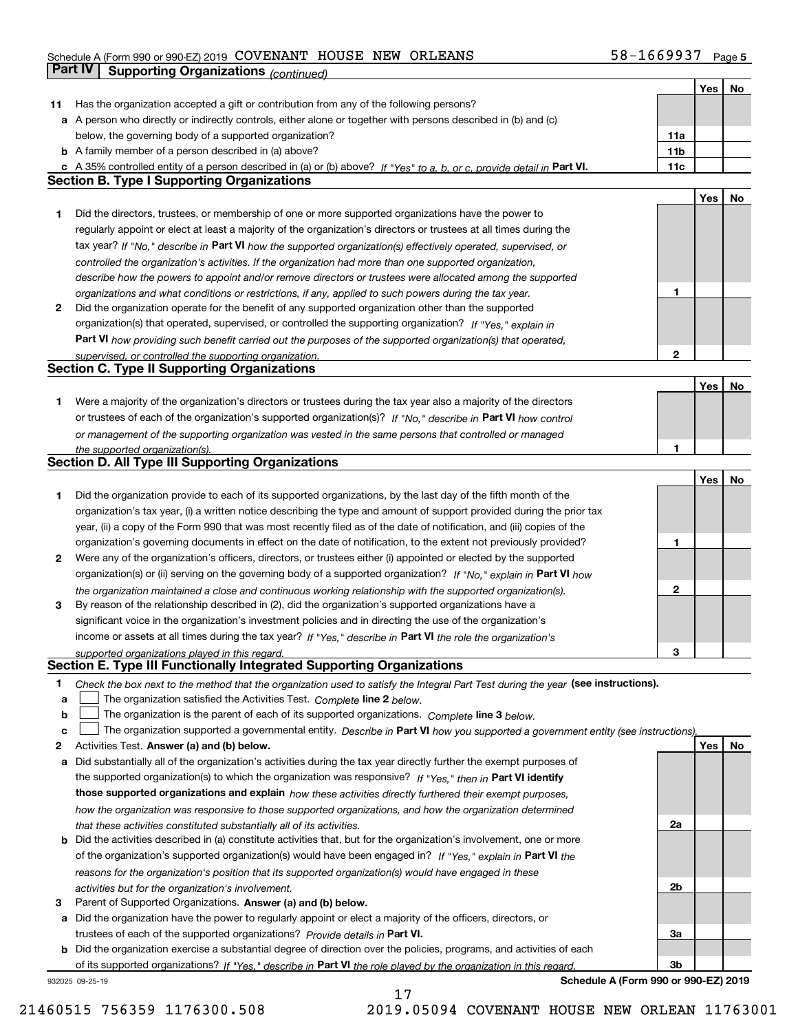Schedule A (Form 990 or 990-EZ) 2019 COVENANT HOUSE NEW ORLEANS 58-1669937 Page 5

## Part IV Supporting Organizations *(continued)*

| | | | Yes | No |
|---|---|---|---|---|
| **11** | Has the organization accepted a gift or contribution from any of the following persons? | | | |
| **a** | A person who directly or indirectly controls, either alone or together with persons described in (b) and (c) below, the governing body of a supported organization? | **11a** | | |
| **b** | A family member of a person described in (a) above? | **11b** | | |
| **c** | A 35% controlled entity of a person described in (a) or (b) above? *If "Yes" to a, b, or c, provide detail in* **Part VI.** | **11c** | | |

### Section B. Type I Supporting Organizations

| | | | Yes | No |
|---|---|---|---|---|
| **1** | Did the directors, trustees, or membership of one or more supported organizations have the power to regularly appoint or elect at least a majority of the organization's directors or trustees at all times during the tax year? *If "No," describe in* **Part VI** *how the supported organization(s) effectively operated, supervised, or controlled the organization's activities. If the organization had more than one supported organization, describe how the powers to appoint and/or remove directors or trustees were allocated among the supported organizations and what conditions or restrictions, if any, applied to such powers during the tax year.* | **1** | | |
| **2** | Did the organization operate for the benefit of any supported organization other than the supported organization(s) that operated, supervised, or controlled the supporting organization? *If "Yes," explain in* **Part VI** *how providing such benefit carried out the purposes of the supported organization(s) that operated, supervised, or controlled the supporting organization.* | **2** | | |

### Section C. Type II Supporting Organizations

| | | | Yes | No |
|---|---|---|---|---|
| **1** | Were a majority of the organization's directors or trustees during the tax year also a majority of the directors or trustees of each of the organization's supported organization(s)? *If "No," describe in* **Part VI** *how control or management of the supporting organization was vested in the same persons that controlled or managed the supported organization(s).* | **1** | | |

### Section D. All Type III Supporting Organizations

| | | | Yes | No |
|---|---|---|---|---|
| **1** | Did the organization provide to each of its supported organizations, by the last day of the fifth month of the organization's tax year, (i) a written notice describing the type and amount of support provided during the prior tax year, (ii) a copy of the Form 990 that was most recently filed as of the date of notification, and (iii) copies of the organization's governing documents in effect on the date of notification, to the extent not previously provided? | **1** | | |
| **2** | Were any of the organization's officers, directors, or trustees either (i) appointed or elected by the supported organization(s) or (ii) serving on the governing body of a supported organization? *If "No," explain in* **Part VI** *how the organization maintained a close and continuous working relationship with the supported organization(s).* | **2** | | |
| **3** | By reason of the relationship described in (2), did the organization's supported organizations have a significant voice in the organization's investment policies and in directing the use of the organization's income or assets at all times during the tax year? *If "Yes," describe in* **Part VI** *the role the organization's supported organizations played in this regard.* | **3** | | |

### Section E. Type III Functionally Integrated Supporting Organizations

**1** *Check the box next to the method that the organization used to satisfy the Integral Part Test during the year* **(see instructions).**

- **a** ☐ The organization satisfied the Activities Test. *Complete* **line 2** *below.*
- **b** ☐ The organization is the parent of each of its supported organizations. *Complete* **line 3** *below.*
- **c** ☐ The organization supported a governmental entity. *Describe in* **Part VI** *how you supported a government entity (see instructions).*

| | | | Yes | No |
|---|---|---|---|---|
| **2** | Activities Test. **Answer (a) and (b) below.** | | | |
| **a** | Did substantially all of the organization's activities during the tax year directly further the exempt purposes of the supported organization(s) to which the organization was responsive? *If "Yes," then in* **Part VI identify those supported organizations and explain** *how these activities directly furthered their exempt purposes, how the organization was responsive to those supported organizations, and how the organization determined that these activities constituted substantially all of its activities.* | **2a** | | |
| **b** | Did the activities described in (a) constitute activities that, but for the organization's involvement, one or more of the organization's supported organization(s) would have been engaged in? *If "Yes," explain in* **Part VI** *the reasons for the organization's position that its supported organization(s) would have engaged in these activities but for the organization's involvement.* | **2b** | | |
| **3** | Parent of Supported Organizations. **Answer (a) and (b) below.** | | | |
| **a** | Did the organization have the power to regularly appoint or elect a majority of the officers, directors, or trustees of each of the supported organizations? *Provide details in* **Part VI.** | **3a** | | |
| **b** | Did the organization exercise a substantial degree of direction over the policies, programs, and activities of each of its supported organizations? *If "Yes," describe in* **Part VI** *the role played by the organization in this regard.* | **3b** | | |

932025 09-25-19 **Schedule A (Form 990 or 990-EZ) 2019**

21460515 756359 1176300.508 2019.05094 COVENANT HOUSE NEW ORLEAN 11763001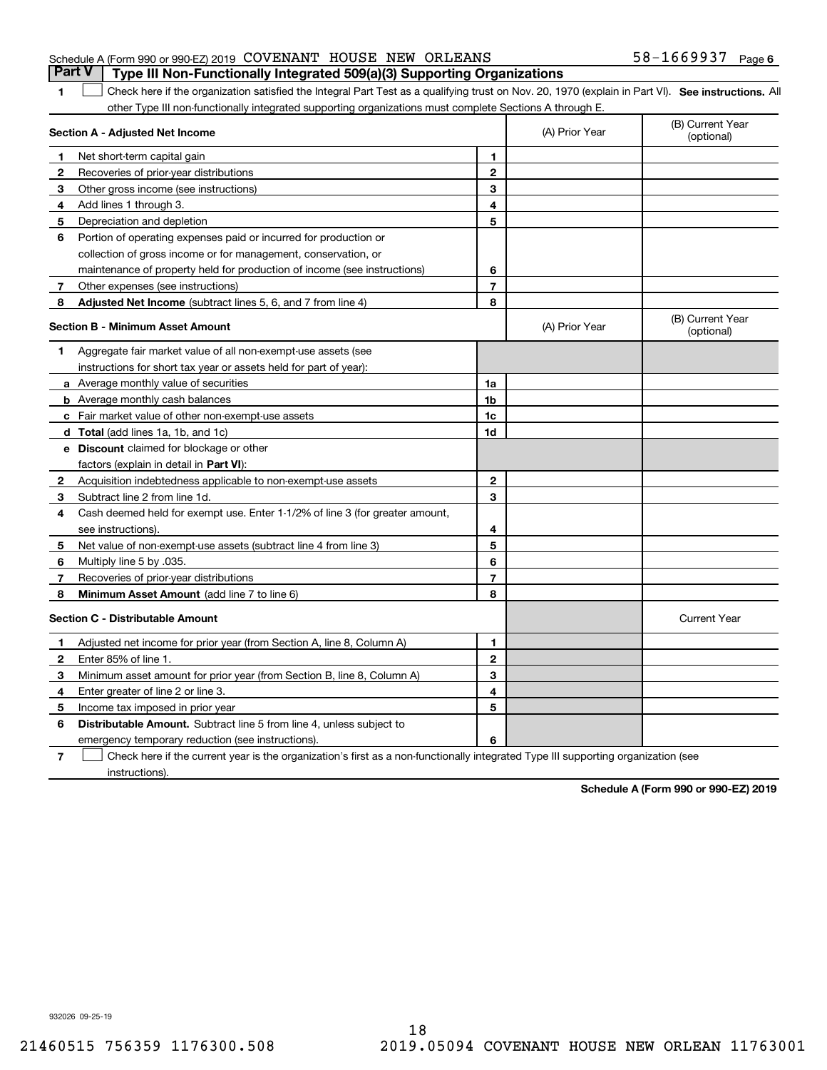Schedule A (Form 990 or 990-EZ) 2019 COVENANT HOUSE NEW ORLEANS 58-1669937 Page 6

## Part V | Type III Non-Functionally Integrated 509(a)(3) Supporting Organizations

**1** ☐ Check here if the organization satisfied the Integral Part Test as a qualifying trust on Nov. 20, 1970 (explain in Part VI). **See instructions.** All other Type III non-functionally integrated supporting organizations must complete Sections A through E.

| **Section A - Adjusted Net Income** | | | (A) Prior Year | (B) Current Year (optional) |
|---|---|---|---|---|
| **1** | Net short-term capital gain | **1** | | |
| **2** | Recoveries of prior-year distributions | **2** | | |
| **3** | Other gross income (see instructions) | **3** | | |
| **4** | Add lines 1 through 3. | **4** | | |
| **5** | Depreciation and depletion | **5** | | |
| **6** | Portion of operating expenses paid or incurred for production or collection of gross income or for management, conservation, or maintenance of property held for production of income (see instructions) | **6** | | |
| **7** | Other expenses (see instructions) | **7** | | |
| **8** | **Adjusted Net Income** (subtract lines 5, 6, and 7 from line 4) | **8** | | |

| **Section B - Minimum Asset Amount** | | | (A) Prior Year | (B) Current Year (optional) |
|---|---|---|---|---|
| **1** | Aggregate fair market value of all non-exempt-use assets (see instructions for short tax year or assets held for part of year): | | | |
| **a** | Average monthly value of securities | **1a** | | |
| **b** | Average monthly cash balances | **1b** | | |
| **c** | Fair market value of other non-exempt-use assets | **1c** | | |
| **d** | **Total** (add lines 1a, 1b, and 1c) | **1d** | | |
| **e** | **Discount** claimed for blockage or other factors (explain in detail in **Part VI**): | | | |
| **2** | Acquisition indebtedness applicable to non-exempt-use assets | **2** | | |
| **3** | Subtract line 2 from line 1d. | **3** | | |
| **4** | Cash deemed held for exempt use. Enter 1-1/2% of line 3 (for greater amount, see instructions). | **4** | | |
| **5** | Net value of non-exempt-use assets (subtract line 4 from line 3) | **5** | | |
| **6** | Multiply line 5 by .035. | **6** | | |
| **7** | Recoveries of prior-year distributions | **7** | | |
| **8** | **Minimum Asset Amount** (add line 7 to line 6) | **8** | | |

| **Section C - Distributable Amount** | | | | Current Year |
|---|---|---|---|---|
| **1** | Adjusted net income for prior year (from Section A, line 8, Column A) | **1** | | |
| **2** | Enter 85% of line 1. | **2** | | |
| **3** | Minimum asset amount for prior year (from Section B, line 8, Column A) | **3** | | |
| **4** | Enter greater of line 2 or line 3. | **4** | | |
| **5** | Income tax imposed in prior year | **5** | | |
| **6** | **Distributable Amount.** Subtract line 5 from line 4, unless subject to emergency temporary reduction (see instructions). | **6** | | |

**7** ☐ Check here if the current year is the organization's first as a non-functionally integrated Type III supporting organization (see instructions).

**Schedule A (Form 990 or 990-EZ) 2019**

932026 09-25-19

21460515 756359 1176300.508 2019.05094 COVENANT HOUSE NEW ORLEAN 11763001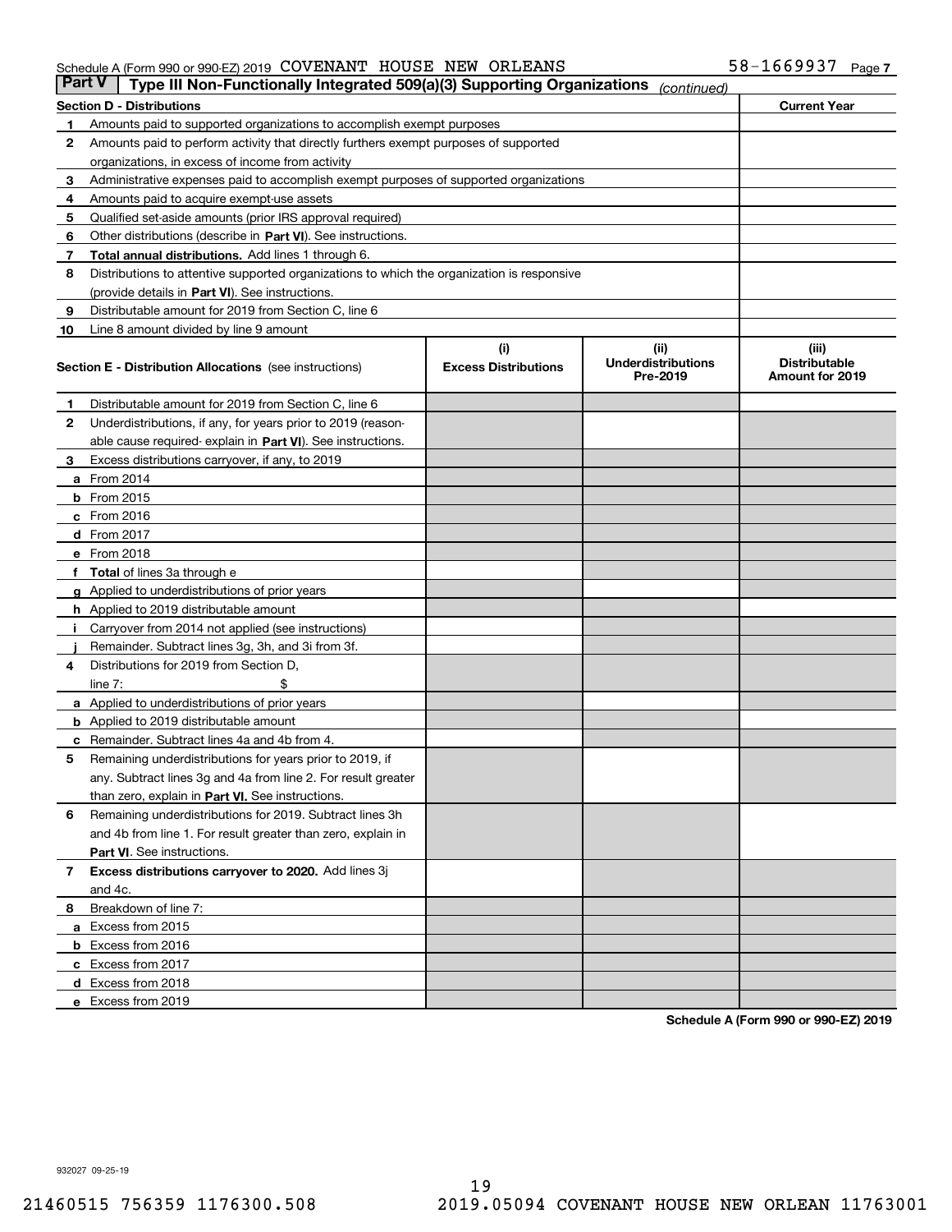Schedule A (Form 990 or 990-EZ) 2019 COVENANT HOUSE NEW ORLEANS 58-1669937 Page 7

## Part V Type III Non-Functionally Integrated 509(a)(3) Supporting Organizations *(continued)*

| Section D - Distributions | | Current Year |
|---|---|---|
| 1 | Amounts paid to supported organizations to accomplish exempt purposes | |
| 2 | Amounts paid to perform activity that directly furthers exempt purposes of supported organizations, in excess of income from activity | |
| 3 | Administrative expenses paid to accomplish exempt purposes of supported organizations | |
| 4 | Amounts paid to acquire exempt-use assets | |
| 5 | Qualified set-aside amounts (prior IRS approval required) | |
| 6 | Other distributions (describe in **Part VI**). See instructions. | |
| 7 | **Total annual distributions.** Add lines 1 through 6. | |
| 8 | Distributions to attentive supported organizations to which the organization is responsive (provide details in **Part VI**). See instructions. | |
| 9 | Distributable amount for 2019 from Section C, line 6 | |
| 10 | Line 8 amount divided by line 9 amount | |

| Section E - Distribution Allocations (see instructions) | (i) Excess Distributions | (ii) Underdistributions Pre-2019 | (iii) Distributable Amount for 2019 |
|---|---|---|---|
| **1** Distributable amount for 2019 from Section C, line 6 | | | |
| **2** Underdistributions, if any, for years prior to 2019 (reasonable cause required- explain in **Part VI**). See instructions. | | | |
| **3** Excess distributions carryover, if any, to 2019 | | | |
| **a** From 2014 | | | |
| **b** From 2015 | | | |
| **c** From 2016 | | | |
| **d** From 2017 | | | |
| **e** From 2018 | | | |
| **f Total** of lines 3a through e | | | |
| **g** Applied to underdistributions of prior years | | | |
| **h** Applied to 2019 distributable amount | | | |
| **i** Carryover from 2014 not applied (see instructions) | | | |
| **j** Remainder. Subtract lines 3g, 3h, and 3i from 3f. | | | |
| **4** Distributions for 2019 from Section D, line 7: $ | | | |
| **a** Applied to underdistributions of prior years | | | |
| **b** Applied to 2019 distributable amount | | | |
| **c** Remainder. Subtract lines 4a and 4b from 4. | | | |
| **5** Remaining underdistributions for years prior to 2019, if any. Subtract lines 3g and 4a from line 2. For result greater than zero, explain in **Part VI.** See instructions. | | | |
| **6** Remaining underdistributions for 2019. Subtract lines 3h and 4b from line 1. For result greater than zero, explain in **Part VI**. See instructions. | | | |
| **7 Excess distributions carryover to 2020.** Add lines 3j and 4c. | | | |
| **8** Breakdown of line 7: | | | |
| **a** Excess from 2015 | | | |
| **b** Excess from 2016 | | | |
| **c** Excess from 2017 | | | |
| **d** Excess from 2018 | | | |
| **e** Excess from 2019 | | | |

**Schedule A (Form 990 or 990-EZ) 2019**

932027 09-25-19

21460515 756359 1176300.508 2019.05094 COVENANT HOUSE NEW ORLEAN 11763001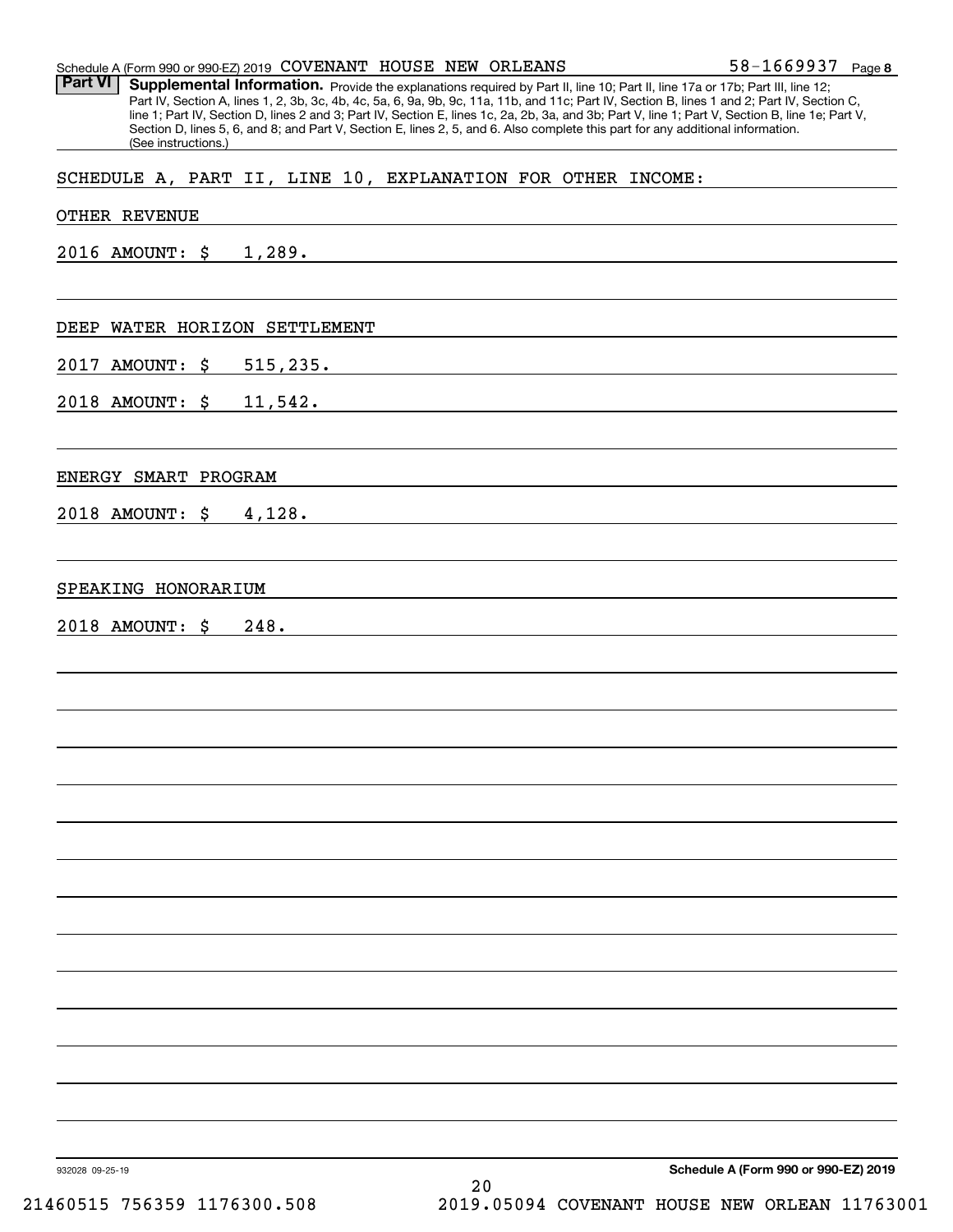Schedule A (Form 990 or 990-EZ) 2019 COVENANT HOUSE NEW ORLEANS 58-1669937 Page **8**

**Part VI** **Supplemental Information.** Provide the explanations required by Part II, line 10; Part II, line 17a or 17b; Part III, line 12; Part IV, Section A, lines 1, 2, 3b, 3c, 4b, 4c, 5a, 6, 9a, 9b, 9c, 11a, 11b, and 11c; Part IV, Section B, lines 1 and 2; Part IV, Section C, line 1; Part IV, Section D, lines 2 and 3; Part IV, Section E, lines 1c, 2a, 2b, 3a, and 3b; Part V, line 1; Part V, Section B, line 1e; Part V, Section D, lines 5, 6, and 8; and Part V, Section E, lines 2, 5, and 6. Also complete this part for any additional information. (See instructions.)

SCHEDULE A, PART II, LINE 10, EXPLANATION FOR OTHER INCOME:

OTHER REVENUE

2016 AMOUNT: $ 1,289.

DEEP WATER HORIZON SETTLEMENT

2017 AMOUNT: $ 515,235.

2018 AMOUNT: $ 11,542.

ENERGY SMART PROGRAM

2018 AMOUNT: $ 4,128.

SPEAKING HONORARIUM

2018 AMOUNT: $ 248.

932028 09-25-19 **Schedule A (Form 990 or 990-EZ) 2019**

21460515 756359 1176300.508 2019.05094 COVENANT HOUSE NEW ORLEAN 11763001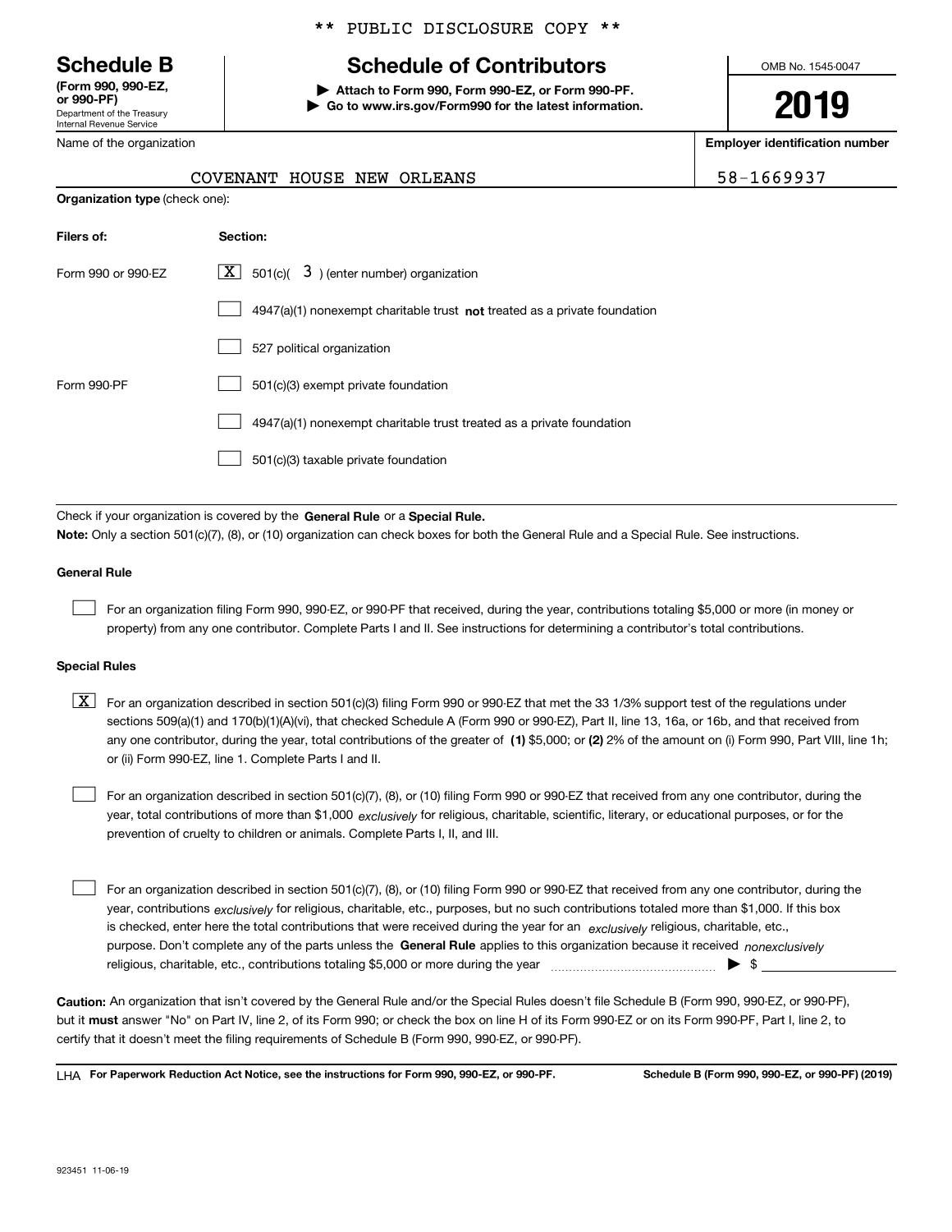\*\* PUBLIC DISCLOSURE COPY \*\*

| **Schedule B** <br> **(Form 990, 990-EZ, or 990-PF)** <br> Department of the Treasury <br> Internal Revenue Service | **Schedule of Contributors** <br> ▶ **Attach to Form 990, Form 990-EZ, or Form 990-PF.** <br> ▶ **Go to www.irs.gov/Form990 for the latest information.** | OMB No. 1545-0047 <br> **2019** |
|---|---|---|

| Name of the organization | **Employer identification number** |
|---|---|
| COVENANT HOUSE NEW ORLEANS | 58-1669937 |

**Organization type** (check one):

| **Filers of:** | **Section:** |
|---|---|
| Form 990 or 990-EZ | [X] 501(c)( 3 ) (enter number) organization |
| | [ ] 4947(a)(1) nonexempt charitable trust **not** treated as a private foundation |
| | [ ] 527 political organization |
| Form 990-PF | [ ] 501(c)(3) exempt private foundation |
| | [ ] 4947(a)(1) nonexempt charitable trust treated as a private foundation |
| | [ ] 501(c)(3) taxable private foundation |

Check if your organization is covered by the **General Rule** or a **Special Rule.**

**Note:** Only a section 501(c)(7), (8), or (10) organization can check boxes for both the General Rule and a Special Rule. See instructions.

**General Rule**

[ ] For an organization filing Form 990, 990-EZ, or 990-PF that received, during the year, contributions totaling $5,000 or more (in money or property) from any one contributor. Complete Parts I and II. See instructions for determining a contributor's total contributions.

**Special Rules**

[X] For an organization described in section 501(c)(3) filing Form 990 or 990-EZ that met the 33 1/3% support test of the regulations under sections 509(a)(1) and 170(b)(1)(A)(vi), that checked Schedule A (Form 990 or 990-EZ), Part II, line 13, 16a, or 16b, and that received from any one contributor, during the year, total contributions of the greater of **(1)** $5,000; or **(2)** 2% of the amount on (i) Form 990, Part VIII, line 1h; or (ii) Form 990-EZ, line 1. Complete Parts I and II.

[ ] For an organization described in section 501(c)(7), (8), or (10) filing Form 990 or 990-EZ that received from any one contributor, during the year, total contributions of more than $1,000 *exclusively* for religious, charitable, scientific, literary, or educational purposes, or for the prevention of cruelty to children or animals. Complete Parts I, II, and III.

[ ] For an organization described in section 501(c)(7), (8), or (10) filing Form 990 or 990-EZ that received from any one contributor, during the year, contributions *exclusively* for religious, charitable, etc., purposes, but no such contributions totaled more than $1,000. If this box is checked, enter here the total contributions that were received during the year for an *exclusively* religious, charitable, etc., purpose. Don't complete any of the parts unless the **General Rule** applies to this organization because it received *nonexclusively* religious, charitable, etc., contributions totaling $5,000 or more during the year ▶ $ ____________

**Caution:** An organization that isn't covered by the General Rule and/or the Special Rules doesn't file Schedule B (Form 990, 990-EZ, or 990-PF), but it **must** answer "No" on Part IV, line 2, of its Form 990; or check the box on line H of its Form 990-EZ or on its Form 990-PF, Part I, line 2, to certify that it doesn't meet the filing requirements of Schedule B (Form 990, 990-EZ, or 990-PF).

LHA **For Paperwork Reduction Act Notice, see the instructions for Form 990, 990-EZ, or 990-PF.** **Schedule B (Form 990, 990-EZ, or 990-PF) (2019)**

923451 11-06-19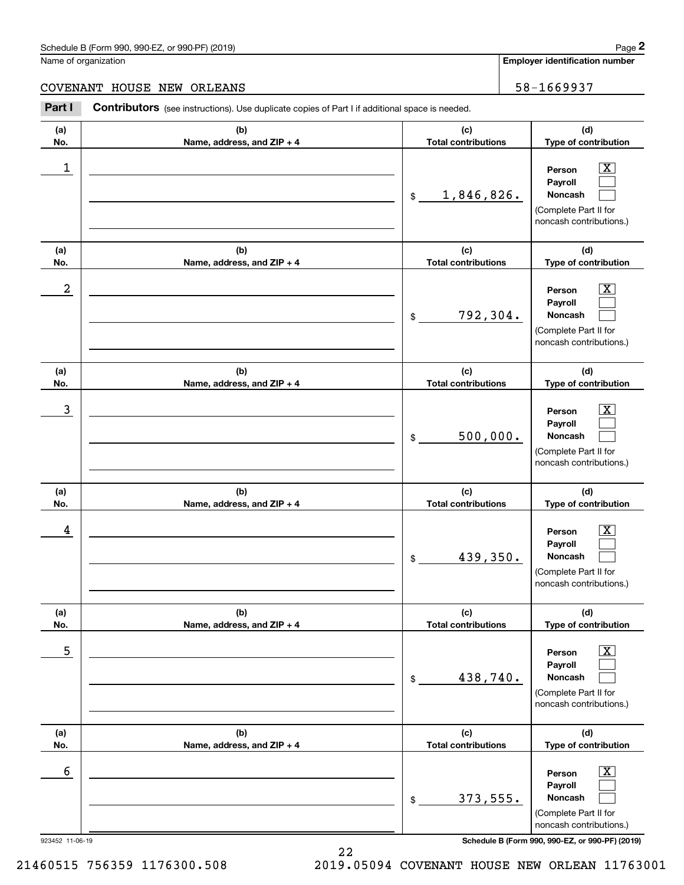Schedule B (Form 990, 990-EZ, or 990-PF) (2019)

Name of organization: COVENANT HOUSE NEW ORLEANS

Employer identification number: 58-1669937

**Part I** **Contributors** (see instructions). Use duplicate copies of Part I if additional space is needed.

| (a) No. | (b) Name, address, and ZIP + 4 | (c) Total contributions | (d) Type of contribution |
|---|---|---|---|
| 1 | | $ 1,846,826. | Person [X] Payroll [ ] Noncash [ ] (Complete Part II for noncash contributions.) |
| 2 | | $ 792,304. | Person [X] Payroll [ ] Noncash [ ] (Complete Part II for noncash contributions.) |
| 3 | | $ 500,000. | Person [X] Payroll [ ] Noncash [ ] (Complete Part II for noncash contributions.) |
| 4 | | $ 439,350. | Person [X] Payroll [ ] Noncash [ ] (Complete Part II for noncash contributions.) |
| 5 | | $ 438,740. | Person [X] Payroll [ ] Noncash [ ] (Complete Part II for noncash contributions.) |
| 6 | | $ 373,555. | Person [X] Payroll [ ] Noncash [ ] (Complete Part II for noncash contributions.) |

923452 11-06-19

Schedule B (Form 990, 990-EZ, or 990-PF) (2019)

21460515 756359 1176300.508 2019.05094 COVENANT HOUSE NEW ORLEAN 11763001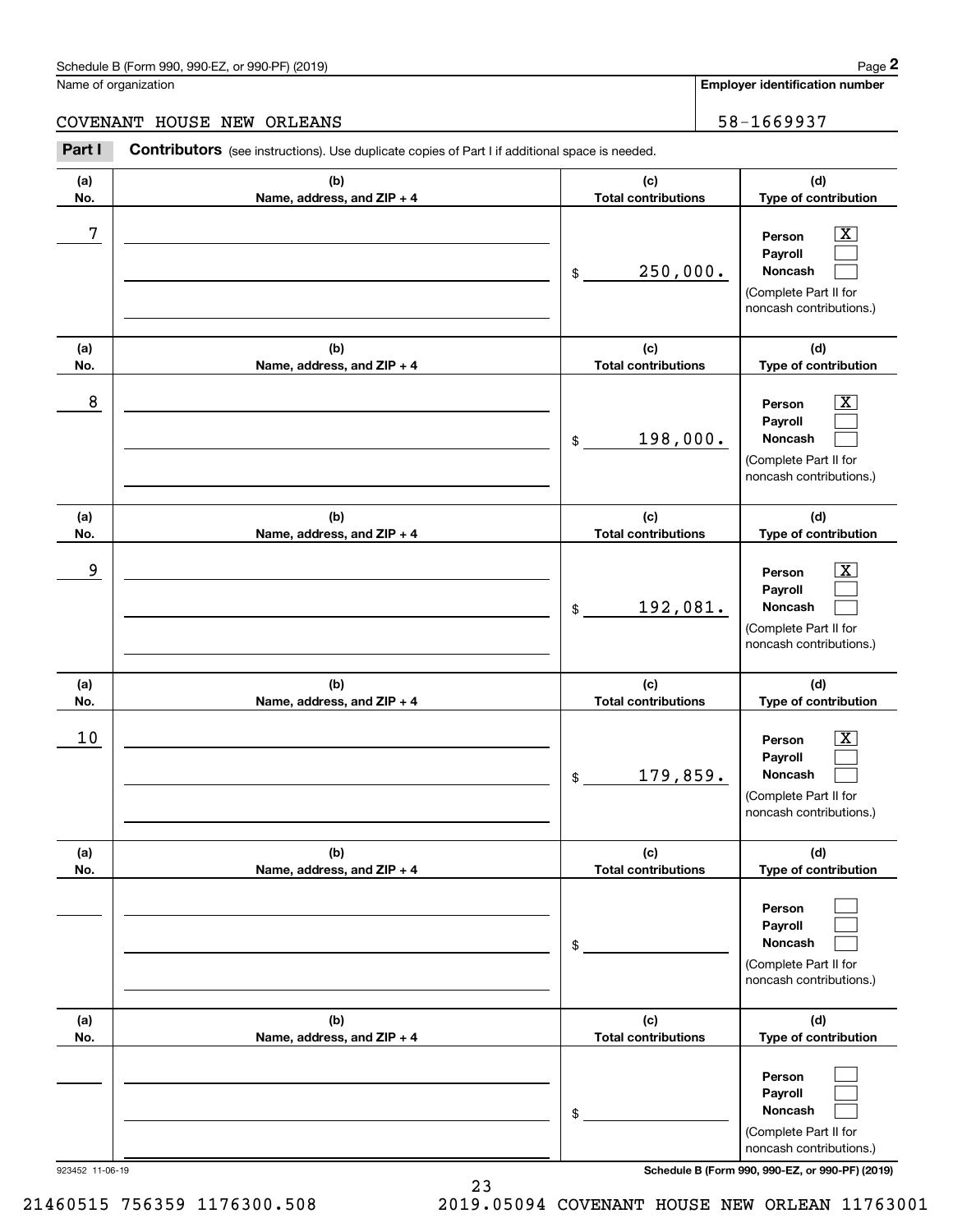Schedule B (Form 990, 990-EZ, or 990-PF) (2019)

Name of organization: COVENANT HOUSE NEW ORLEANS

Employer identification number: 58-1669937

**Part I** **Contributors** (see instructions). Use duplicate copies of Part I if additional space is needed.

| (a) No. | (b) Name, address, and ZIP + 4 | (c) Total contributions | (d) Type of contribution |
|---|---|---|---|
| 7 | | $ 250,000. | Person [X] Payroll [ ] Noncash [ ] (Complete Part II for noncash contributions.) |
| 8 | | $ 198,000. | Person [X] Payroll [ ] Noncash [ ] (Complete Part II for noncash contributions.) |
| 9 | | $ 192,081. | Person [X] Payroll [ ] Noncash [ ] (Complete Part II for noncash contributions.) |
| 10 | | $ 179,859. | Person [X] Payroll [ ] Noncash [ ] (Complete Part II for noncash contributions.) |
| | | $ | Person [ ] Payroll [ ] Noncash [ ] (Complete Part II for noncash contributions.) |
| | | $ | Person [ ] Payroll [ ] Noncash [ ] (Complete Part II for noncash contributions.) |

923452 11-06-19

Schedule B (Form 990, 990-EZ, or 990-PF) (2019)

21460515 756359 1176300.508 2019.05094 COVENANT HOUSE NEW ORLEAN 11763001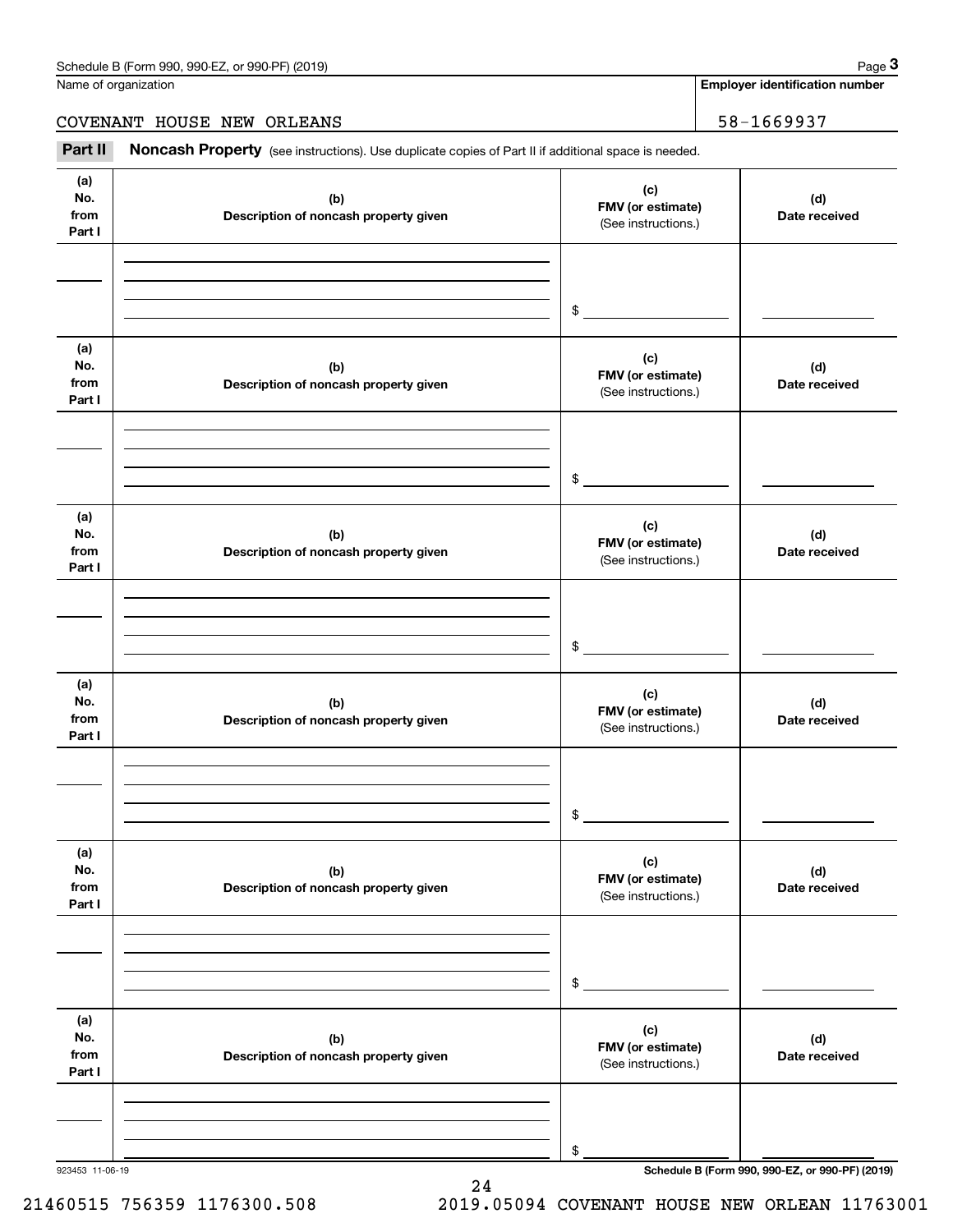Name of organization

COVENANT HOUSE NEW ORLEANS

**Employer identification number**

58-1669937

**Part II** **Noncash Property** (see instructions). Use duplicate copies of Part II if additional space is needed.

| (a) No. from Part I | (b) Description of noncash property given | (c) FMV (or estimate) (See instructions.) | (d) Date received |
|---|---|---|---|
| | | $ | |

| (a) No. from Part I | (b) Description of noncash property given | (c) FMV (or estimate) (See instructions.) | (d) Date received |
|---|---|---|---|
| | | $ | |

| (a) No. from Part I | (b) Description of noncash property given | (c) FMV (or estimate) (See instructions.) | (d) Date received |
|---|---|---|---|
| | | $ | |

| (a) No. from Part I | (b) Description of noncash property given | (c) FMV (or estimate) (See instructions.) | (d) Date received |
|---|---|---|---|
| | | $ | |

| (a) No. from Part I | (b) Description of noncash property given | (c) FMV (or estimate) (See instructions.) | (d) Date received |
|---|---|---|---|
| | | $ | |

| (a) No. from Part I | (b) Description of noncash property given | (c) FMV (or estimate) (See instructions.) | (d) Date received |
|---|---|---|---|
| | | $ | |

923453 11-06-19

**Schedule B (Form 990, 990-EZ, or 990-PF) (2019)**

21460515 756359 1176300.508 2019.05094 COVENANT HOUSE NEW ORLEAN 11763001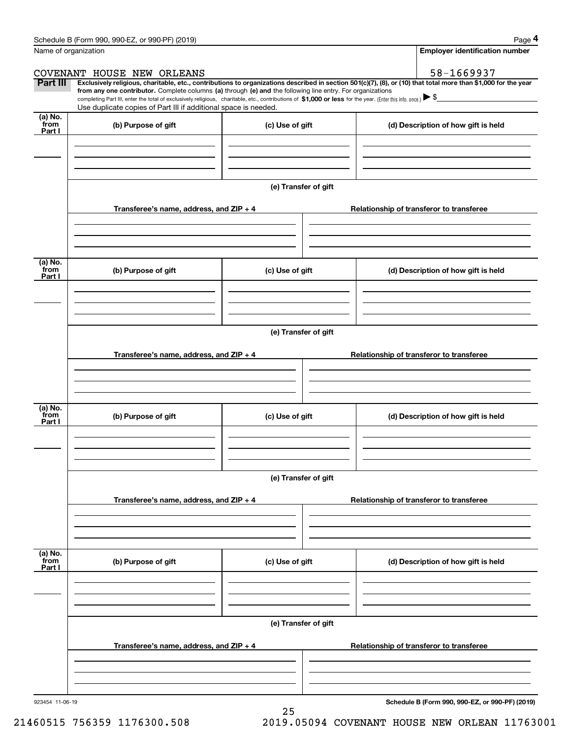Schedule B (Form 990, 990-EZ, or 990-PF) (2019) Page **4**

Name of organization: COVENANT HOUSE NEW ORLEANS

**Employer identification number**: 58-1669937

**Part III** **Exclusively religious, charitable, etc., contributions to organizations described in section 501(c)(7), (8), or (10) that total more than $1,000 for the year from any one contributor.** Complete columns **(a)** through **(e)** and the following line entry. For organizations completing Part III, enter the total of exclusively religious, charitable, etc., contributions of **$1,000 or less** for the year. (Enter this info. once.) ▶ $

Use duplicate copies of Part III if additional space is needed.

| (a) No. from Part I | (b) Purpose of gift | (c) Use of gift | (d) Description of how gift is held |
|---|---|---|---|
| | | | |

(e) Transfer of gift

| Transferee's name, address, and ZIP + 4 | Relationship of transferor to transferee |
|---|---|
| | |

| (a) No. from Part I | (b) Purpose of gift | (c) Use of gift | (d) Description of how gift is held |
|---|---|---|---|
| | | | |

(e) Transfer of gift

| Transferee's name, address, and ZIP + 4 | Relationship of transferor to transferee |
|---|---|
| | |

| (a) No. from Part I | (b) Purpose of gift | (c) Use of gift | (d) Description of how gift is held |
|---|---|---|---|
| | | | |

(e) Transfer of gift

| Transferee's name, address, and ZIP + 4 | Relationship of transferor to transferee |
|---|---|
| | |

| (a) No. from Part I | (b) Purpose of gift | (c) Use of gift | (d) Description of how gift is held |
|---|---|---|---|
| | | | |

(e) Transfer of gift

| Transferee's name, address, and ZIP + 4 | Relationship of transferor to transferee |
|---|---|
| | |

923454 11-06-19

**Schedule B (Form 990, 990-EZ, or 990-PF) (2019)**

21460515 756359 1176300.508 2019.05094 COVENANT HOUSE NEW ORLEAN 11763001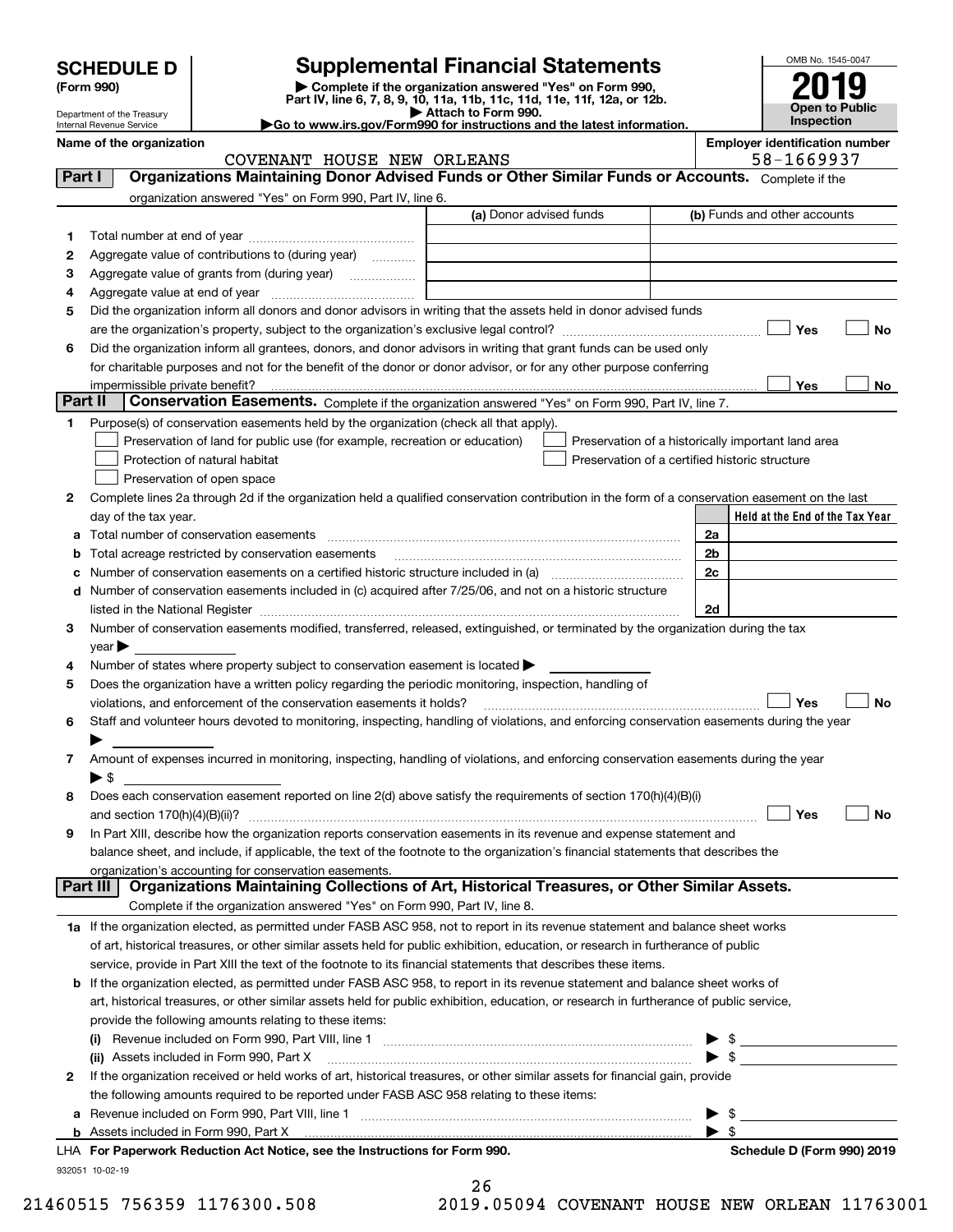# SCHEDULE D (Form 990)

Department of the Treasury
Internal Revenue Service

## Supplemental Financial Statements

▶ Complete if the organization answered "Yes" on Form 990, Part IV, line 6, 7, 8, 9, 10, 11a, 11b, 11c, 11d, 11e, 11f, 12a, or 12b.
▶ Attach to Form 990.
▶Go to www.irs.gov/Form990 for instructions and the latest information.

OMB No. 1545-0047
**2019**
**Open to Public Inspection**

**Name of the organization**
COVENANT HOUSE NEW ORLEANS

**Employer identification number**
58-1669937

### Part I — Organizations Maintaining Donor Advised Funds or Other Similar Funds or Accounts. Complete if the organization answered "Yes" on Form 990, Part IV, line 6.

| | | (a) Donor advised funds | (b) Funds and other accounts |
|---|---|---|---|
| 1 | Total number at end of year | | |
| 2 | Aggregate value of contributions to (during year) | | |
| 3 | Aggregate value of grants from (during year) | | |
| 4 | Aggregate value at end of year | | |

5 Did the organization inform all donors and donor advisors in writing that the assets held in donor advised funds are the organization's property, subject to the organization's exclusive legal control? ☐ Yes ☐ No

6 Did the organization inform all grantees, donors, and donor advisors in writing that grant funds can be used only for charitable purposes and not for the benefit of the donor or donor advisor, or for any other purpose conferring impermissible private benefit? ☐ Yes ☐ No

### Part II — Conservation Easements. Complete if the organization answered "Yes" on Form 990, Part IV, line 7.

1 Purpose(s) of conservation easements held by the organization (check all that apply).

- ☐ Preservation of land for public use (for example, recreation or education)
- ☐ Protection of natural habitat
- ☐ Preservation of open space
- ☐ Preservation of a historically important land area
- ☐ Preservation of a certified historic structure

2 Complete lines 2a through 2d if the organization held a qualified conservation contribution in the form of a conservation easement on the last day of the tax year.

| | | | Held at the End of the Tax Year |
|---|---|---|---|
| a | Total number of conservation easements | 2a | |
| b | Total acreage restricted by conservation easements | 2b | |
| c | Number of conservation easements on a certified historic structure included in (a) | 2c | |
| d | Number of conservation easements included in (c) acquired after 7/25/06, and not on a historic structure listed in the National Register | 2d | |

3 Number of conservation easements modified, transferred, released, extinguished, or terminated by the organization during the tax year ▶

4 Number of states where property subject to conservation easement is located ▶

5 Does the organization have a written policy regarding the periodic monitoring, inspection, handling of violations, and enforcement of the conservation easements it holds? ☐ Yes ☐ No

6 Staff and volunteer hours devoted to monitoring, inspecting, handling of violations, and enforcing conservation easements during the year ▶

7 Amount of expenses incurred in monitoring, inspecting, handling of violations, and enforcing conservation easements during the year ▶ $

8 Does each conservation easement reported on line 2(d) above satisfy the requirements of section 170(h)(4)(B)(i) and section 170(h)(4)(B)(ii)? ☐ Yes ☐ No

9 In Part XIII, describe how the organization reports conservation easements in its revenue and expense statement and balance sheet, and include, if applicable, the text of the footnote to the organization's financial statements that describes the organization's accounting for conservation easements.

### Part III — Organizations Maintaining Collections of Art, Historical Treasures, or Other Similar Assets. Complete if the organization answered "Yes" on Form 990, Part IV, line 8.

1a If the organization elected, as permitted under FASB ASC 958, not to report in its revenue statement and balance sheet works of art, historical treasures, or other similar assets held for public exhibition, education, or research in furtherance of public service, provide in Part XIII the text of the footnote to its financial statements that describes these items.

b If the organization elected, as permitted under FASB ASC 958, to report in its revenue statement and balance sheet works of art, historical treasures, or other similar assets held for public exhibition, education, or research in furtherance of public service, provide the following amounts relating to these items:

(i) Revenue included on Form 990, Part VIII, line 1 ▶ $

(ii) Assets included in Form 990, Part X ▶ $

2 If the organization received or held works of art, historical treasures, or other similar assets for financial gain, provide the following amounts required to be reported under FASB ASC 958 relating to these items:

a Revenue included on Form 990, Part VIII, line 1 ▶ $

b Assets included in Form 990, Part X ▶ $

LHA For Paperwork Reduction Act Notice, see the Instructions for Form 990. Schedule D (Form 990) 2019

932051 10-02-19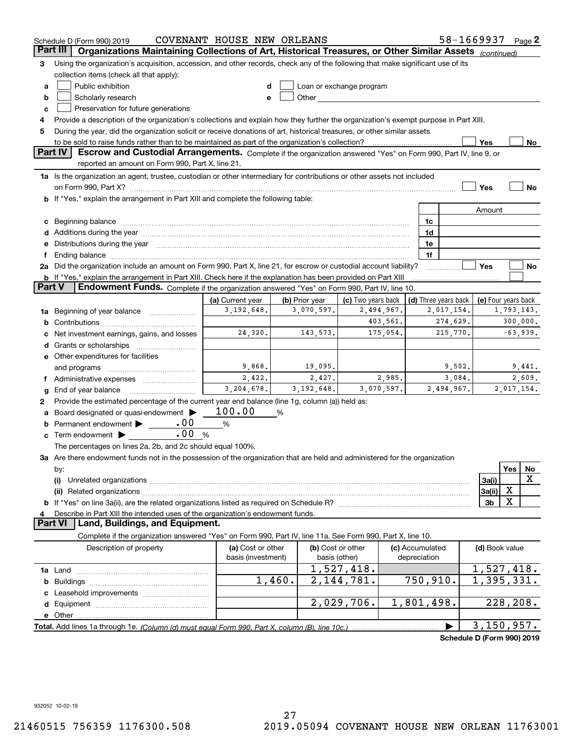Schedule D (Form 990) 2019 COVENANT HOUSE NEW ORLEANS 58-1669937 Page 2

## Part III Organizations Maintaining Collections of Art, Historical Treasures, or Other Similar Assets *(continued)*

3 Using the organization's acquisition, accession, and other records, check any of the following that make significant use of its collection items (check all that apply):

- a ☐ Public exhibition
- b ☐ Scholarly research
- c ☐ Preservation for future generations
- d ☐ Loan or exchange program
- e ☐ Other

4 Provide a description of the organization's collections and explain how they further the organization's exempt purpose in Part XIII.

5 During the year, did the organization solicit or receive donations of art, historical treasures, or other similar assets to be sold to raise funds rather than to be maintained as part of the organization's collection? ☐ Yes ☐ No

## Part IV Escrow and Custodial Arrangements.

Complete if the organization answered "Yes" on Form 990, Part IV, line 9, or reported an amount on Form 990, Part X, line 21.

1a Is the organization an agent, trustee, custodian or other intermediary for contributions or other assets not included on Form 990, Part X? ☐ Yes ☐ No

b If "Yes," explain the arrangement in Part XIII and complete the following table:

| | | Amount |
|---|---|---|
| c Beginning balance | 1c | |
| d Additions during the year | 1d | |
| e Distributions during the year | 1e | |
| f Ending balance | 1f | |

2a Did the organization include an amount on Form 990, Part X, line 21, for escrow or custodial account liability? ☐ Yes ☐ No

b If "Yes," explain the arrangement in Part XIII. Check here if the explanation has been provided on Part XIII ☐

## Part V Endowment Funds.

Complete if the organization answered "Yes" on Form 990, Part IV, line 10.

| | (a) Current year | (b) Prior year | (c) Two years back | (d) Three years back | (e) Four years back |
|---|---|---|---|---|---|
| 1a Beginning of year balance | 3,192,648. | 3,070,597. | 2,494,967. | 2,017,154. | 1,793,143. |
| b Contributions | | | 403,561. | 274,629. | 300,000. |
| c Net investment earnings, gains, and losses | 24,320. | 143,573. | 175,054. | 215,770. | -63,939. |
| d Grants or scholarships | | | | | |
| e Other expenditures for facilities and programs | 9,868. | 19,095. | | 9,502. | 9,441. |
| f Administrative expenses | 2,422. | 2,427. | 2,985. | 3,084. | 2,609. |
| g End of year balance | 3,204,678. | 3,192,648. | 3,070,597. | 2,494,967. | 2,017,154. |

2 Provide the estimated percentage of the current year end balance (line 1g, column (a)) held as:

- a Board designated or quasi-endowment ▶ 100.00 %
- b Permanent endowment ▶ .00 %
- c Term endowment ▶ .00 %

The percentages on lines 2a, 2b, and 2c should equal 100%.

3a Are there endowment funds not in the possession of the organization that are held and administered for the organization by:

| | | Yes | No |
|---|---|---|---|
| (i) Unrelated organizations | 3a(i) | | X |
| (ii) Related organizations | 3a(ii) | X | |
| b If "Yes" on line 3a(ii), are the related organizations listed as required on Schedule R? | 3b | X | |

4 Describe in Part XIII the intended uses of the organization's endowment funds.

## Part VI Land, Buildings, and Equipment.

Complete if the organization answered "Yes" on Form 990, Part IV, line 11a. See Form 990, Part X, line 10.

| Description of property | (a) Cost or other basis (investment) | (b) Cost or other basis (other) | (c) Accumulated depreciation | (d) Book value |
|---|---|---|---|---|
| 1a Land | | 1,527,418. | | 1,527,418. |
| b Buildings | 1,460. | 2,144,781. | 750,910. | 1,395,331. |
| c Leasehold improvements | | | | |
| d Equipment | | 2,029,706. | 1,801,498. | 228,208. |
| e Other | | | | |
| **Total.** Add lines 1a through 1e. *(Column (d) must equal Form 990, Part X, column (B), line 10c.)* | | | ▶ | 3,150,957. |

Schedule D (Form 990) 2019

932052 10-02-19

21460515 756359 1176300.508 2019.05094 COVENANT HOUSE NEW ORLEAN 11763001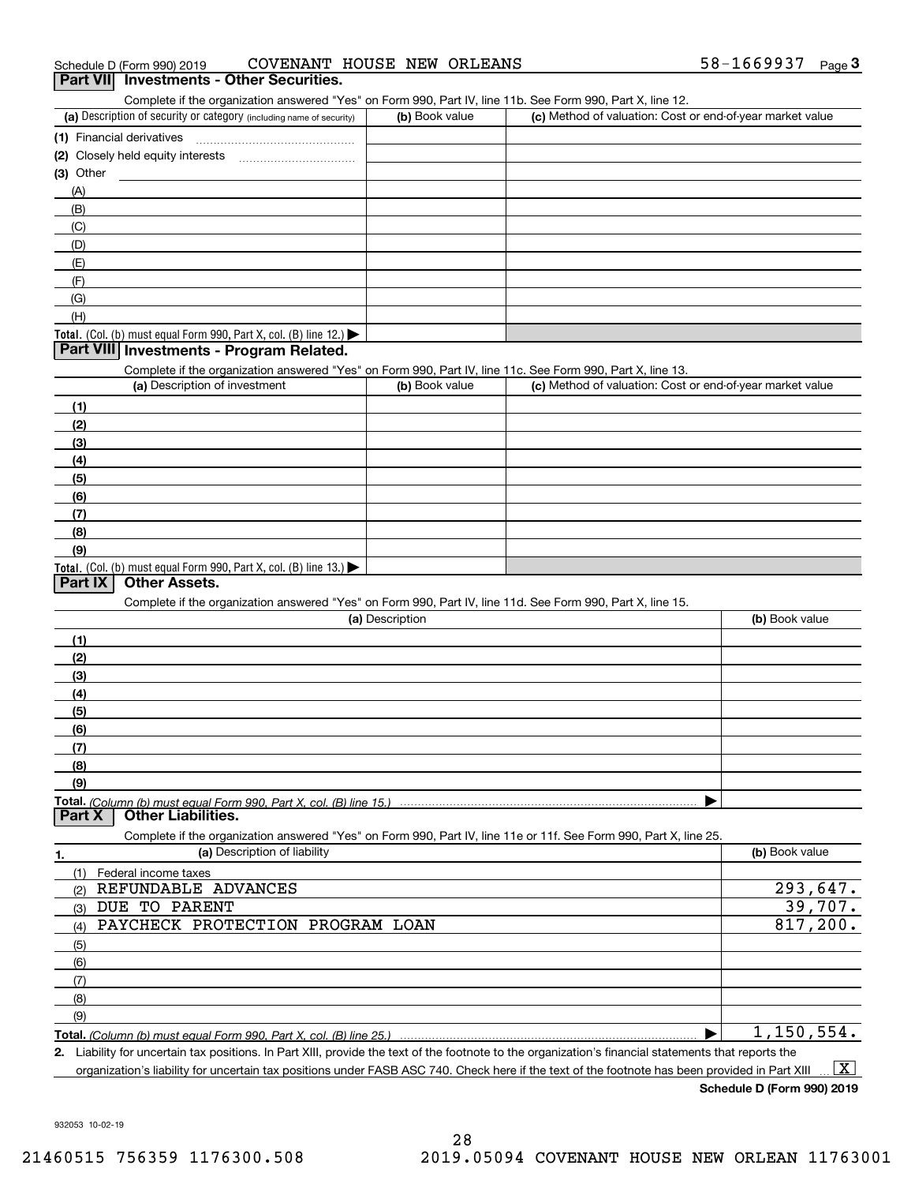Schedule D (Form 990) 2019 COVENANT HOUSE NEW ORLEANS 58-1669937 Page 3

## Part VII Investments - Other Securities.

Complete if the organization answered "Yes" on Form 990, Part IV, line 11b. See Form 990, Part X, line 12.

| (a) Description of security or category (including name of security) | (b) Book value | (c) Method of valuation: Cost or end-of-year market value |
|---|---|---|
| (1) Financial derivatives | | |
| (2) Closely held equity interests | | |
| (3) Other | | |
| (A) | | |
| (B) | | |
| (C) | | |
| (D) | | |
| (E) | | |
| (F) | | |
| (G) | | |
| (H) | | |
| **Total.** (Col. (b) must equal Form 990, Part X, col. (B) line 12.) ▶ | | |

## Part VIII Investments - Program Related.

Complete if the organization answered "Yes" on Form 990, Part IV, line 11c. See Form 990, Part X, line 13.

| (a) Description of investment | (b) Book value | (c) Method of valuation: Cost or end-of-year market value |
|---|---|---|
| (1) | | |
| (2) | | |
| (3) | | |
| (4) | | |
| (5) | | |
| (6) | | |
| (7) | | |
| (8) | | |
| (9) | | |
| **Total.** (Col. (b) must equal Form 990, Part X, col. (B) line 13.) ▶ | | |

## Part IX Other Assets.

Complete if the organization answered "Yes" on Form 990, Part IV, line 11d. See Form 990, Part X, line 15.

| (a) Description | (b) Book value |
|---|---|
| (1) | |
| (2) | |
| (3) | |
| (4) | |
| (5) | |
| (6) | |
| (7) | |
| (8) | |
| (9) | |
| **Total.** *(Column (b) must equal Form 990, Part X, col. (B) line 15.)* ▶ | |

## Part X Other Liabilities.

Complete if the organization answered "Yes" on Form 990, Part IV, line 11e or 11f. See Form 990, Part X, line 25.

| 1. (a) Description of liability | (b) Book value |
|---|---|
| (1) Federal income taxes | |
| (2) REFUNDABLE ADVANCES | 293,647. |
| (3) DUE TO PARENT | 39,707. |
| (4) PAYCHECK PROTECTION PROGRAM LOAN | 817,200. |
| (5) | |
| (6) | |
| (7) | |
| (8) | |
| (9) | |
| **Total.** *(Column (b) must equal Form 990, Part X, col. (B) line 25.)* ▶ | 1,150,554. |

2. Liability for uncertain tax positions. In Part XIII, provide the text of the footnote to the organization's financial statements that reports the organization's liability for uncertain tax positions under FASB ASC 740. Check here if the text of the footnote has been provided in Part XIII ... [X]

**Schedule D (Form 990) 2019**

932053 10-02-19

21460515 756359 1176300.508 2019.05094 COVENANT HOUSE NEW ORLEAN 11763001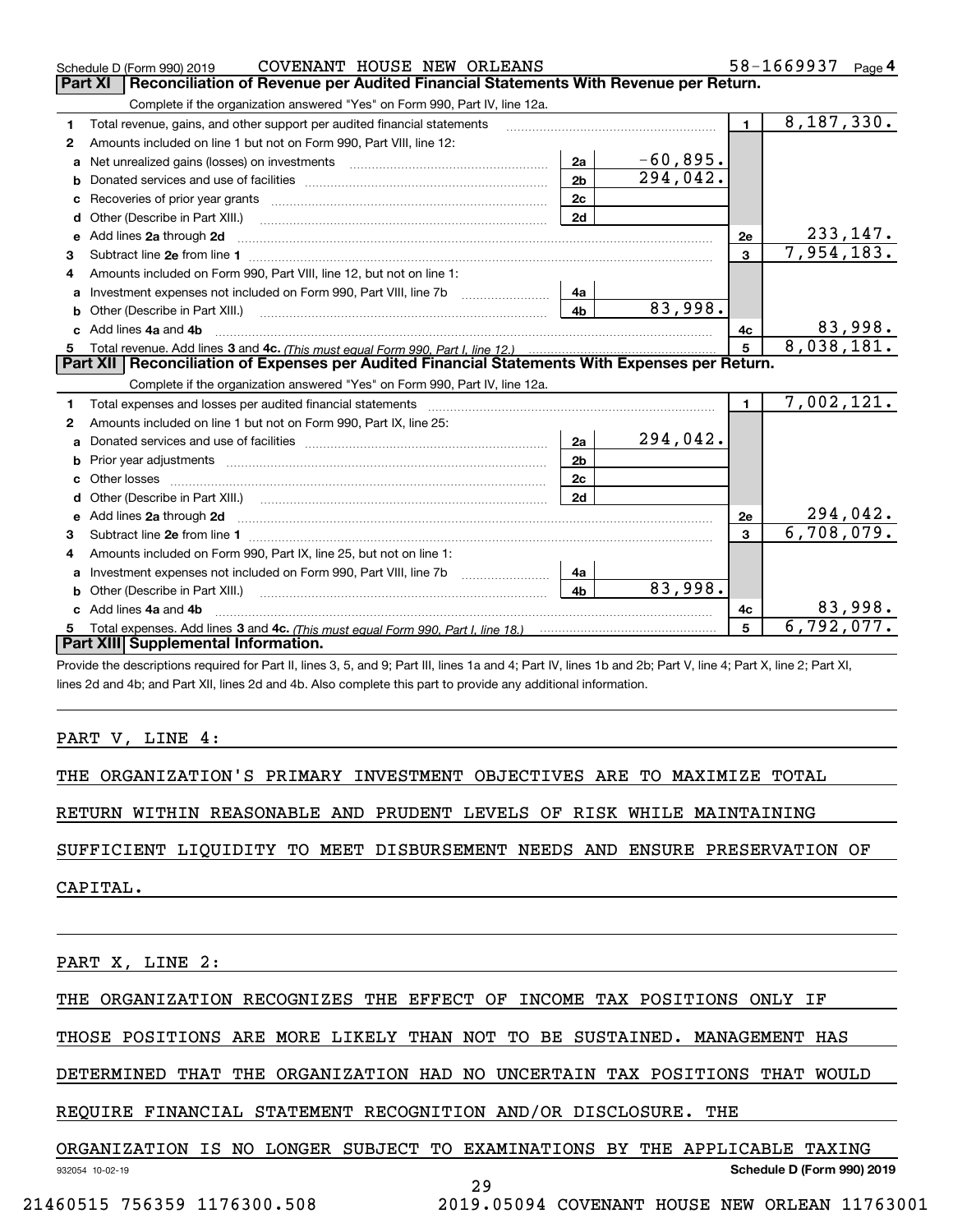Schedule D (Form 990) 2019 COVENANT HOUSE NEW ORLEANS 58-1669937 Page 4

## Part XI | Reconciliation of Revenue per Audited Financial Statements With Revenue per Return.

Complete if the organization answered "Yes" on Form 990, Part IV, line 12a.

| | | | | | |
|---|---|---|---|---|---|
| 1 | Total revenue, gains, and other support per audited financial statements | | | 1 | 8,187,330. |
| 2 | Amounts included on line 1 but not on Form 990, Part VIII, line 12: | | | | |
| a | Net unrealized gains (losses) on investments | 2a | -60,895. | | |
| b | Donated services and use of facilities | 2b | 294,042. | | |
| c | Recoveries of prior year grants | 2c | | | |
| d | Other (Describe in Part XIII.) | 2d | | | |
| e | Add lines 2a through 2d | | | 2e | 233,147. |
| 3 | Subtract line 2e from line 1 | | | 3 | 7,954,183. |
| 4 | Amounts included on Form 990, Part VIII, line 12, but not on line 1: | | | | |
| a | Investment expenses not included on Form 990, Part VIII, line 7b | 4a | | | |
| b | Other (Describe in Part XIII.) | 4b | 83,998. | | |
| c | Add lines 4a and 4b | | | 4c | 83,998. |
| 5 | Total revenue. Add lines 3 and 4c. *(This must equal Form 990, Part I, line 12.)* | | | 5 | 8,038,181. |

## Part XII | Reconciliation of Expenses per Audited Financial Statements With Expenses per Return.

Complete if the organization answered "Yes" on Form 990, Part IV, line 12a.

| | | | | | |
|---|---|---|---|---|---|
| 1 | Total expenses and losses per audited financial statements | | | 1 | 7,002,121. |
| 2 | Amounts included on line 1 but not on Form 990, Part IX, line 25: | | | | |
| a | Donated services and use of facilities | 2a | 294,042. | | |
| b | Prior year adjustments | 2b | | | |
| c | Other losses | 2c | | | |
| d | Other (Describe in Part XIII.) | 2d | | | |
| e | Add lines 2a through 2d | | | 2e | 294,042. |
| 3 | Subtract line 2e from line 1 | | | 3 | 6,708,079. |
| 4 | Amounts included on Form 990, Part IX, line 25, but not on line 1: | | | | |
| a | Investment expenses not included on Form 990, Part VIII, line 7b | 4a | | | |
| b | Other (Describe in Part XIII.) | 4b | 83,998. | | |
| c | Add lines 4a and 4b | | | 4c | 83,998. |
| 5 | Total expenses. Add lines 3 and 4c. *(This must equal Form 990, Part I, line 18.)* | | | 5 | 6,792,077. |

## Part XIII | Supplemental Information.

Provide the descriptions required for Part II, lines 3, 5, and 9; Part III, lines 1a and 4; Part IV, lines 1b and 2b; Part V, line 4; Part X, line 2; Part XI, lines 2d and 4b; and Part XII, lines 2d and 4b. Also complete this part to provide any additional information.

PART V, LINE 4:

THE ORGANIZATION'S PRIMARY INVESTMENT OBJECTIVES ARE TO MAXIMIZE TOTAL RETURN WITHIN REASONABLE AND PRUDENT LEVELS OF RISK WHILE MAINTAINING SUFFICIENT LIQUIDITY TO MEET DISBURSEMENT NEEDS AND ENSURE PRESERVATION OF CAPITAL.

PART X, LINE 2:

THE ORGANIZATION RECOGNIZES THE EFFECT OF INCOME TAX POSITIONS ONLY IF THOSE POSITIONS ARE MORE LIKELY THAN NOT TO BE SUSTAINED. MANAGEMENT HAS DETERMINED THAT THE ORGANIZATION HAD NO UNCERTAIN TAX POSITIONS THAT WOULD REQUIRE FINANCIAL STATEMENT RECOGNITION AND/OR DISCLOSURE. THE ORGANIZATION IS NO LONGER SUBJECT TO EXAMINATIONS BY THE APPLICABLE TAXING

932054 10-02-19 Schedule D (Form 990) 2019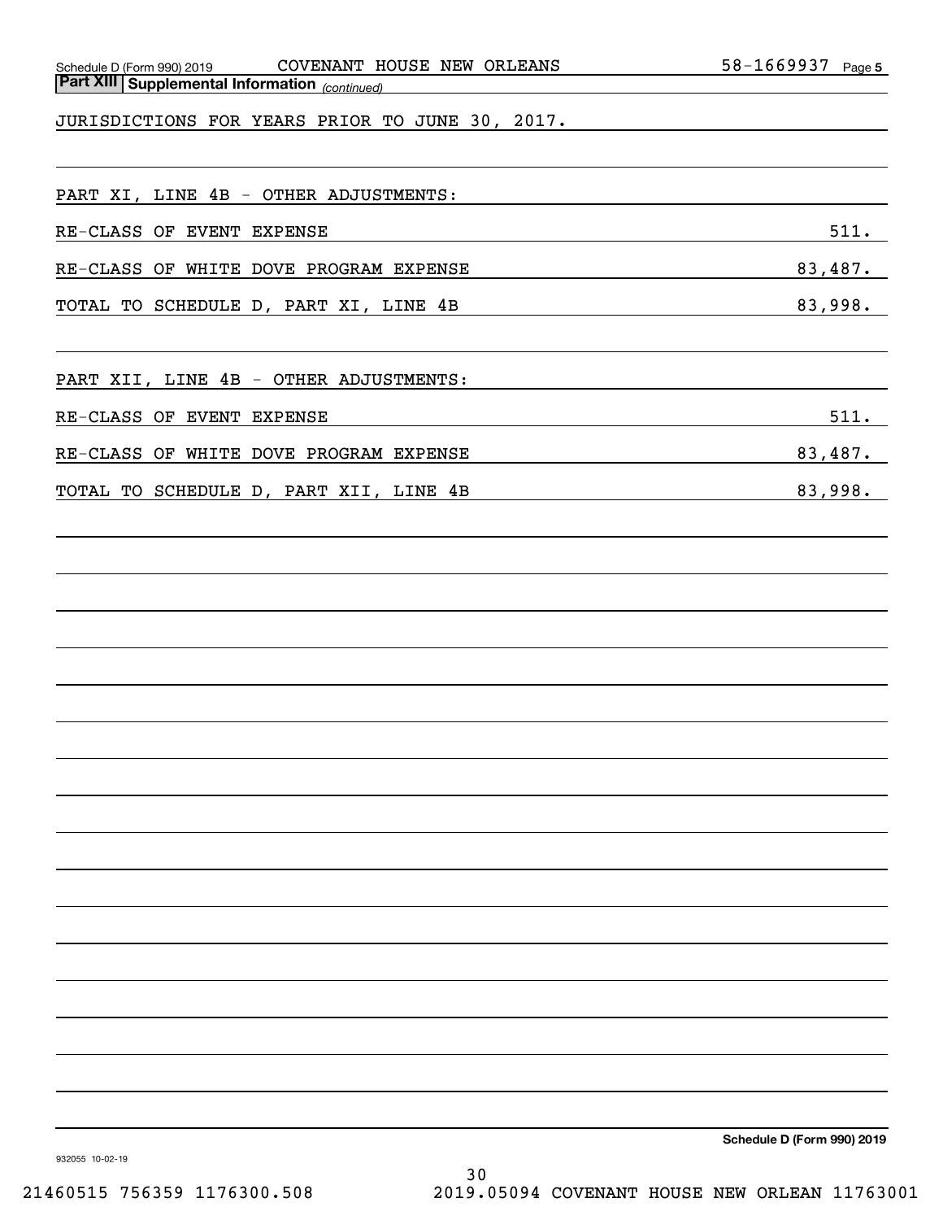**Part XIII Supplemental Information** *(continued)*

JURISDICTIONS FOR YEARS PRIOR TO JUNE 30, 2017.

PART XI, LINE 4B - OTHER ADJUSTMENTS:

| | |
|---|---|
| RE-CLASS OF EVENT EXPENSE | 511. |
| RE-CLASS OF WHITE DOVE PROGRAM EXPENSE | 83,487. |
| TOTAL TO SCHEDULE D, PART XI, LINE 4B | 83,998. |

PART XII, LINE 4B - OTHER ADJUSTMENTS:

| | |
|---|---|
| RE-CLASS OF EVENT EXPENSE | 511. |
| RE-CLASS OF WHITE DOVE PROGRAM EXPENSE | 83,487. |
| TOTAL TO SCHEDULE D, PART XII, LINE 4B | 83,998. |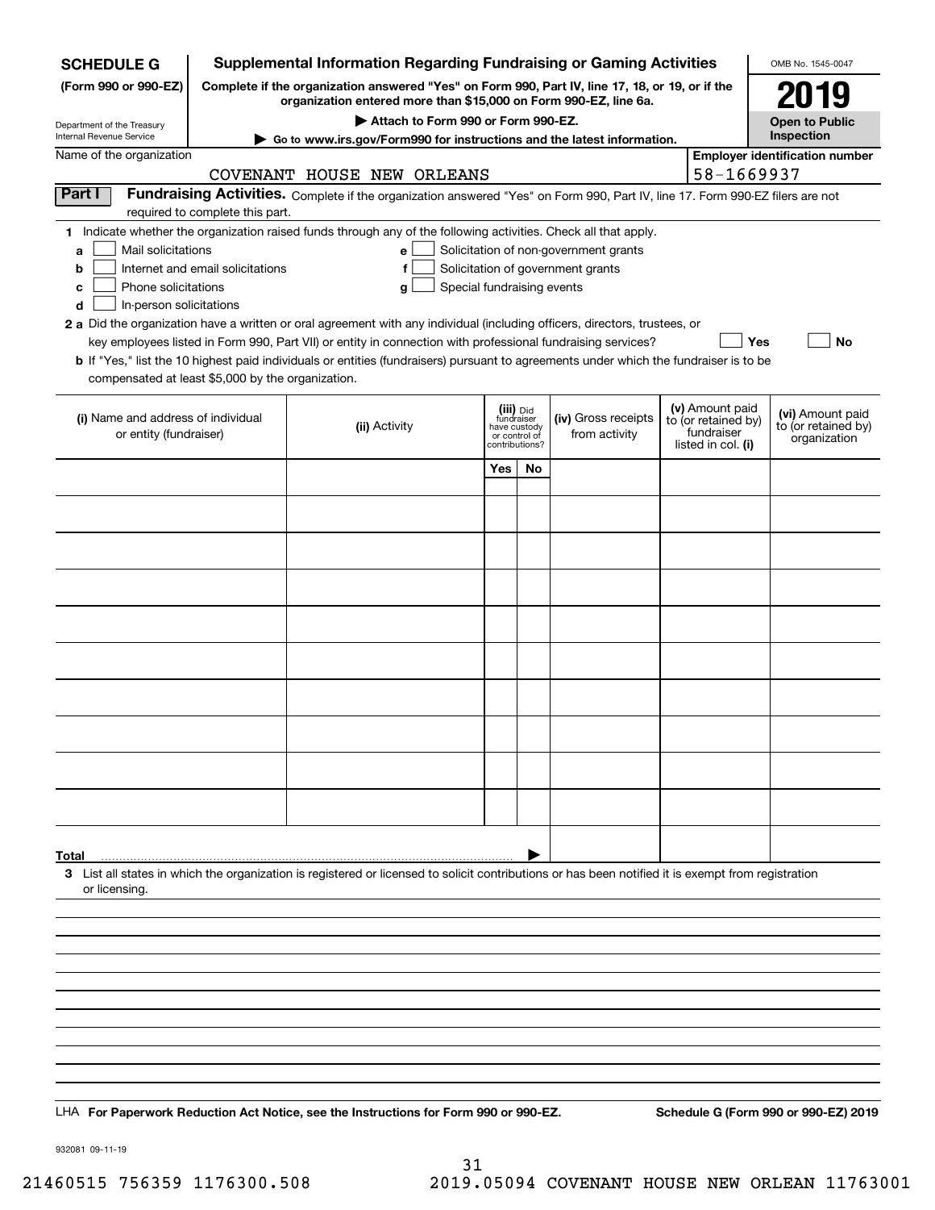**SCHEDULE G (Form 990 or 990-EZ)**

Department of the Treasury
Internal Revenue Service

# Supplemental Information Regarding Fundraising or Gaming Activities

**Complete if the organization answered "Yes" on Form 990, Part IV, line 17, 18, or 19, or if the organization entered more than $15,000 on Form 990-EZ, line 6a.**

▶ **Attach to Form 990 or Form 990-EZ.**

▶ **Go to www.irs.gov/Form990 for instructions and the latest information.**

OMB No. 1545-0047

**2019**

**Open to Public Inspection**

Name of the organization: COVENANT HOUSE NEW ORLEANS

**Employer identification number:** 58-1669937

## Part I Fundraising Activities.

Complete if the organization answered "Yes" on Form 990, Part IV, line 17. Form 990-EZ filers are not required to complete this part.

**1** Indicate whether the organization raised funds through any of the following activities. Check all that apply.

- **a** ☐ Mail solicitations
- **b** ☐ Internet and email solicitations
- **c** ☐ Phone solicitations
- **d** ☐ In-person solicitations
- **e** ☐ Solicitation of non-government grants
- **f** ☐ Solicitation of government grants
- **g** ☐ Special fundraising events

**2 a** Did the organization have a written or oral agreement with any individual (including officers, directors, trustees, or key employees listed in Form 990, Part VII) or entity in connection with professional fundraising services? ☐ **Yes** ☐ **No**

**b** If "Yes," list the 10 highest paid individuals or entities (fundraisers) pursuant to agreements under which the fundraiser is to be compensated at least $5,000 by the organization.

| (i) Name and address of individual or entity (fundraiser) | (ii) Activity | (iii) Did fundraiser have custody or control of contributions? Yes | No | (iv) Gross receipts from activity | (v) Amount paid to (or retained by) fundraiser listed in col. (i) | (vi) Amount paid to (or retained by) organization |
|---|---|---|---|---|---|---|
| | | | | | | |
| | | | | | | |
| | | | | | | |
| | | | | | | |
| | | | | | | |
| | | | | | | |
| | | | | | | |
| | | | | | | |
| | | | | | | |
| | | | | | | |
| **Total** | | | | | | |

**3** List all states in which the organization is registered or licensed to solicit contributions or has been notified it is exempt from registration or licensing.

LHA **For Paperwork Reduction Act Notice, see the Instructions for Form 990 or 990-EZ.** **Schedule G (Form 990 or 990-EZ) 2019**

932081 09-11-19

21460515 756359 1176300.508 2019.05094 COVENANT HOUSE NEW ORLEAN 11763001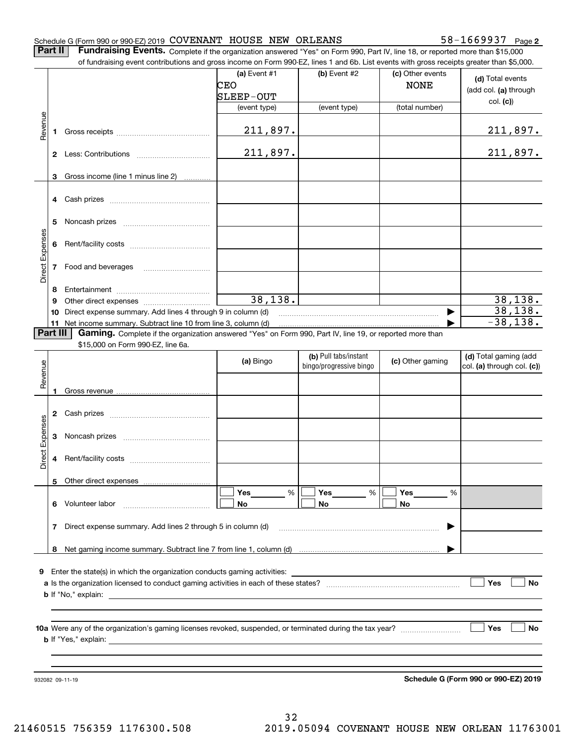Schedule G (Form 990 or 990-EZ) 2019 COVENANT HOUSE NEW ORLEANS 58-1669937 Page 2

**Part II** **Fundraising Events.** Complete if the organization answered "Yes" on Form 990, Part IV, line 18, or reported more than $15,000 of fundraising event contributions and gross income on Form 990-EZ, lines 1 and 6b. List events with gross receipts greater than $5,000.

| | | | (a) Event #1 CEO SLEEP-OUT (event type) | (b) Event #2 (event type) | (c) Other events NONE (total number) | (d) Total events (add col. (a) through col. (c)) |
|---|---|---|---|---|---|---|
| Revenue | 1 | Gross receipts | 211,897. | | | 211,897. |
| | 2 | Less: Contributions | 211,897. | | | 211,897. |
| | 3 | Gross income (line 1 minus line 2) | | | | |
| Direct Expenses | 4 | Cash prizes | | | | |
| | 5 | Noncash prizes | | | | |
| | 6 | Rent/facility costs | | | | |
| | 7 | Food and beverages | | | | |
| | 8 | Entertainment | | | | |
| | 9 | Other direct expenses | 38,138. | | | 38,138. |
| | 10 | Direct expense summary. Add lines 4 through 9 in column (d) | | | ▶ | 38,138. |
| | 11 | Net income summary. Subtract line 10 from line 3, column (d) | | | ▶ | -38,138. |

**Part III** **Gaming.** Complete if the organization answered "Yes" on Form 990, Part IV, line 19, or reported more than $15,000 on Form 990-EZ, line 6a.

| | | | (a) Bingo | (b) Pull tabs/instant bingo/progressive bingo | (c) Other gaming | (d) Total gaming (add col. (a) through col. (c)) |
|---|---|---|---|---|---|---|
| Revenue | 1 | Gross revenue | | | | |
| Direct Expenses | 2 | Cash prizes | | | | |
| | 3 | Noncash prizes | | | | |
| | 4 | Rent/facility costs | | | | |
| | 5 | Other direct expenses | | | | |
| | 6 | Volunteer labor | ☐ Yes ____ % ☐ No | ☐ Yes ____ % ☐ No | ☐ Yes ____ % ☐ No | |
| | 7 | Direct expense summary. Add lines 2 through 5 in column (d) | | | ▶ | |
| | 8 | Net gaming income summary. Subtract line 7 from line 1, column (d) | | | ▶ | |

9 Enter the state(s) in which the organization conducts gaming activities:

a Is the organization licensed to conduct gaming activities in each of these states? ☐ Yes ☐ No

b If "No," explain:

10a Were any of the organization's gaming licenses revoked, suspended, or terminated during the tax year? ☐ Yes ☐ No

b If "Yes," explain:

932082 09-11-19

**Schedule G (Form 990 or 990-EZ) 2019**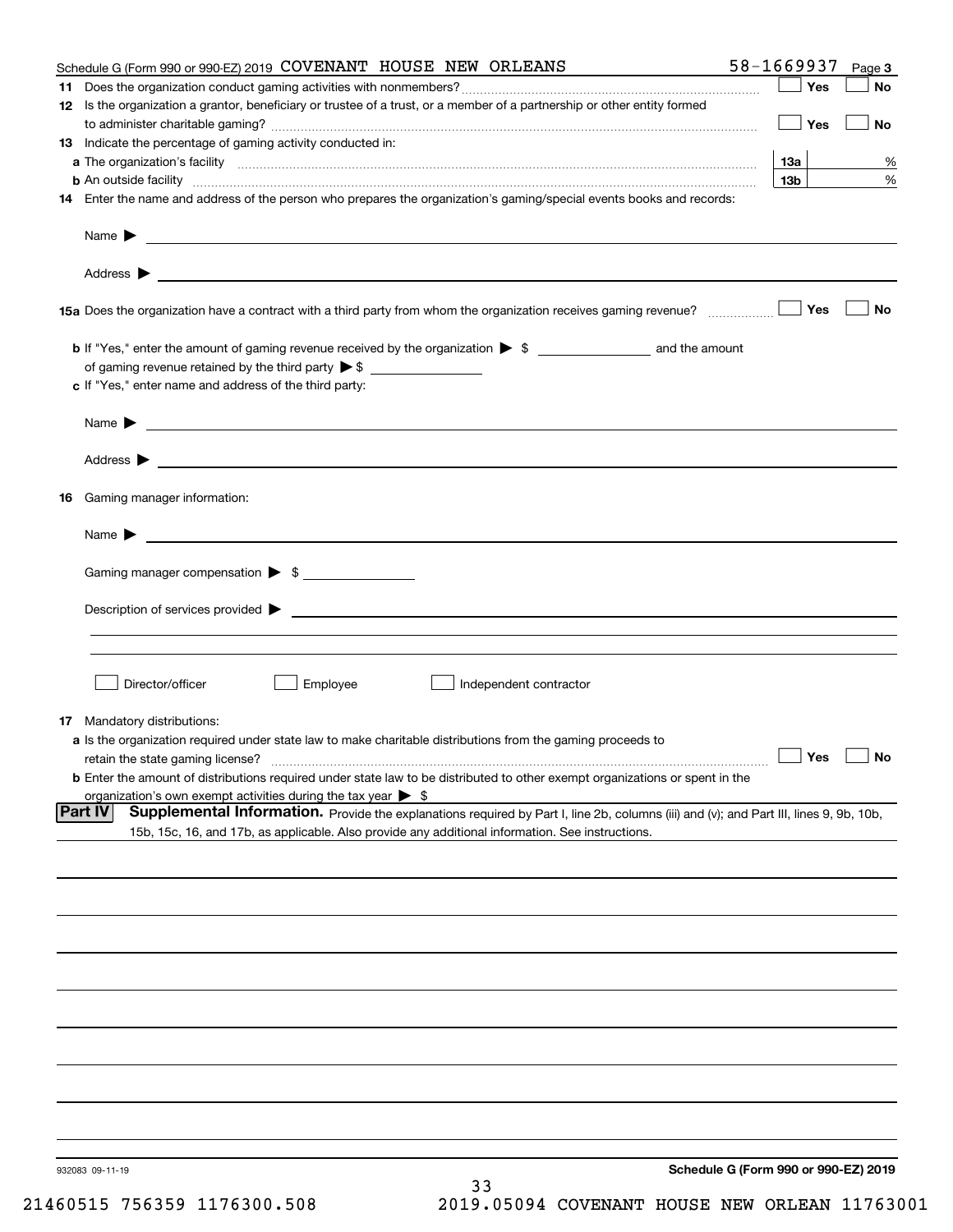Schedule G (Form 990 or 990-EZ) 2019 COVENANT HOUSE NEW ORLEANS 58-1669937 Page **3**

**11** Does the organization conduct gaming activities with nonmembers? ☐ Yes ☐ No

**12** Is the organization a grantor, beneficiary or trustee of a trust, or a member of a partnership or other entity formed to administer charitable gaming? ☐ Yes ☐ No

**13** Indicate the percentage of gaming activity conducted in:

**a** The organization's facility **13a** %

**b** An outside facility **13b** %

**14** Enter the name and address of the person who prepares the organization's gaming/special events books and records:

Name ▶

Address ▶

**15a** Does the organization have a contract with a third party from whom the organization receives gaming revenue? ☐ Yes ☐ No

**b** If "Yes," enter the amount of gaming revenue received by the organization ▶ $ ______ and the amount of gaming revenue retained by the third party ▶ $ ______

**c** If "Yes," enter name and address of the third party:

Name ▶

Address ▶

**16** Gaming manager information:

Name ▶

Gaming manager compensation ▶ $ ______

Description of services provided ▶

☐ Director/officer ☐ Employee ☐ Independent contractor

**17** Mandatory distributions:

**a** Is the organization required under state law to make charitable distributions from the gaming proceeds to retain the state gaming license? ☐ Yes ☐ No

**b** Enter the amount of distributions required under state law to be distributed to other exempt organizations or spent in the organization's own exempt activities during the tax year ▶ $

**Part IV** **Supplemental Information.** Provide the explanations required by Part I, line 2b, columns (iii) and (v); and Part III, lines 9, 9b, 10b, 15b, 15c, 16, and 17b, as applicable. Also provide any additional information. See instructions.

932083 09-11-19

**Schedule G (Form 990 or 990-EZ) 2019**

21460515 756359 1176300.508 2019.05094 COVENANT HOUSE NEW ORLEAN 11763001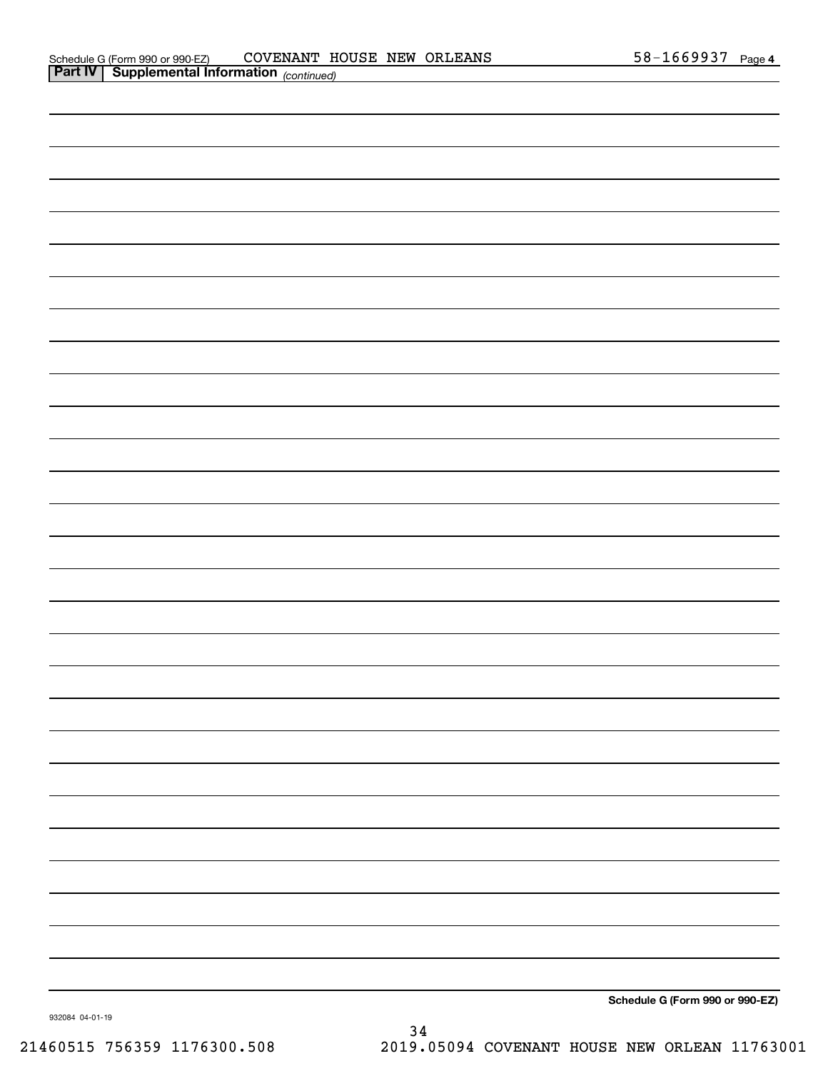Schedule G (Form 990 or 990-EZ) COVENANT HOUSE NEW ORLEANS 58-1669937 Page 4

## Part IV Supplemental Information *(continued)*

**Schedule G (Form 990 or 990-EZ)**

932084 04-01-19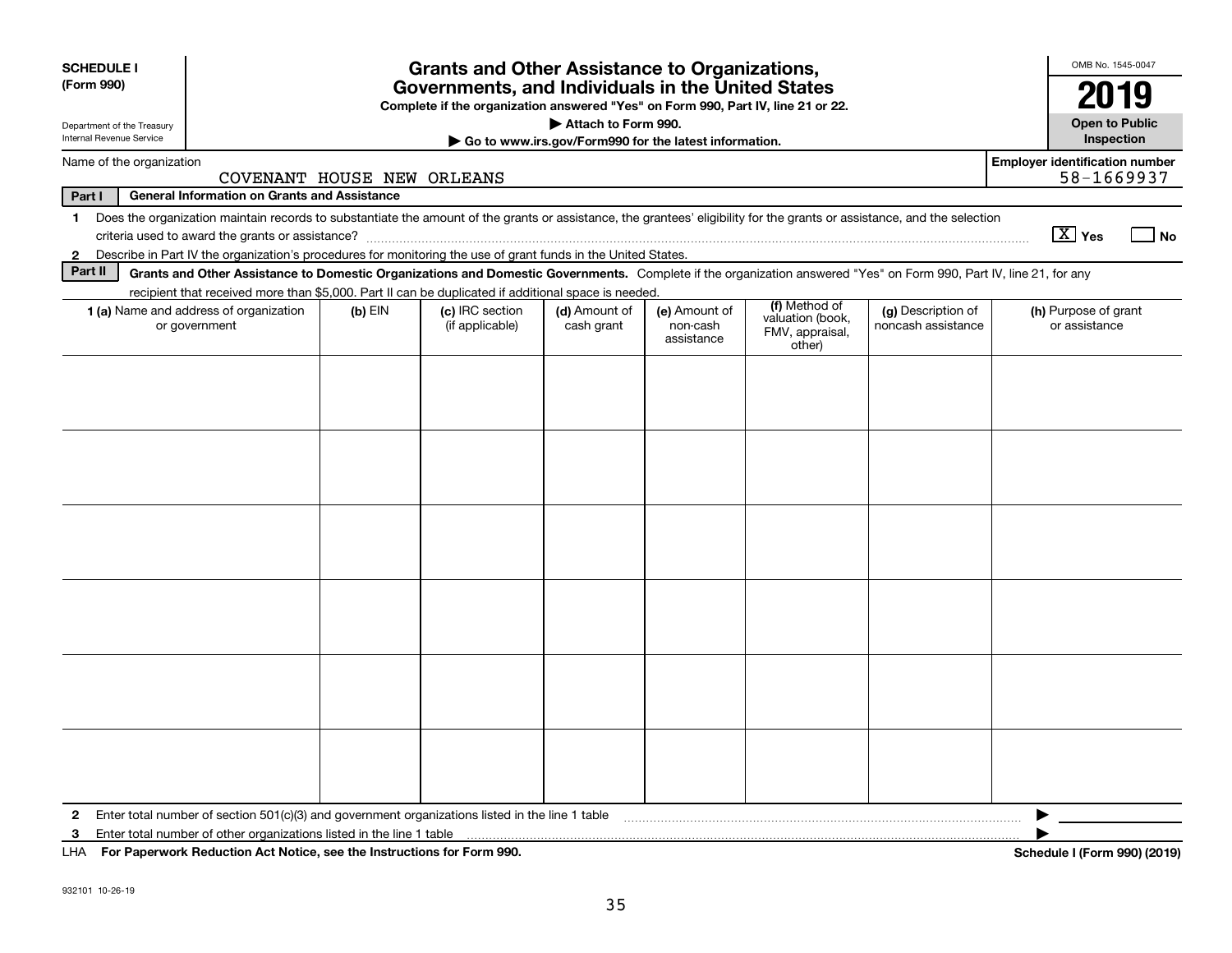**SCHEDULE I**
**(Form 990)**

Department of the Treasury
Internal Revenue Service

# Grants and Other Assistance to Organizations, Governments, and Individuals in the United States

**Complete if the organization answered "Yes" on Form 990, Part IV, line 21 or 22.**
**▶ Attach to Form 990.**
**▶ Go to www.irs.gov/Form990 for the latest information.**

OMB No. 1545-0047
**2019**
**Open to Public Inspection**

Name of the organization: COVENANT HOUSE NEW ORLEANS

**Employer identification number:** 58-1669937

**Part I — General Information on Grants and Assistance**

1. Does the organization maintain records to substantiate the amount of the grants or assistance, the grantees' eligibility for the grants or assistance, and the selection criteria used to award the grants or assistance? [X] Yes [ ] No
2. Describe in Part IV the organization's procedures for monitoring the use of grant funds in the United States.

**Part II — Grants and Other Assistance to Domestic Organizations and Domestic Governments.** Complete if the organization answered "Yes" on Form 990, Part IV, line 21, for any recipient that received more than $5,000. Part II can be duplicated if additional space is needed.

| 1 (a) Name and address of organization or government | (b) EIN | (c) IRC section (if applicable) | (d) Amount of cash grant | (e) Amount of non-cash assistance | (f) Method of valuation (book, FMV, appraisal, other) | (g) Description of noncash assistance | (h) Purpose of grant or assistance |
|---|---|---|---|---|---|---|---|
| | | | | | | | |
| | | | | | | | |
| | | | | | | | |
| | | | | | | | |
| | | | | | | | |
| | | | | | | | |

2. Enter total number of section 501(c)(3) and government organizations listed in the line 1 table ▶
3. Enter total number of other organizations listed in the line 1 table ▶

LHA **For Paperwork Reduction Act Notice, see the Instructions for Form 990.** **Schedule I (Form 990) (2019)**

932101 10-26-19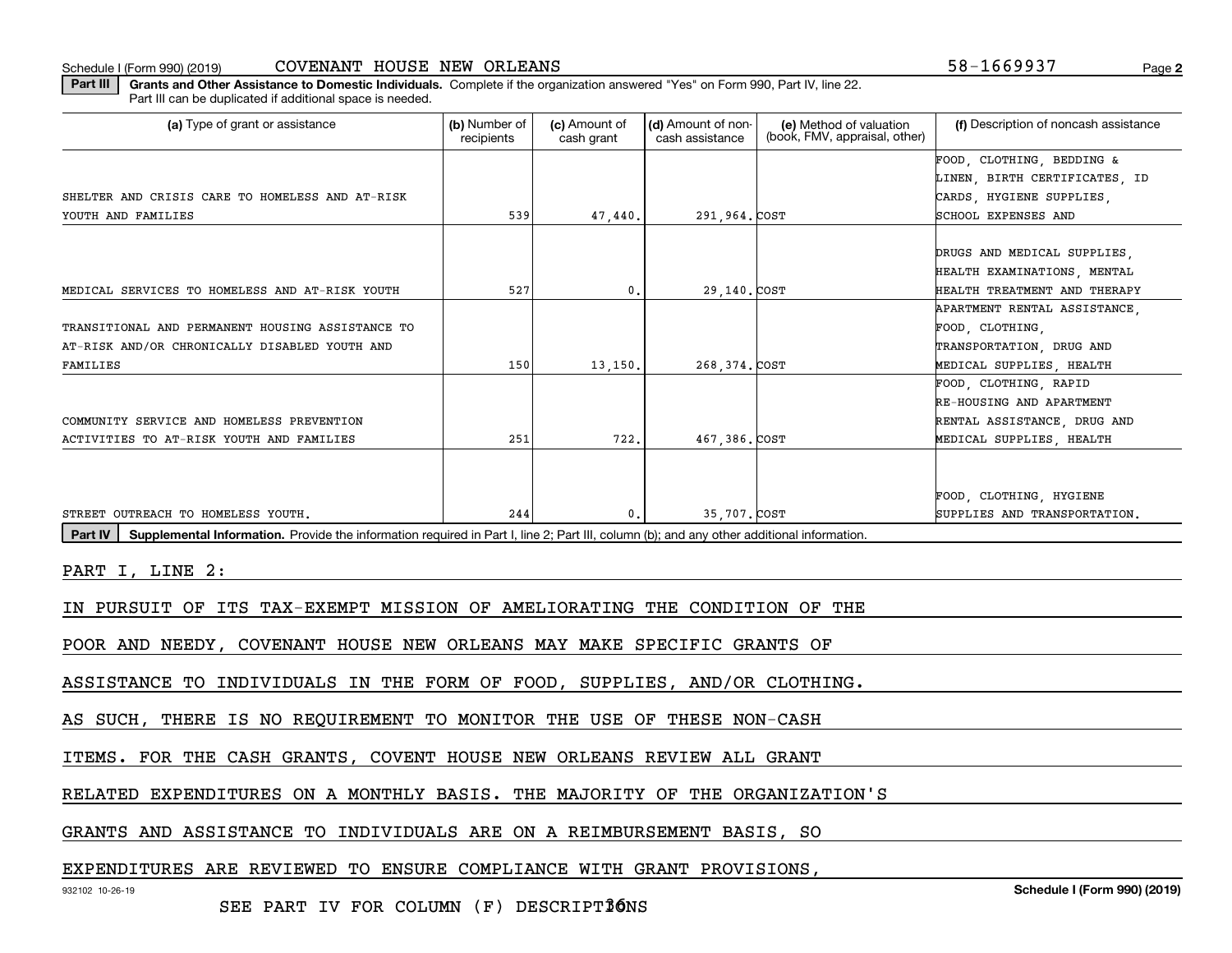Schedule I (Form 990) (2019) COVENANT HOUSE NEW ORLEANS 58-1669937

**Part III** **Grants and Other Assistance to Domestic Individuals.** Complete if the organization answered "Yes" on Form 990, Part IV, line 22. Part III can be duplicated if additional space is needed.

| (a) Type of grant or assistance | (b) Number of recipients | (c) Amount of cash grant | (d) Amount of non-cash assistance | (e) Method of valuation (book, FMV, appraisal, other) | (f) Description of noncash assistance |
|---|---|---|---|---|---|
| SHELTER AND CRISIS CARE TO HOMELESS AND AT-RISK YOUTH AND FAMILIES | 539 | 47,440. | 291,964. | COST | FOOD, CLOTHING, BEDDING & LINEN, BIRTH CERTIFICATES, ID CARDS, HYGIENE SUPPLIES, SCHOOL EXPENSES AND |
| MEDICAL SERVICES TO HOMELESS AND AT-RISK YOUTH | 527 | 0. | 29,140. | COST | DRUGS AND MEDICAL SUPPLIES, HEALTH EXAMINATIONS, MENTAL HEALTH TREATMENT AND THERAPY |
| TRANSITIONAL AND PERMANENT HOUSING ASSISTANCE TO AT-RISK AND/OR CHRONICALLY DISABLED YOUTH AND FAMILIES | 150 | 13,150. | 268,374. | COST | APARTMENT RENTAL ASSISTANCE, FOOD, CLOTHING, TRANSPORTATION, DRUG AND MEDICAL SUPPLIES, HEALTH |
| COMMUNITY SERVICE AND HOMELESS PREVENTION ACTIVITIES TO AT-RISK YOUTH AND FAMILIES | 251 | 722. | 467,386. | COST | FOOD, CLOTHING, RAPID RE-HOUSING AND APARTMENT RENTAL ASSISTANCE, DRUG AND MEDICAL SUPPLIES, HEALTH |
| STREET OUTREACH TO HOMELESS YOUTH. | 244 | 0. | 35,707. | COST | FOOD, CLOTHING, HYGIENE SUPPLIES AND TRANSPORTATION. |

**Part IV** **Supplemental Information.** Provide the information required in Part I, line 2; Part III, column (b); and any other additional information.

PART I, LINE 2:

IN PURSUIT OF ITS TAX-EXEMPT MISSION OF AMELIORATING THE CONDITION OF THE POOR AND NEEDY, COVENANT HOUSE NEW ORLEANS MAY MAKE SPECIFIC GRANTS OF ASSISTANCE TO INDIVIDUALS IN THE FORM OF FOOD, SUPPLIES, AND/OR CLOTHING. AS SUCH, THERE IS NO REQUIREMENT TO MONITOR THE USE OF THESE NON-CASH ITEMS. FOR THE CASH GRANTS, COVENT HOUSE NEW ORLEANS REVIEW ALL GRANT RELATED EXPENDITURES ON A MONTHLY BASIS. THE MAJORITY OF THE ORGANIZATION'S GRANTS AND ASSISTANCE TO INDIVIDUALS ARE ON A REIMBURSEMENT BASIS, SO EXPENDITURES ARE REVIEWED TO ENSURE COMPLIANCE WITH GRANT PROVISIONS,

932102 10-26-19 **Schedule I (Form 990) (2019)**

SEE PART IV FOR COLUMN (F) DESCRIPTIONS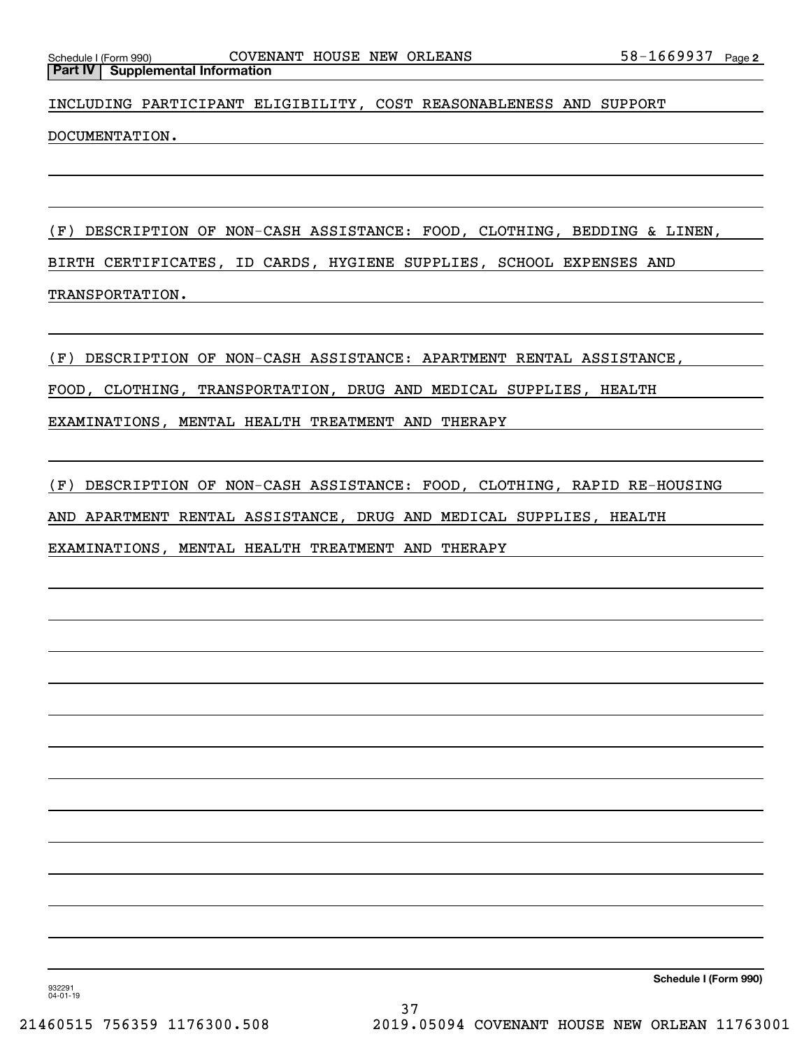Schedule I (Form 990) COVENANT HOUSE NEW ORLEANS 58-1669937 Page 2

**Part IV | Supplemental Information**

INCLUDING PARTICIPANT ELIGIBILITY, COST REASONABLENESS AND SUPPORT DOCUMENTATION.

(F) DESCRIPTION OF NON-CASH ASSISTANCE: FOOD, CLOTHING, BEDDING & LINEN, BIRTH CERTIFICATES, ID CARDS, HYGIENE SUPPLIES, SCHOOL EXPENSES AND TRANSPORTATION.

(F) DESCRIPTION OF NON-CASH ASSISTANCE: APARTMENT RENTAL ASSISTANCE, FOOD, CLOTHING, TRANSPORTATION, DRUG AND MEDICAL SUPPLIES, HEALTH EXAMINATIONS, MENTAL HEALTH TREATMENT AND THERAPY

(F) DESCRIPTION OF NON-CASH ASSISTANCE: FOOD, CLOTHING, RAPID RE-HOUSING AND APARTMENT RENTAL ASSISTANCE, DRUG AND MEDICAL SUPPLIES, HEALTH EXAMINATIONS, MENTAL HEALTH TREATMENT AND THERAPY

932291 04-01-19

**Schedule I (Form 990)**

21460515 756359 1176300.508 2019.05094 COVENANT HOUSE NEW ORLEAN 11763001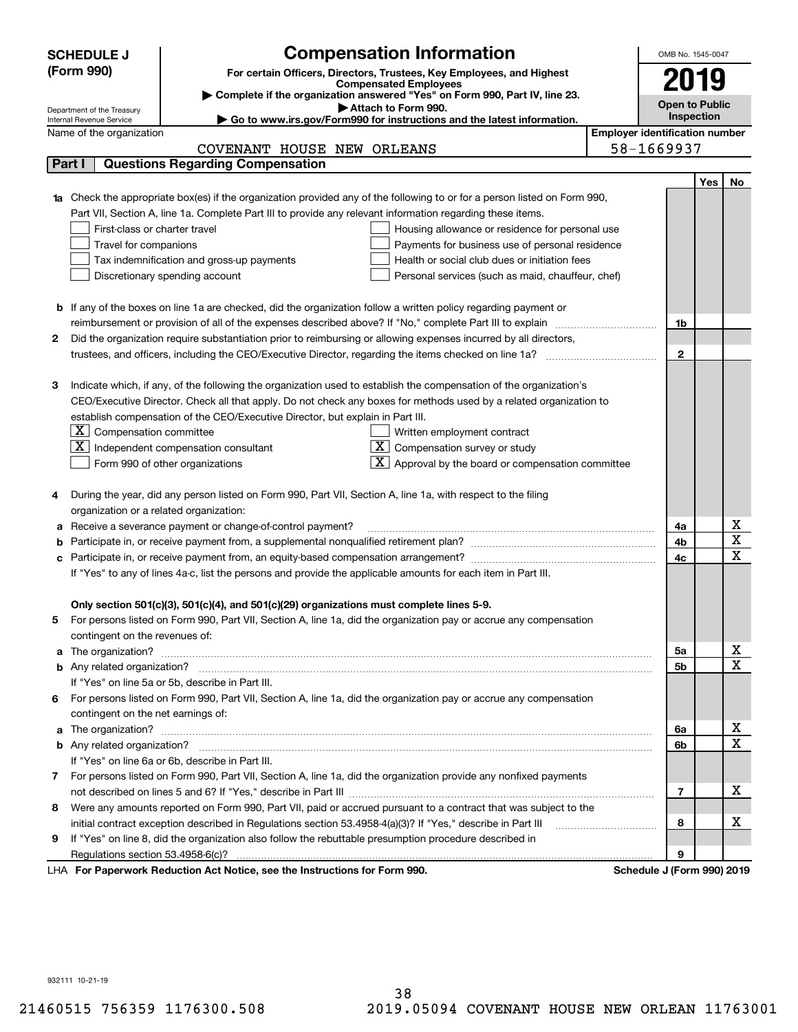# SCHEDULE J (Form 990)

Department of the Treasury
Internal Revenue Service

## Compensation Information

**For certain Officers, Directors, Trustees, Key Employees, and Highest Compensated Employees**

▶ Complete if the organization answered "Yes" on Form 990, Part IV, line 23.

▶ Attach to Form 990.

▶ Go to www.irs.gov/Form990 for instructions and the latest information.

OMB No. 1545-0047

**2019**

**Open to Public Inspection**

Name of the organization: COVENANT HOUSE NEW ORLEANS

Employer identification number: 58-1669937

## Part I Questions Regarding Compensation

| | | | Yes | No |
|---|---|---|---|---|
| **1a** | Check the appropriate box(es) if the organization provided any of the following to or for a person listed on Form 990, Part VII, Section A, line 1a. Complete Part III to provide any relevant information regarding these items.<br>☐ First-class or charter travel ☐ Housing allowance or residence for personal use<br>☐ Travel for companions ☐ Payments for business use of personal residence<br>☐ Tax indemnification and gross-up payments ☐ Health or social club dues or initiation fees<br>☐ Discretionary spending account ☐ Personal services (such as maid, chauffeur, chef) | | | |
| **b** | If any of the boxes on line 1a are checked, did the organization follow a written policy regarding payment or reimbursement or provision of all of the expenses described above? If "No," complete Part III to explain | 1b | | |
| **2** | Did the organization require substantiation prior to reimbursing or allowing expenses incurred by all directors, trustees, and officers, including the CEO/Executive Director, regarding the items checked on line 1a? | 2 | | |
| **3** | Indicate which, if any, of the following the organization used to establish the compensation of the organization's CEO/Executive Director. Check all that apply. Do not check any boxes for methods used by a related organization to establish compensation of the CEO/Executive Director, but explain in Part III.<br>☒ Compensation committee ☐ Written employment contract<br>☒ Independent compensation consultant ☒ Compensation survey or study<br>☐ Form 990 of other organizations ☒ Approval by the board or compensation committee | | | |
| **4** | During the year, did any person listed on Form 990, Part VII, Section A, line 1a, with respect to the filing organization or a related organization: | | | |
| **a** | Receive a severance payment or change-of-control payment? | 4a | | X |
| **b** | Participate in, or receive payment from, a supplemental nonqualified retirement plan? | 4b | | X |
| **c** | Participate in, or receive payment from, an equity-based compensation arrangement? | 4c | | X |
| | If "Yes" to any of lines 4a-c, list the persons and provide the applicable amounts for each item in Part III. | | | |
| | **Only section 501(c)(3), 501(c)(4), and 501(c)(29) organizations must complete lines 5-9.** | | | |
| **5** | For persons listed on Form 990, Part VII, Section A, line 1a, did the organization pay or accrue any compensation contingent on the revenues of: | | | |
| **a** | The organization? | 5a | | X |
| **b** | Any related organization? | 5b | | X |
| | If "Yes" on line 5a or 5b, describe in Part III. | | | |
| **6** | For persons listed on Form 990, Part VII, Section A, line 1a, did the organization pay or accrue any compensation contingent on the net earnings of: | | | |
| **a** | The organization? | 6a | | X |
| **b** | Any related organization? | 6b | | X |
| | If "Yes" on line 6a or 6b, describe in Part III. | | | |
| **7** | For persons listed on Form 990, Part VII, Section A, line 1a, did the organization provide any nonfixed payments not described on lines 5 and 6? If "Yes," describe in Part III | 7 | | X |
| **8** | Were any amounts reported on Form 990, Part VII, paid or accrued pursuant to a contract that was subject to the initial contract exception described in Regulations section 53.4958-4(a)(3)? If "Yes," describe in Part III | 8 | | X |
| **9** | If "Yes" on line 8, did the organization also follow the rebuttable presumption procedure described in Regulations section 53.4958-6(c)? | 9 | | |

LHA **For Paperwork Reduction Act Notice, see the Instructions for Form 990.** **Schedule J (Form 990) 2019**

932111 10-21-19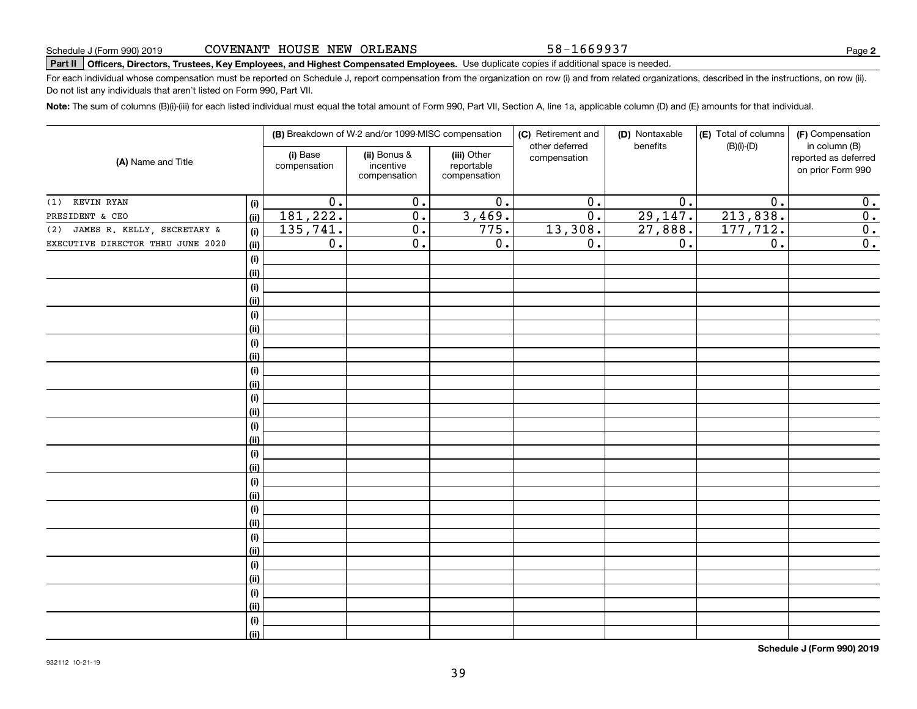Schedule J (Form 990) 2019 COVENANT HOUSE NEW ORLEANS 58-1669937 Page **2**

**Part II Officers, Directors, Trustees, Key Employees, and Highest Compensated Employees.** Use duplicate copies if additional space is needed.

For each individual whose compensation must be reported on Schedule J, report compensation from the organization on row (i) and from related organizations, described in the instructions, on row (ii). Do not list any individuals that aren't listed on Form 990, Part VII.

**Note:** The sum of columns (B)(i)-(iii) for each listed individual must equal the total amount of Form 990, Part VII, Section A, line 1a, applicable column (D) and (E) amounts for that individual.

| (A) Name and Title | | (B) Breakdown of W-2 and/or 1099-MISC compensation | | | (C) Retirement and other deferred compensation | (D) Nontaxable benefits | (E) Total of columns (B)(i)-(D) | (F) Compensation in column (B) reported as deferred on prior Form 990 |
|---|---|---|---|---|---|---|---|---|
| | | (i) Base compensation | (ii) Bonus & incentive compensation | (iii) Other reportable compensation | | | | |
| (1) KEVIN RYAN | (i) | 0. | 0. | 0. | 0. | 0. | 0. | 0. |
| PRESIDENT & CEO | (ii) | 181,222. | 0. | 3,469. | 0. | 29,147. | 213,838. | 0. |
| (2) JAMES R. KELLY, SECRETARY & | (i) | 135,741. | 0. | 775. | 13,308. | 27,888. | 177,712. | 0. |
| EXECUTIVE DIRECTOR THRU JUNE 2020 | (ii) | 0. | 0. | 0. | 0. | 0. | 0. | 0. |

**Schedule J (Form 990) 2019**

932112 10-21-19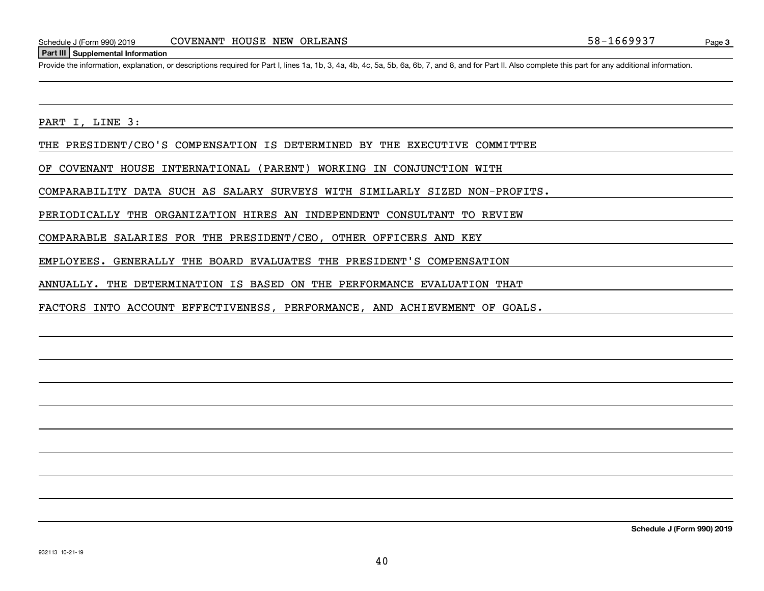Schedule J (Form 990) 2019 COVENANT HOUSE NEW ORLEANS 58-1669937 Page **3**

**Part III Supplemental Information**

Provide the information, explanation, or descriptions required for Part I, lines 1a, 1b, 3, 4a, 4b, 4c, 5a, 5b, 6a, 6b, 7, and 8, and for Part II. Also complete this part for any additional information.

PART I, LINE 3:

THE PRESIDENT/CEO'S COMPENSATION IS DETERMINED BY THE EXECUTIVE COMMITTEE OF COVENANT HOUSE INTERNATIONAL (PARENT) WORKING IN CONJUNCTION WITH COMPARABILITY DATA SUCH AS SALARY SURVEYS WITH SIMILARLY SIZED NON-PROFITS. PERIODICALLY THE ORGANIZATION HIRES AN INDEPENDENT CONSULTANT TO REVIEW COMPARABLE SALARIES FOR THE PRESIDENT/CEO, OTHER OFFICERS AND KEY EMPLOYEES. GENERALLY THE BOARD EVALUATES THE PRESIDENT'S COMPENSATION ANNUALLY. THE DETERMINATION IS BASED ON THE PERFORMANCE EVALUATION THAT FACTORS INTO ACCOUNT EFFECTIVENESS, PERFORMANCE, AND ACHIEVEMENT OF GOALS.

**Schedule J (Form 990) 2019**

932113 10-21-19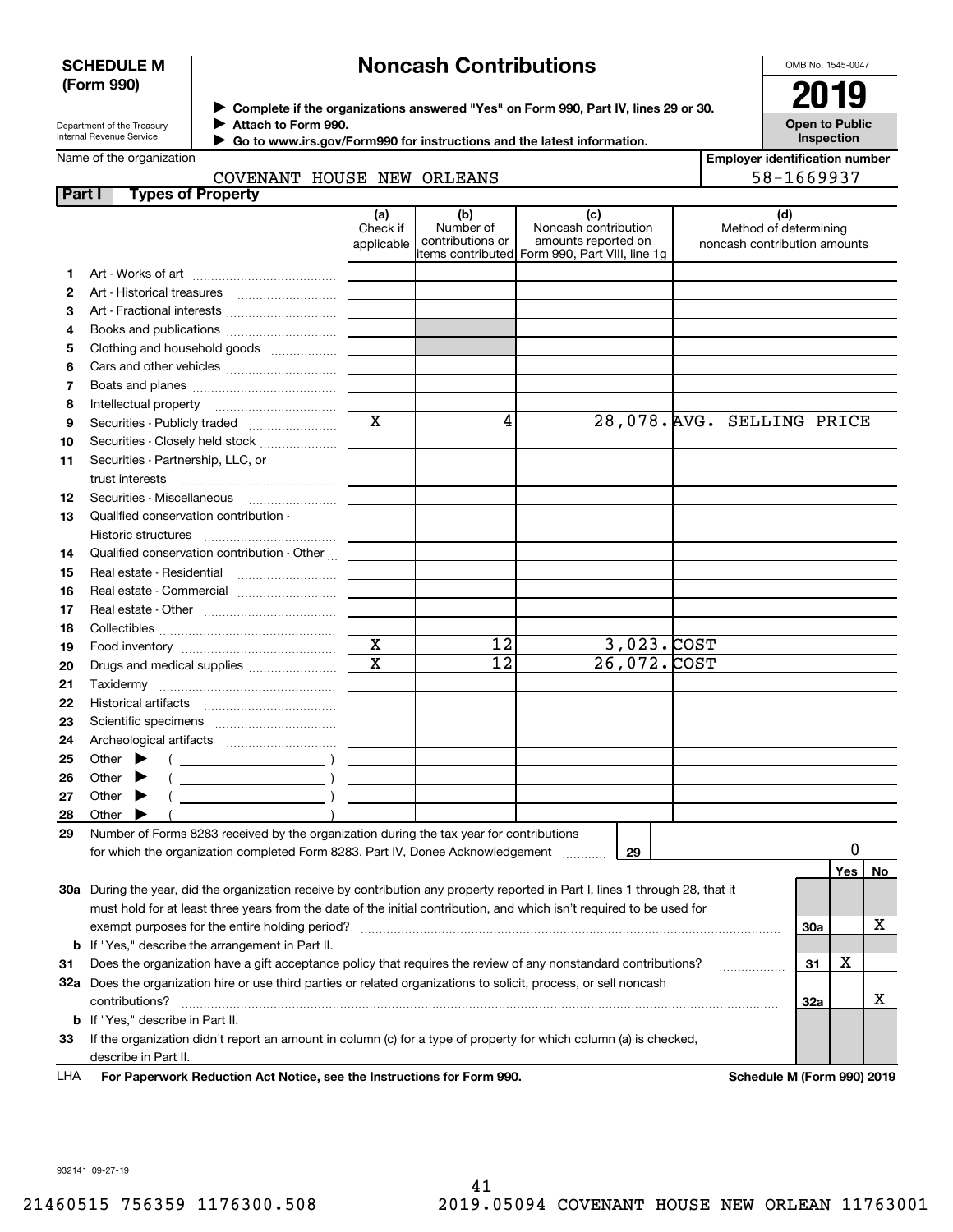**SCHEDULE M (Form 990)**

# Noncash Contributions

▶ Complete if the organizations answered "Yes" on Form 990, Part IV, lines 29 or 30.
▶ Attach to Form 990.
▶ Go to www.irs.gov/Form990 for instructions and the latest information.

OMB No. 1545-0047

**2019**

**Open to Public Inspection**

Department of the Treasury
Internal Revenue Service

Name of the organization: COVENANT HOUSE NEW ORLEANS

Employer identification number: 58-1669937

## Part I Types of Property

| | | (a) Check if applicable | (b) Number of contributions or items contributed | (c) Noncash contribution amounts reported on Form 990, Part VIII, line 1g | (d) Method of determining noncash contribution amounts |
|---|---|---|---|---|---|
| 1 | Art - Works of art | | | | |
| 2 | Art - Historical treasures | | | | |
| 3 | Art - Fractional interests | | | | |
| 4 | Books and publications | | | | |
| 5 | Clothing and household goods | | | | |
| 6 | Cars and other vehicles | | | | |
| 7 | Boats and planes | | | | |
| 8 | Intellectual property | | | | |
| 9 | Securities - Publicly traded | X | 4 | 28,078. | AVG. SELLING PRICE |
| 10 | Securities - Closely held stock | | | | |
| 11 | Securities - Partnership, LLC, or trust interests | | | | |
| 12 | Securities - Miscellaneous | | | | |
| 13 | Qualified conservation contribution - Historic structures | | | | |
| 14 | Qualified conservation contribution - Other | | | | |
| 15 | Real estate - Residential | | | | |
| 16 | Real estate - Commercial | | | | |
| 17 | Real estate - Other | | | | |
| 18 | Collectibles | | | | |
| 19 | Food inventory | X | 12 | 3,023. | COST |
| 20 | Drugs and medical supplies | X | 12 | 26,072. | COST |
| 21 | Taxidermy | | | | |
| 22 | Historical artifacts | | | | |
| 23 | Scientific specimens | | | | |
| 24 | Archeological artifacts | | | | |
| 25 | Other ▶ ( ) | | | | |
| 26 | Other ▶ ( ) | | | | |
| 27 | Other ▶ ( ) | | | | |
| 28 | Other ▶ ( ) | | | | |

**29** Number of Forms 8283 received by the organization during the tax year for contributions for which the organization completed Form 8283, Part IV, Donee Acknowledgement ..... **29** | 0

| | | | Yes | No |
|---|---|---|---|---|
| **30a** | During the year, did the organization receive by contribution any property reported in Part I, lines 1 through 28, that it must hold for at least three years from the date of the initial contribution, and which isn't required to be used for exempt purposes for the entire holding period? | 30a | | X |
| **b** | If "Yes," describe the arrangement in Part II. | | | |
| **31** | Does the organization have a gift acceptance policy that requires the review of any nonstandard contributions? | 31 | X | |
| **32a** | Does the organization hire or use third parties or related organizations to solicit, process, or sell noncash contributions? | 32a | | X |
| **b** | If "Yes," describe in Part II. | | | |
| **33** | If the organization didn't report an amount in column (c) for a type of property for which column (a) is checked, describe in Part II. | | | |

LHA **For Paperwork Reduction Act Notice, see the Instructions for Form 990.** **Schedule M (Form 990) 2019**

932141 09-27-19

21460515 756359 1176300.508 2019.05094 COVENANT HOUSE NEW ORLEAN 11763001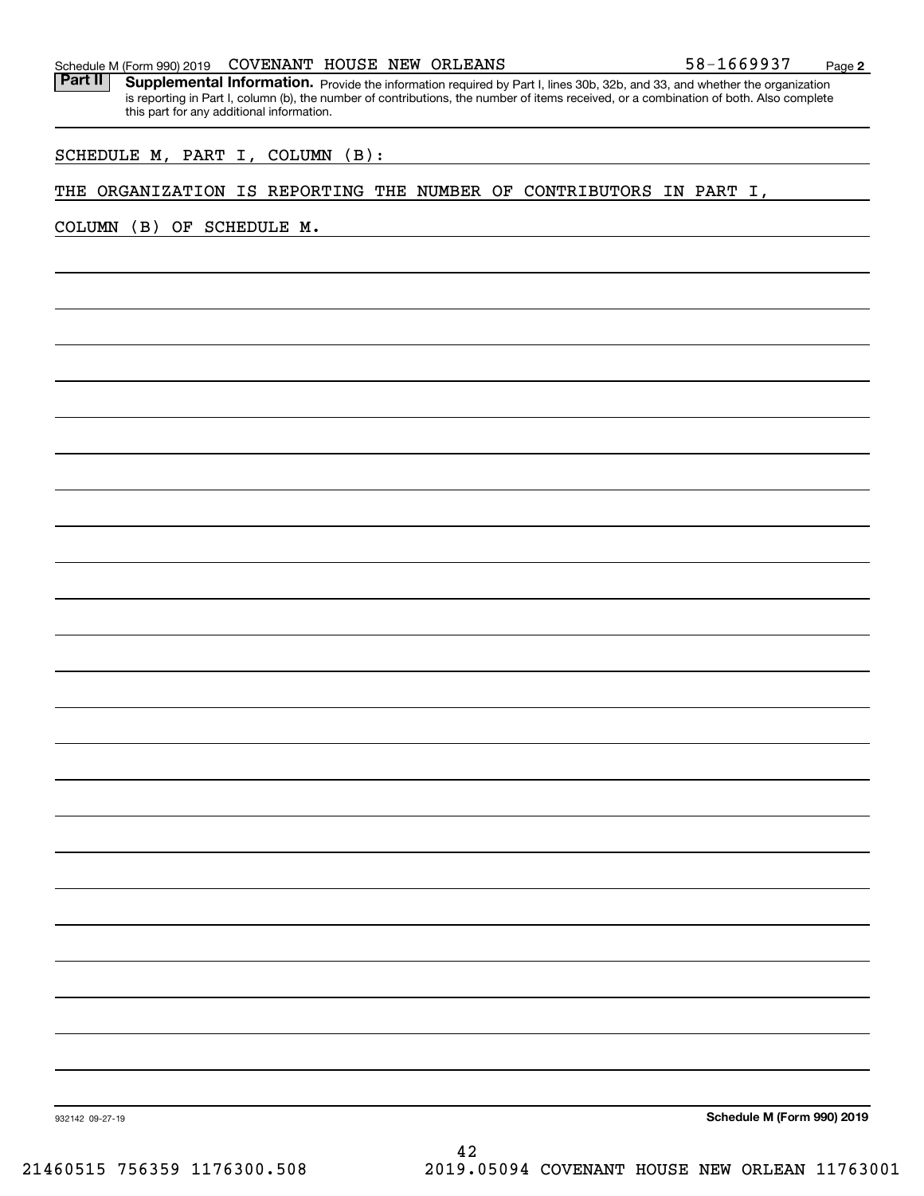Schedule M (Form 990) 2019 COVENANT HOUSE NEW ORLEANS 58-1669937 Page 2

**Part II** **Supplemental Information.** Provide the information required by Part I, lines 30b, 32b, and 33, and whether the organization is reporting in Part I, column (b), the number of contributions, the number of items received, or a combination of both. Also complete this part for any additional information.

SCHEDULE M, PART I, COLUMN (B):

THE ORGANIZATION IS REPORTING THE NUMBER OF CONTRIBUTORS IN PART I, COLUMN (B) OF SCHEDULE M.

932142 09-27-19 **Schedule M (Form 990) 2019**

21460515 756359 1176300.508 2019.05094 COVENANT HOUSE NEW ORLEAN 11763001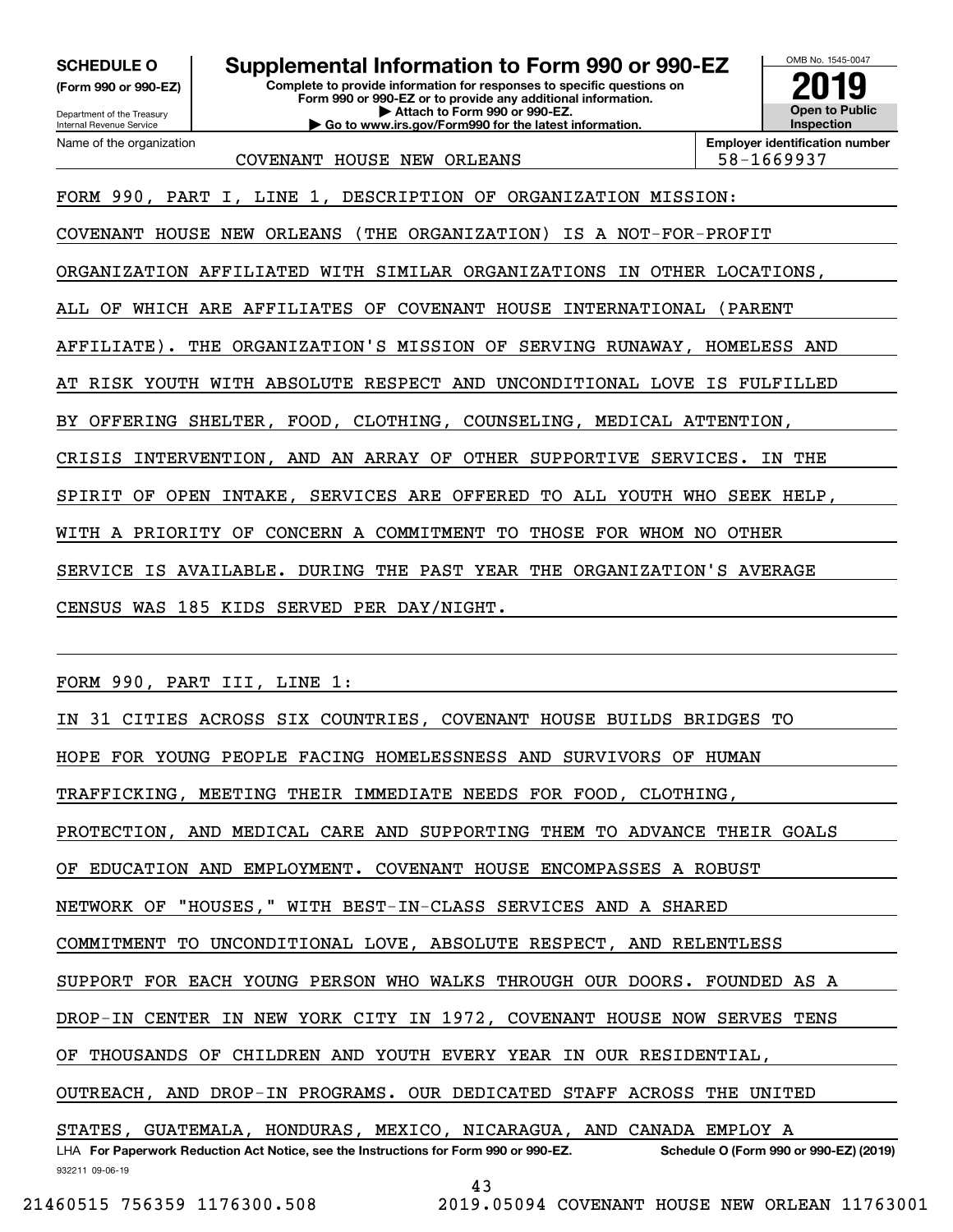**SCHEDULE O**
**(Form 990 or 990-EZ)**

Department of the Treasury
Internal Revenue Service

# Supplemental Information to Form 990 or 990-EZ

**Complete to provide information for responses to specific questions on Form 990 or 990-EZ or to provide any additional information.**
**▶ Attach to Form 990 or 990-EZ.**
**▶ Go to www.irs.gov/Form990 for the latest information.**

OMB No. 1545-0047

**2019**

**Open to Public Inspection**

| Name of the organization | Employer identification number |
|---|---|
| COVENANT HOUSE NEW ORLEANS | 58-1669937 |

FORM 990, PART I, LINE 1, DESCRIPTION OF ORGANIZATION MISSION:

COVENANT HOUSE NEW ORLEANS (THE ORGANIZATION) IS A NOT-FOR-PROFIT ORGANIZATION AFFILIATED WITH SIMILAR ORGANIZATIONS IN OTHER LOCATIONS, ALL OF WHICH ARE AFFILIATES OF COVENANT HOUSE INTERNATIONAL (PARENT AFFILIATE). THE ORGANIZATION'S MISSION OF SERVING RUNAWAY, HOMELESS AND AT RISK YOUTH WITH ABSOLUTE RESPECT AND UNCONDITIONAL LOVE IS FULFILLED BY OFFERING SHELTER, FOOD, CLOTHING, COUNSELING, MEDICAL ATTENTION, CRISIS INTERVENTION, AND AN ARRAY OF OTHER SUPPORTIVE SERVICES. IN THE SPIRIT OF OPEN INTAKE, SERVICES ARE OFFERED TO ALL YOUTH WHO SEEK HELP, WITH A PRIORITY OF CONCERN A COMMITMENT TO THOSE FOR WHOM NO OTHER SERVICE IS AVAILABLE. DURING THE PAST YEAR THE ORGANIZATION'S AVERAGE CENSUS WAS 185 KIDS SERVED PER DAY/NIGHT.

FORM 990, PART III, LINE 1:

IN 31 CITIES ACROSS SIX COUNTRIES, COVENANT HOUSE BUILDS BRIDGES TO HOPE FOR YOUNG PEOPLE FACING HOMELESSNESS AND SURVIVORS OF HUMAN TRAFFICKING, MEETING THEIR IMMEDIATE NEEDS FOR FOOD, CLOTHING, PROTECTION, AND MEDICAL CARE AND SUPPORTING THEM TO ADVANCE THEIR GOALS OF EDUCATION AND EMPLOYMENT. COVENANT HOUSE ENCOMPASSES A ROBUST NETWORK OF "HOUSES," WITH BEST-IN-CLASS SERVICES AND A SHARED COMMITMENT TO UNCONDITIONAL LOVE, ABSOLUTE RESPECT, AND RELENTLESS SUPPORT FOR EACH YOUNG PERSON WHO WALKS THROUGH OUR DOORS. FOUNDED AS A DROP-IN CENTER IN NEW YORK CITY IN 1972, COVENANT HOUSE NOW SERVES TENS OF THOUSANDS OF CHILDREN AND YOUTH EVERY YEAR IN OUR RESIDENTIAL, OUTREACH, AND DROP-IN PROGRAMS. OUR DEDICATED STAFF ACROSS THE UNITED STATES, GUATEMALA, HONDURAS, MEXICO, NICARAGUA, AND CANADA EMPLOY A

LHA **For Paperwork Reduction Act Notice, see the Instructions for Form 990 or 990-EZ.** **Schedule O (Form 990 or 990-EZ) (2019)**
932211 09-06-19

21460515 756359 1176300.508 2019.05094 COVENANT HOUSE NEW ORLEAN 11763001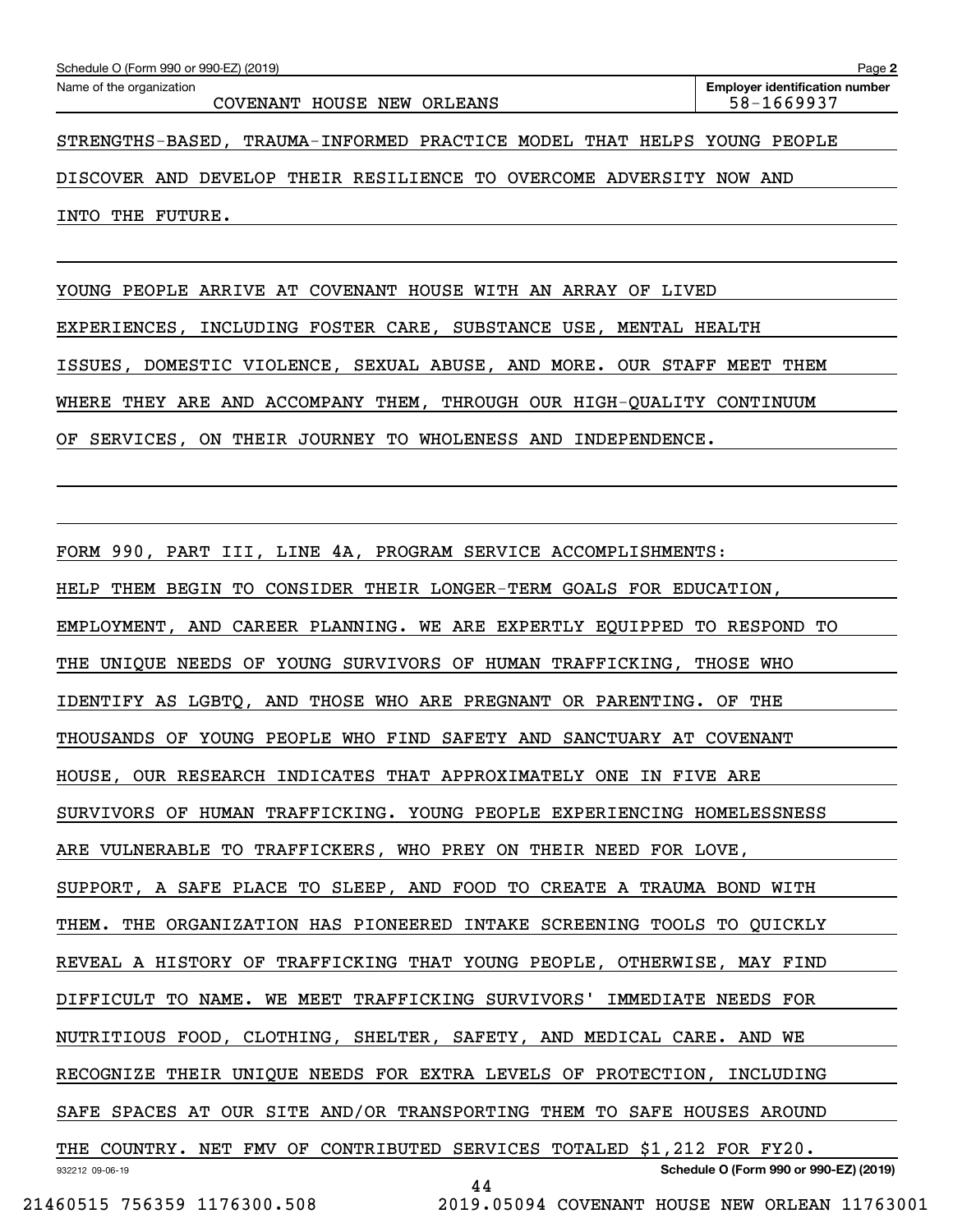STRENGTHS-BASED, TRAUMA-INFORMED PRACTICE MODEL THAT HELPS YOUNG PEOPLE DISCOVER AND DEVELOP THEIR RESILIENCE TO OVERCOME ADVERSITY NOW AND INTO THE FUTURE.

YOUNG PEOPLE ARRIVE AT COVENANT HOUSE WITH AN ARRAY OF LIVED EXPERIENCES, INCLUDING FOSTER CARE, SUBSTANCE USE, MENTAL HEALTH ISSUES, DOMESTIC VIOLENCE, SEXUAL ABUSE, AND MORE. OUR STAFF MEET THEM WHERE THEY ARE AND ACCOMPANY THEM, THROUGH OUR HIGH-QUALITY CONTINUUM OF SERVICES, ON THEIR JOURNEY TO WHOLENESS AND INDEPENDENCE.

FORM 990, PART III, LINE 4A, PROGRAM SERVICE ACCOMPLISHMENTS:

HELP THEM BEGIN TO CONSIDER THEIR LONGER-TERM GOALS FOR EDUCATION, EMPLOYMENT, AND CAREER PLANNING. WE ARE EXPERTLY EQUIPPED TO RESPOND TO THE UNIQUE NEEDS OF YOUNG SURVIVORS OF HUMAN TRAFFICKING, THOSE WHO IDENTIFY AS LGBTQ, AND THOSE WHO ARE PREGNANT OR PARENTING. OF THE THOUSANDS OF YOUNG PEOPLE WHO FIND SAFETY AND SANCTUARY AT COVENANT HOUSE, OUR RESEARCH INDICATES THAT APPROXIMATELY ONE IN FIVE ARE SURVIVORS OF HUMAN TRAFFICKING. YOUNG PEOPLE EXPERIENCING HOMELESSNESS ARE VULNERABLE TO TRAFFICKERS, WHO PREY ON THEIR NEED FOR LOVE, SUPPORT, A SAFE PLACE TO SLEEP, AND FOOD TO CREATE A TRAUMA BOND WITH THEM. THE ORGANIZATION HAS PIONEERED INTAKE SCREENING TOOLS TO QUICKLY REVEAL A HISTORY OF TRAFFICKING THAT YOUNG PEOPLE, OTHERWISE, MAY FIND DIFFICULT TO NAME. WE MEET TRAFFICKING SURVIVORS' IMMEDIATE NEEDS FOR NUTRITIOUS FOOD, CLOTHING, SHELTER, SAFETY, AND MEDICAL CARE. AND WE RECOGNIZE THEIR UNIQUE NEEDS FOR EXTRA LEVELS OF PROTECTION, INCLUDING SAFE SPACES AT OUR SITE AND/OR TRANSPORTING THEM TO SAFE HOUSES AROUND THE COUNTRY. NET FMV OF CONTRIBUTED SERVICES TOTALED $1,212 FOR FY20.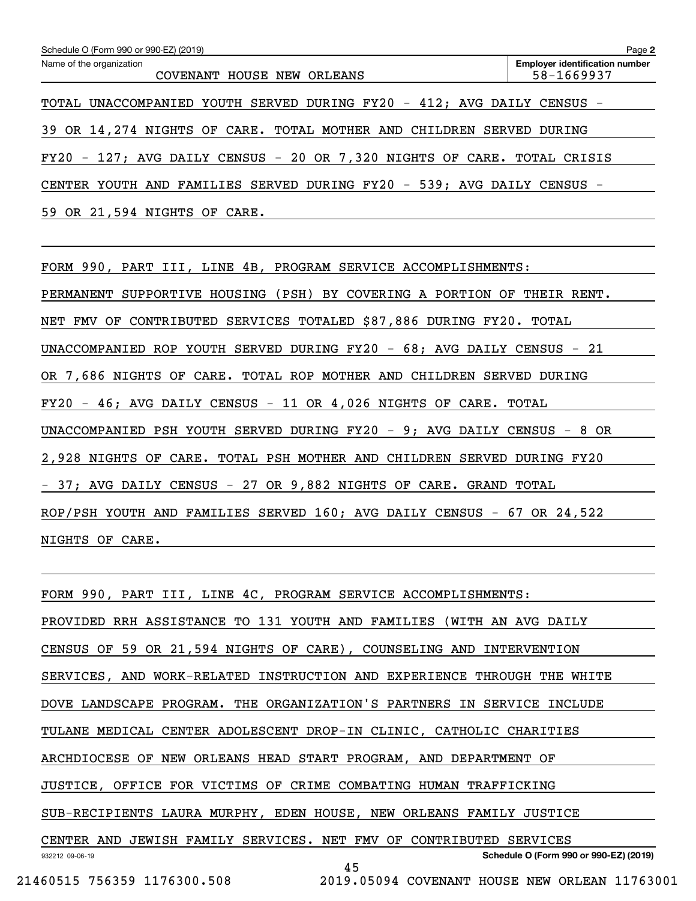Schedule O (Form 990 or 990-EZ) (2019)

Name of the organization: COVENANT HOUSE NEW ORLEANS

Employer identification number: 58-1669937

TOTAL UNACCOMPANIED YOUTH SERVED DURING FY20 - 412; AVG DAILY CENSUS - 39 OR 14,274 NIGHTS OF CARE. TOTAL MOTHER AND CHILDREN SERVED DURING FY20 - 127; AVG DAILY CENSUS - 20 OR 7,320 NIGHTS OF CARE. TOTAL CRISIS CENTER YOUTH AND FAMILIES SERVED DURING FY20 - 539; AVG DAILY CENSUS - 59 OR 21,594 NIGHTS OF CARE.

FORM 990, PART III, LINE 4B, PROGRAM SERVICE ACCOMPLISHMENTS:

PERMANENT SUPPORTIVE HOUSING (PSH) BY COVERING A PORTION OF THEIR RENT. NET FMV OF CONTRIBUTED SERVICES TOTALED $87,886 DURING FY20. TOTAL UNACCOMPANIED ROP YOUTH SERVED DURING FY20 - 68; AVG DAILY CENSUS - 21 OR 7,686 NIGHTS OF CARE. TOTAL ROP MOTHER AND CHILDREN SERVED DURING FY20 - 46; AVG DAILY CENSUS - 11 OR 4,026 NIGHTS OF CARE. TOTAL UNACCOMPANIED PSH YOUTH SERVED DURING FY20 - 9; AVG DAILY CENSUS - 8 OR 2,928 NIGHTS OF CARE. TOTAL PSH MOTHER AND CHILDREN SERVED DURING FY20 - 37; AVG DAILY CENSUS - 27 OR 9,882 NIGHTS OF CARE. GRAND TOTAL ROP/PSH YOUTH AND FAMILIES SERVED 160; AVG DAILY CENSUS - 67 OR 24,522 NIGHTS OF CARE.

FORM 990, PART III, LINE 4C, PROGRAM SERVICE ACCOMPLISHMENTS:

PROVIDED RRH ASSISTANCE TO 131 YOUTH AND FAMILIES (WITH AN AVG DAILY CENSUS OF 59 OR 21,594 NIGHTS OF CARE), COUNSELING AND INTERVENTION SERVICES, AND WORK-RELATED INSTRUCTION AND EXPERIENCE THROUGH THE WHITE DOVE LANDSCAPE PROGRAM. THE ORGANIZATION'S PARTNERS IN SERVICE INCLUDE TULANE MEDICAL CENTER ADOLESCENT DROP-IN CLINIC, CATHOLIC CHARITIES ARCHDIOCESE OF NEW ORLEANS HEAD START PROGRAM, AND DEPARTMENT OF JUSTICE, OFFICE FOR VICTIMS OF CRIME COMBATING HUMAN TRAFFICKING SUB-RECIPIENTS LAURA MURPHY, EDEN HOUSE, NEW ORLEANS FAMILY JUSTICE CENTER AND JEWISH FAMILY SERVICES. NET FMV OF CONTRIBUTED SERVICES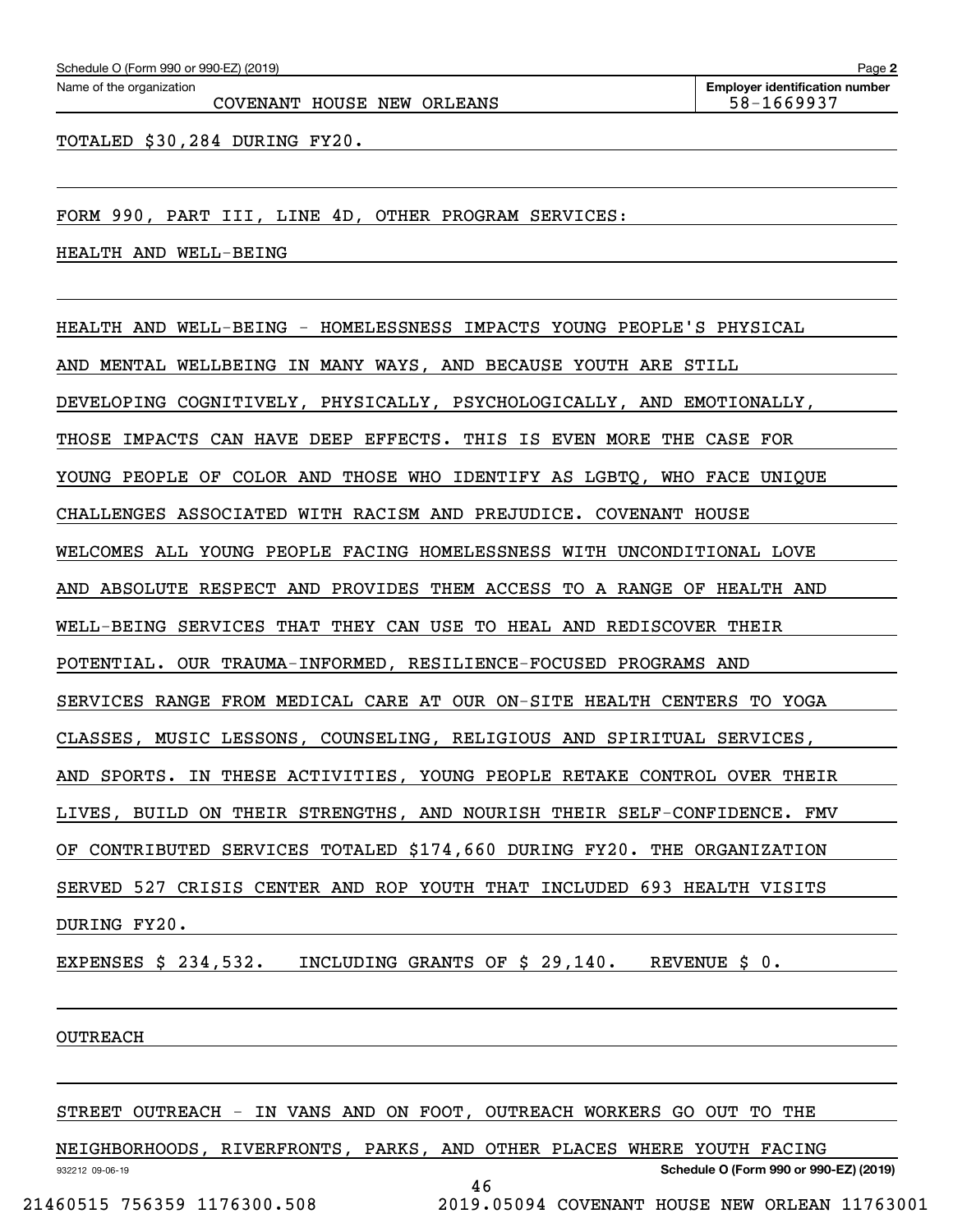TOTALED $30,284 DURING FY20.

FORM 990, PART III, LINE 4D, OTHER PROGRAM SERVICES:

HEALTH AND WELL-BEING

HEALTH AND WELL-BEING - HOMELESSNESS IMPACTS YOUNG PEOPLE'S PHYSICAL AND MENTAL WELLBEING IN MANY WAYS, AND BECAUSE YOUTH ARE STILL DEVELOPING COGNITIVELY, PHYSICALLY, PSYCHOLOGICALLY, AND EMOTIONALLY, THOSE IMPACTS CAN HAVE DEEP EFFECTS. THIS IS EVEN MORE THE CASE FOR YOUNG PEOPLE OF COLOR AND THOSE WHO IDENTIFY AS LGBTQ, WHO FACE UNIQUE CHALLENGES ASSOCIATED WITH RACISM AND PREJUDICE. COVENANT HOUSE WELCOMES ALL YOUNG PEOPLE FACING HOMELESSNESS WITH UNCONDITIONAL LOVE AND ABSOLUTE RESPECT AND PROVIDES THEM ACCESS TO A RANGE OF HEALTH AND WELL-BEING SERVICES THAT THEY CAN USE TO HEAL AND REDISCOVER THEIR POTENTIAL. OUR TRAUMA-INFORMED, RESILIENCE-FOCUSED PROGRAMS AND SERVICES RANGE FROM MEDICAL CARE AT OUR ON-SITE HEALTH CENTERS TO YOGA CLASSES, MUSIC LESSONS, COUNSELING, RELIGIOUS AND SPIRITUAL SERVICES, AND SPORTS. IN THESE ACTIVITIES, YOUNG PEOPLE RETAKE CONTROL OVER THEIR LIVES, BUILD ON THEIR STRENGTHS, AND NOURISH THEIR SELF-CONFIDENCE. FMV OF CONTRIBUTED SERVICES TOTALED $174,660 DURING FY20. THE ORGANIZATION SERVED 527 CRISIS CENTER AND ROP YOUTH THAT INCLUDED 693 HEALTH VISITS DURING FY20.

EXPENSES $ 234,532. INCLUDING GRANTS OF $ 29,140. REVENUE $ 0.

OUTREACH

STREET OUTREACH - IN VANS AND ON FOOT, OUTREACH WORKERS GO OUT TO THE NEIGHBORHOODS, RIVERFRONTS, PARKS, AND OTHER PLACES WHERE YOUTH FACING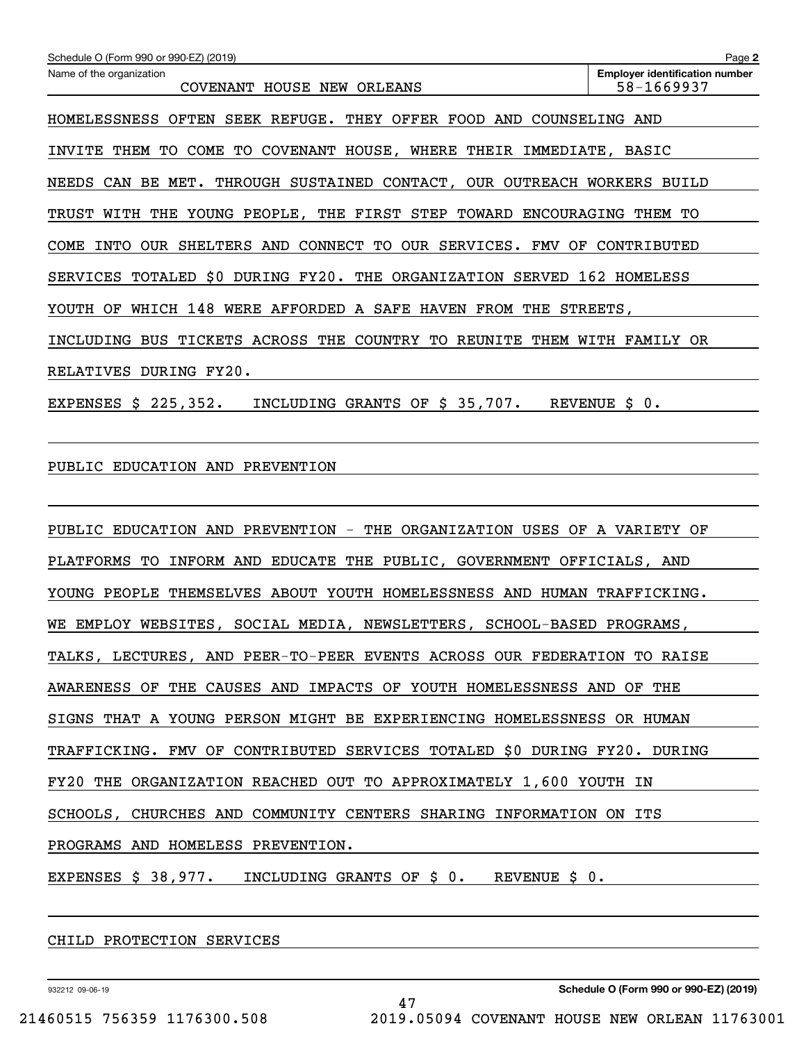HOMELESSNESS OFTEN SEEK REFUGE. THEY OFFER FOOD AND COUNSELING AND INVITE THEM TO COME TO COVENANT HOUSE, WHERE THEIR IMMEDIATE, BASIC NEEDS CAN BE MET. THROUGH SUSTAINED CONTACT, OUR OUTREACH WORKERS BUILD TRUST WITH THE YOUNG PEOPLE, THE FIRST STEP TOWARD ENCOURAGING THEM TO COME INTO OUR SHELTERS AND CONNECT TO OUR SERVICES. FMV OF CONTRIBUTED SERVICES TOTALED $0 DURING FY20. THE ORGANIZATION SERVED 162 HOMELESS YOUTH OF WHICH 148 WERE AFFORDED A SAFE HAVEN FROM THE STREETS, INCLUDING BUS TICKETS ACROSS THE COUNTRY TO REUNITE THEM WITH FAMILY OR RELATIVES DURING FY20.

EXPENSES $ 225,352.   INCLUDING GRANTS OF $ 35,707.   REVENUE $ 0.

PUBLIC EDUCATION AND PREVENTION

PUBLIC EDUCATION AND PREVENTION - THE ORGANIZATION USES OF A VARIETY OF PLATFORMS TO INFORM AND EDUCATE THE PUBLIC, GOVERNMENT OFFICIALS, AND YOUNG PEOPLE THEMSELVES ABOUT YOUTH HOMELESSNESS AND HUMAN TRAFFICKING. WE EMPLOY WEBSITES, SOCIAL MEDIA, NEWSLETTERS, SCHOOL-BASED PROGRAMS, TALKS, LECTURES, AND PEER-TO-PEER EVENTS ACROSS OUR FEDERATION TO RAISE AWARENESS OF THE CAUSES AND IMPACTS OF YOUTH HOMELESSNESS AND OF THE SIGNS THAT A YOUNG PERSON MIGHT BE EXPERIENCING HOMELESSNESS OR HUMAN TRAFFICKING. FMV OF CONTRIBUTED SERVICES TOTALED $0 DURING FY20. DURING FY20 THE ORGANIZATION REACHED OUT TO APPROXIMATELY 1,600 YOUTH IN SCHOOLS, CHURCHES AND COMMUNITY CENTERS SHARING INFORMATION ON ITS PROGRAMS AND HOMELESS PREVENTION.

EXPENSES $ 38,977.   INCLUDING GRANTS OF $ 0.   REVENUE $ 0.

CHILD PROTECTION SERVICES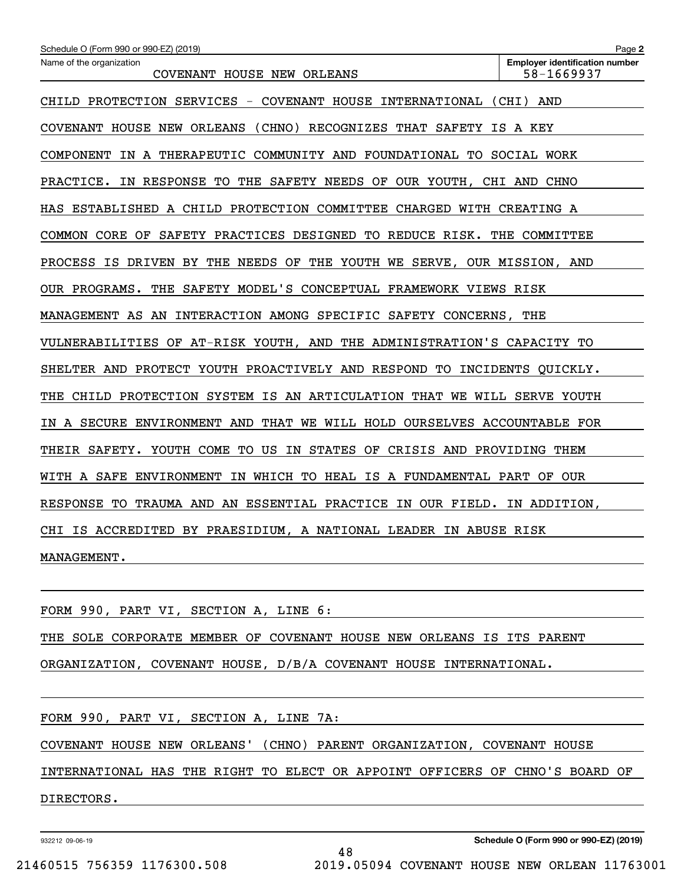Schedule O (Form 990 or 990-EZ) (2019)

Name of the organization: COVENANT HOUSE NEW ORLEANS

Employer identification number: 58-1669937

CHILD PROTECTION SERVICES - COVENANT HOUSE INTERNATIONAL (CHI) AND COVENANT HOUSE NEW ORLEANS (CHNO) RECOGNIZES THAT SAFETY IS A KEY COMPONENT IN A THERAPEUTIC COMMUNITY AND FOUNDATIONAL TO SOCIAL WORK PRACTICE. IN RESPONSE TO THE SAFETY NEEDS OF OUR YOUTH, CHI AND CHNO HAS ESTABLISHED A CHILD PROTECTION COMMITTEE CHARGED WITH CREATING A COMMON CORE OF SAFETY PRACTICES DESIGNED TO REDUCE RISK. THE COMMITTEE PROCESS IS DRIVEN BY THE NEEDS OF THE YOUTH WE SERVE, OUR MISSION, AND OUR PROGRAMS. THE SAFETY MODEL'S CONCEPTUAL FRAMEWORK VIEWS RISK MANAGEMENT AS AN INTERACTION AMONG SPECIFIC SAFETY CONCERNS, THE VULNERABILITIES OF AT-RISK YOUTH, AND THE ADMINISTRATION'S CAPACITY TO SHELTER AND PROTECT YOUTH PROACTIVELY AND RESPOND TO INCIDENTS QUICKLY. THE CHILD PROTECTION SYSTEM IS AN ARTICULATION THAT WE WILL SERVE YOUTH IN A SECURE ENVIRONMENT AND THAT WE WILL HOLD OURSELVES ACCOUNTABLE FOR THEIR SAFETY. YOUTH COME TO US IN STATES OF CRISIS AND PROVIDING THEM WITH A SAFE ENVIRONMENT IN WHICH TO HEAL IS A FUNDAMENTAL PART OF OUR RESPONSE TO TRAUMA AND AN ESSENTIAL PRACTICE IN OUR FIELD. IN ADDITION, CHI IS ACCREDITED BY PRAESIDIUM, A NATIONAL LEADER IN ABUSE RISK MANAGEMENT.

FORM 990, PART VI, SECTION A, LINE 6:

THE SOLE CORPORATE MEMBER OF COVENANT HOUSE NEW ORLEANS IS ITS PARENT ORGANIZATION, COVENANT HOUSE, D/B/A COVENANT HOUSE INTERNATIONAL.

FORM 990, PART VI, SECTION A, LINE 7A:

COVENANT HOUSE NEW ORLEANS' (CHNO) PARENT ORGANIZATION, COVENANT HOUSE INTERNATIONAL HAS THE RIGHT TO ELECT OR APPOINT OFFICERS OF CHNO'S BOARD OF DIRECTORS.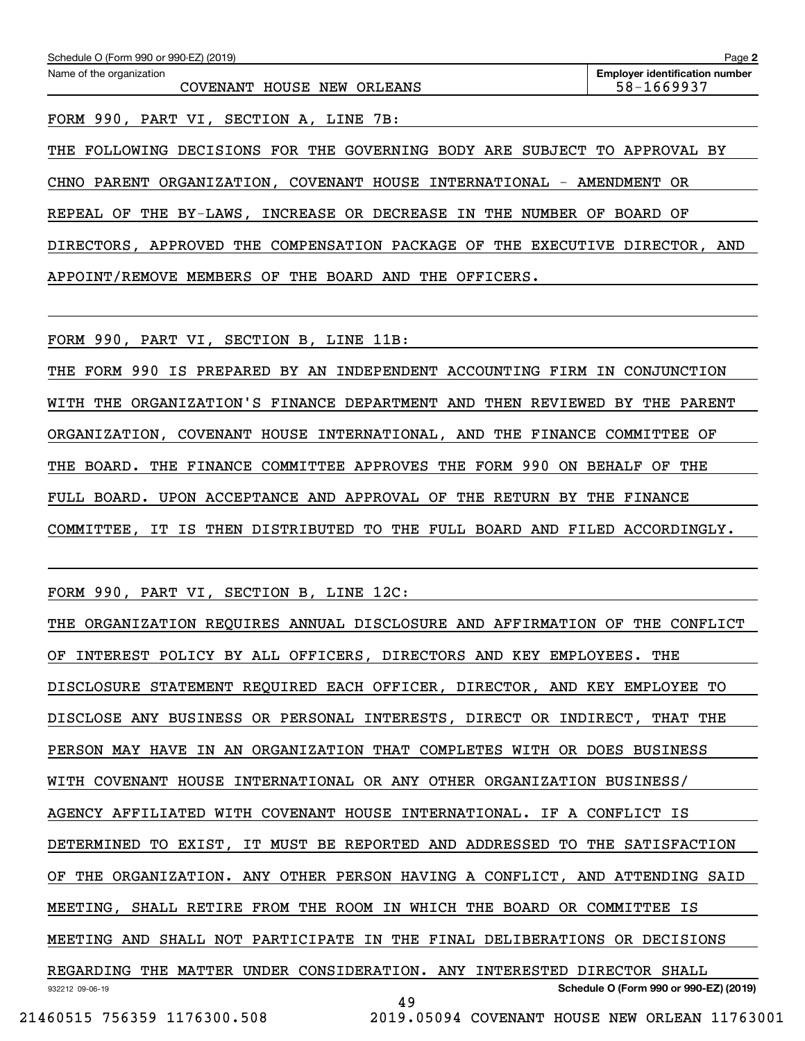Schedule O (Form 990 or 990-EZ) (2019)

Name of the organization: COVENANT HOUSE NEW ORLEANS

Employer identification number: 58-1669937

FORM 990, PART VI, SECTION A, LINE 7B:

THE FOLLOWING DECISIONS FOR THE GOVERNING BODY ARE SUBJECT TO APPROVAL BY CHNO PARENT ORGANIZATION, COVENANT HOUSE INTERNATIONAL - AMENDMENT OR REPEAL OF THE BY-LAWS, INCREASE OR DECREASE IN THE NUMBER OF BOARD OF DIRECTORS, APPROVED THE COMPENSATION PACKAGE OF THE EXECUTIVE DIRECTOR, AND APPOINT/REMOVE MEMBERS OF THE BOARD AND THE OFFICERS.

FORM 990, PART VI, SECTION B, LINE 11B:

THE FORM 990 IS PREPARED BY AN INDEPENDENT ACCOUNTING FIRM IN CONJUNCTION WITH THE ORGANIZATION'S FINANCE DEPARTMENT AND THEN REVIEWED BY THE PARENT ORGANIZATION, COVENANT HOUSE INTERNATIONAL, AND THE FINANCE COMMITTEE OF THE BOARD. THE FINANCE COMMITTEE APPROVES THE FORM 990 ON BEHALF OF THE FULL BOARD. UPON ACCEPTANCE AND APPROVAL OF THE RETURN BY THE FINANCE COMMITTEE, IT IS THEN DISTRIBUTED TO THE FULL BOARD AND FILED ACCORDINGLY.

FORM 990, PART VI, SECTION B, LINE 12C:

THE ORGANIZATION REQUIRES ANNUAL DISCLOSURE AND AFFIRMATION OF THE CONFLICT OF INTEREST POLICY BY ALL OFFICERS, DIRECTORS AND KEY EMPLOYEES. THE DISCLOSURE STATEMENT REQUIRED EACH OFFICER, DIRECTOR, AND KEY EMPLOYEE TO DISCLOSE ANY BUSINESS OR PERSONAL INTERESTS, DIRECT OR INDIRECT, THAT THE PERSON MAY HAVE IN AN ORGANIZATION THAT COMPLETES WITH OR DOES BUSINESS WITH COVENANT HOUSE INTERNATIONAL OR ANY OTHER ORGANIZATION BUSINESS/ AGENCY AFFILIATED WITH COVENANT HOUSE INTERNATIONAL. IF A CONFLICT IS DETERMINED TO EXIST, IT MUST BE REPORTED AND ADDRESSED TO THE SATISFACTION OF THE ORGANIZATION. ANY OTHER PERSON HAVING A CONFLICT, AND ATTENDING SAID MEETING, SHALL RETIRE FROM THE ROOM IN WHICH THE BOARD OR COMMITTEE IS MEETING AND SHALL NOT PARTICIPATE IN THE FINAL DELIBERATIONS OR DECISIONS REGARDING THE MATTER UNDER CONSIDERATION. ANY INTERESTED DIRECTOR SHALL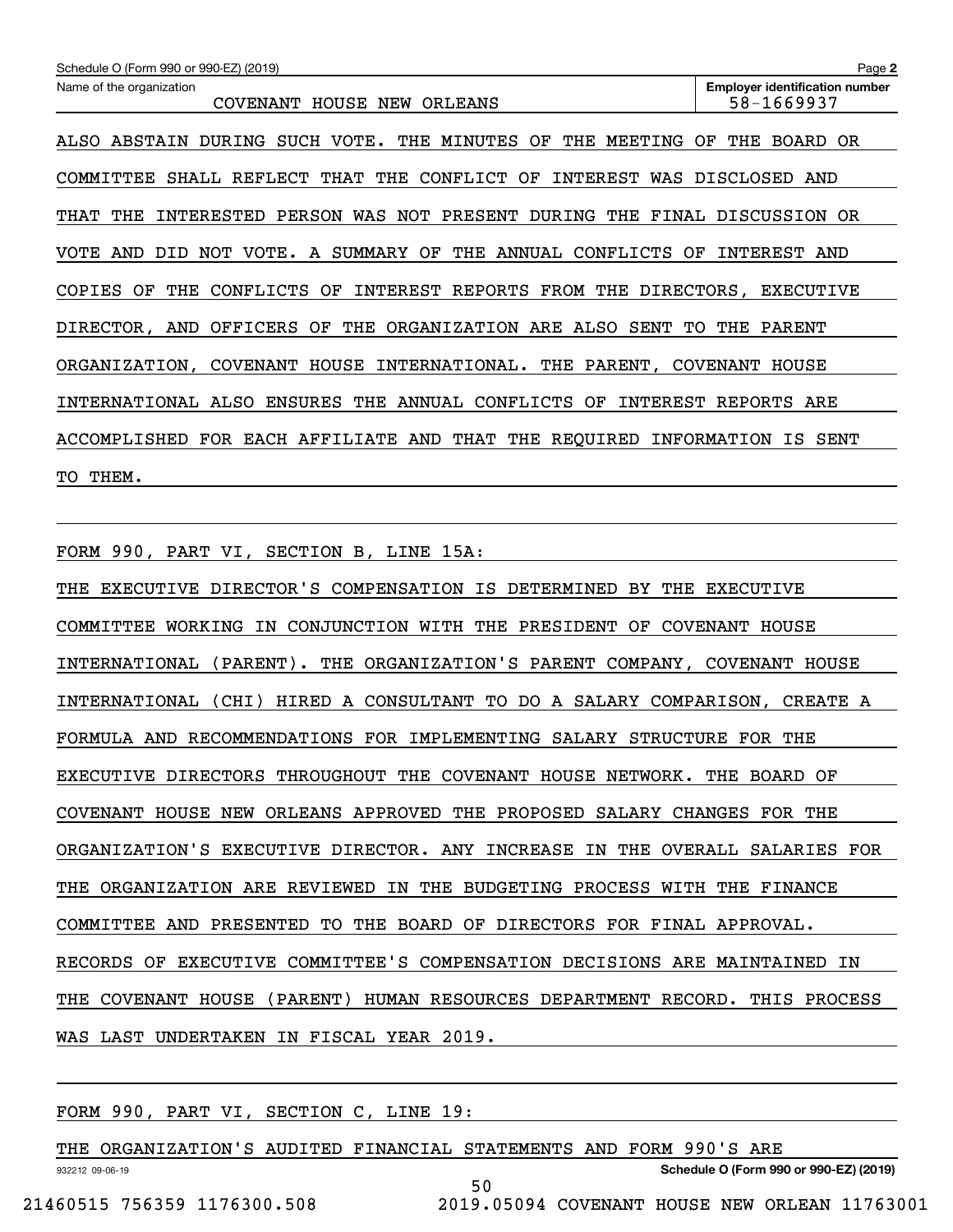Schedule O (Form 990 or 990-EZ) (2019)

Name of the organization: COVENANT HOUSE NEW ORLEANS

Employer identification number: 58-1669937

ALSO ABSTAIN DURING SUCH VOTE. THE MINUTES OF THE MEETING OF THE BOARD OR COMMITTEE SHALL REFLECT THAT THE CONFLICT OF INTEREST WAS DISCLOSED AND THAT THE INTERESTED PERSON WAS NOT PRESENT DURING THE FINAL DISCUSSION OR VOTE AND DID NOT VOTE. A SUMMARY OF THE ANNUAL CONFLICTS OF INTEREST AND COPIES OF THE CONFLICTS OF INTEREST REPORTS FROM THE DIRECTORS, EXECUTIVE DIRECTOR, AND OFFICERS OF THE ORGANIZATION ARE ALSO SENT TO THE PARENT ORGANIZATION, COVENANT HOUSE INTERNATIONAL. THE PARENT, COVENANT HOUSE INTERNATIONAL ALSO ENSURES THE ANNUAL CONFLICTS OF INTEREST REPORTS ARE ACCOMPLISHED FOR EACH AFFILIATE AND THAT THE REQUIRED INFORMATION IS SENT TO THEM.

FORM 990, PART VI, SECTION B, LINE 15A:

THE EXECUTIVE DIRECTOR'S COMPENSATION IS DETERMINED BY THE EXECUTIVE COMMITTEE WORKING IN CONJUNCTION WITH THE PRESIDENT OF COVENANT HOUSE INTERNATIONAL (PARENT). THE ORGANIZATION'S PARENT COMPANY, COVENANT HOUSE INTERNATIONAL (CHI) HIRED A CONSULTANT TO DO A SALARY COMPARISON, CREATE A FORMULA AND RECOMMENDATIONS FOR IMPLEMENTING SALARY STRUCTURE FOR THE EXECUTIVE DIRECTORS THROUGHOUT THE COVENANT HOUSE NETWORK. THE BOARD OF COVENANT HOUSE NEW ORLEANS APPROVED THE PROPOSED SALARY CHANGES FOR THE ORGANIZATION'S EXECUTIVE DIRECTOR. ANY INCREASE IN THE OVERALL SALARIES FOR THE ORGANIZATION ARE REVIEWED IN THE BUDGETING PROCESS WITH THE FINANCE COMMITTEE AND PRESENTED TO THE BOARD OF DIRECTORS FOR FINAL APPROVAL. RECORDS OF EXECUTIVE COMMITTEE'S COMPENSATION DECISIONS ARE MAINTAINED IN THE COVENANT HOUSE (PARENT) HUMAN RESOURCES DEPARTMENT RECORD. THIS PROCESS WAS LAST UNDERTAKEN IN FISCAL YEAR 2019.

FORM 990, PART VI, SECTION C, LINE 19:

THE ORGANIZATION'S AUDITED FINANCIAL STATEMENTS AND FORM 990'S ARE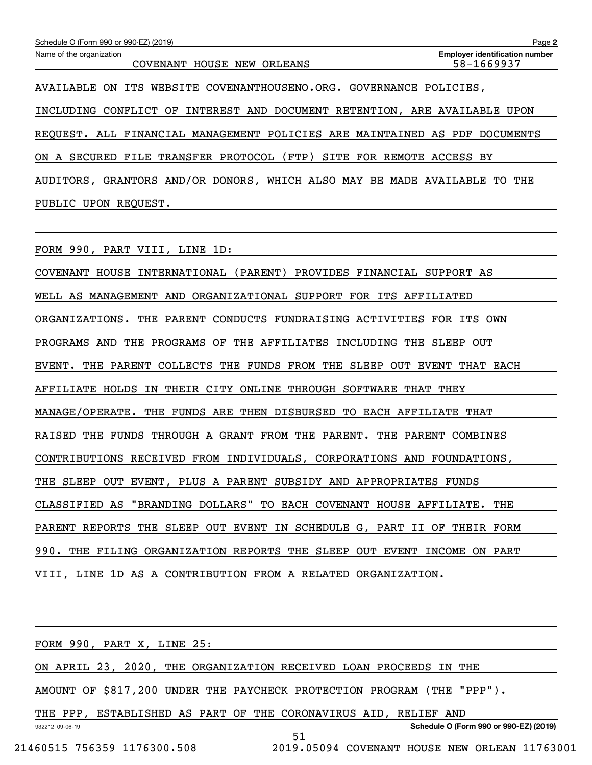Schedule O (Form 990 or 990-EZ) (2019) Page **2**

Name of the organization: COVENANT HOUSE NEW ORLEANS

**Employer identification number** 58-1669937

AVAILABLE ON ITS WEBSITE COVENANTHOUSENO.ORG. GOVERNANCE POLICIES, INCLUDING CONFLICT OF INTEREST AND DOCUMENT RETENTION, ARE AVAILABLE UPON REQUEST. ALL FINANCIAL MANAGEMENT POLICIES ARE MAINTAINED AS PDF DOCUMENTS ON A SECURED FILE TRANSFER PROTOCOL (FTP) SITE FOR REMOTE ACCESS BY AUDITORS, GRANTORS AND/OR DONORS, WHICH ALSO MAY BE MADE AVAILABLE TO THE PUBLIC UPON REQUEST.

FORM 990, PART VIII, LINE 1D:

COVENANT HOUSE INTERNATIONAL (PARENT) PROVIDES FINANCIAL SUPPORT AS WELL AS MANAGEMENT AND ORGANIZATIONAL SUPPORT FOR ITS AFFILIATED ORGANIZATIONS. THE PARENT CONDUCTS FUNDRAISING ACTIVITIES FOR ITS OWN PROGRAMS AND THE PROGRAMS OF THE AFFILIATES INCLUDING THE SLEEP OUT EVENT. THE PARENT COLLECTS THE FUNDS FROM THE SLEEP OUT EVENT THAT EACH AFFILIATE HOLDS IN THEIR CITY ONLINE THROUGH SOFTWARE THAT THEY MANAGE/OPERATE. THE FUNDS ARE THEN DISBURSED TO EACH AFFILIATE THAT RAISED THE FUNDS THROUGH A GRANT FROM THE PARENT. THE PARENT COMBINES CONTRIBUTIONS RECEIVED FROM INDIVIDUALS, CORPORATIONS AND FOUNDATIONS, THE SLEEP OUT EVENT, PLUS A PARENT SUBSIDY AND APPROPRIATES FUNDS CLASSIFIED AS "BRANDING DOLLARS" TO EACH COVENANT HOUSE AFFILIATE. THE PARENT REPORTS THE SLEEP OUT EVENT IN SCHEDULE G, PART II OF THEIR FORM 990. THE FILING ORGANIZATION REPORTS THE SLEEP OUT EVENT INCOME ON PART VIII, LINE 1D AS A CONTRIBUTION FROM A RELATED ORGANIZATION.

FORM 990, PART X, LINE 25:

ON APRIL 23, 2020, THE ORGANIZATION RECEIVED LOAN PROCEEDS IN THE AMOUNT OF $817,200 UNDER THE PAYCHECK PROTECTION PROGRAM (THE "PPP"). THE PPP, ESTABLISHED AS PART OF THE CORONAVIRUS AID, RELIEF AND

932212 09-06-19 **Schedule O (Form 990 or 990-EZ) (2019)**

21460515 756359 1176300.508 2019.05094 COVENANT HOUSE NEW ORLEAN 11763001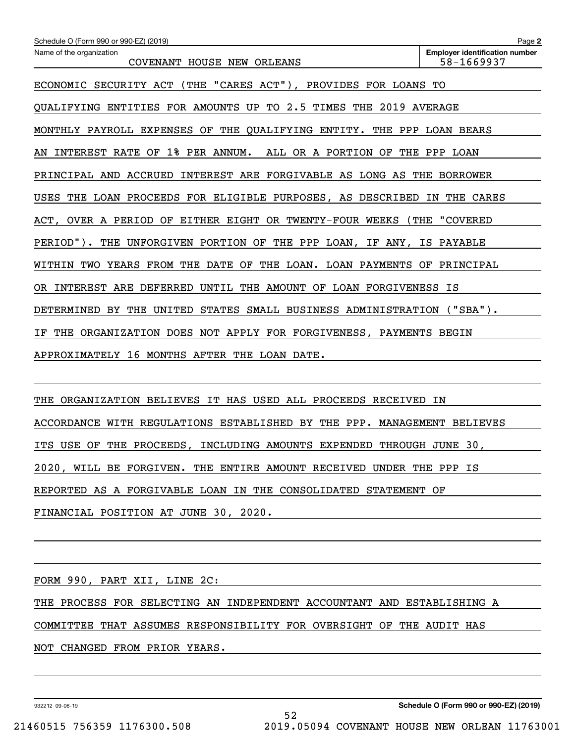Schedule O (Form 990 or 990-EZ) (2019)

Name of the organization: COVENANT HOUSE NEW ORLEANS

Employer identification number: 58-1669937

ECONOMIC SECURITY ACT (THE "CARES ACT"), PROVIDES FOR LOANS TO QUALIFYING ENTITIES FOR AMOUNTS UP TO 2.5 TIMES THE 2019 AVERAGE MONTHLY PAYROLL EXPENSES OF THE QUALIFYING ENTITY. THE PPP LOAN BEARS AN INTEREST RATE OF 1% PER ANNUM. ALL OR A PORTION OF THE PPP LOAN PRINCIPAL AND ACCRUED INTEREST ARE FORGIVABLE AS LONG AS THE BORROWER USES THE LOAN PROCEEDS FOR ELIGIBLE PURPOSES, AS DESCRIBED IN THE CARES ACT, OVER A PERIOD OF EITHER EIGHT OR TWENTY-FOUR WEEKS (THE "COVERED PERIOD"). THE UNFORGIVEN PORTION OF THE PPP LOAN, IF ANY, IS PAYABLE WITHIN TWO YEARS FROM THE DATE OF THE LOAN. LOAN PAYMENTS OF PRINCIPAL OR INTEREST ARE DEFERRED UNTIL THE AMOUNT OF LOAN FORGIVENESS IS DETERMINED BY THE UNITED STATES SMALL BUSINESS ADMINISTRATION ("SBA"). IF THE ORGANIZATION DOES NOT APPLY FOR FORGIVENESS, PAYMENTS BEGIN APPROXIMATELY 16 MONTHS AFTER THE LOAN DATE.

THE ORGANIZATION BELIEVES IT HAS USED ALL PROCEEDS RECEIVED IN ACCORDANCE WITH REGULATIONS ESTABLISHED BY THE PPP. MANAGEMENT BELIEVES ITS USE OF THE PROCEEDS, INCLUDING AMOUNTS EXPENDED THROUGH JUNE 30, 2020, WILL BE FORGIVEN. THE ENTIRE AMOUNT RECEIVED UNDER THE PPP IS REPORTED AS A FORGIVABLE LOAN IN THE CONSOLIDATED STATEMENT OF FINANCIAL POSITION AT JUNE 30, 2020.

FORM 990, PART XII, LINE 2C:

THE PROCESS FOR SELECTING AN INDEPENDENT ACCOUNTANT AND ESTABLISHING A COMMITTEE THAT ASSUMES RESPONSIBILITY FOR OVERSIGHT OF THE AUDIT HAS NOT CHANGED FROM PRIOR YEARS.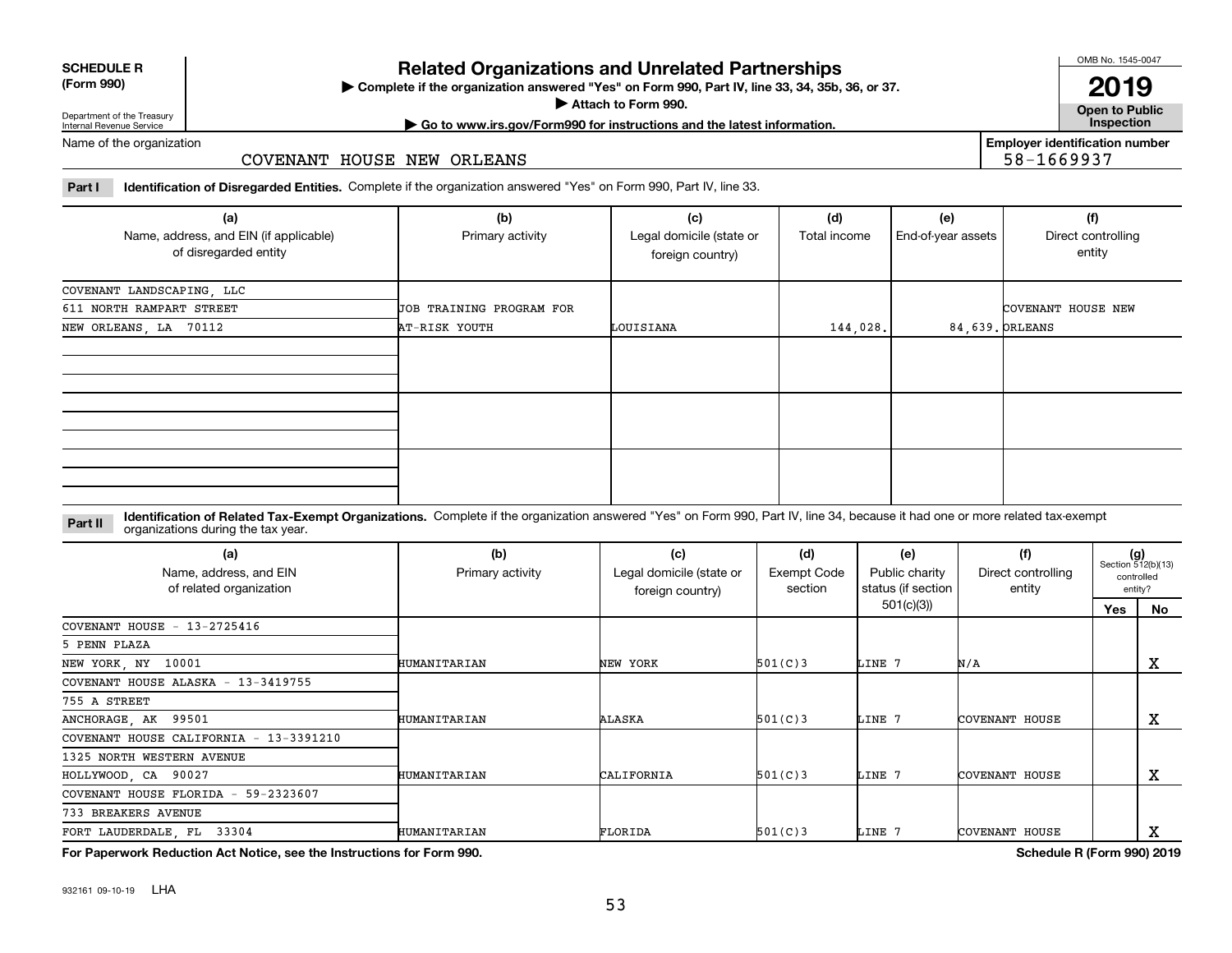**SCHEDULE R (Form 990)**

Department of the Treasury
Internal Revenue Service

# Related Organizations and Unrelated Partnerships

▶ Complete if the organization answered "Yes" on Form 990, Part IV, line 33, 34, 35b, 36, or 37.

▶ Attach to Form 990.

▶ Go to www.irs.gov/Form990 for instructions and the latest information.

OMB No. 1545-0047

**2019**

**Open to Public Inspection**

Name of the organization: COVENANT HOUSE NEW ORLEANS

Employer identification number: 58-1669937

**Part I** **Identification of Disregarded Entities.** Complete if the organization answered "Yes" on Form 990, Part IV, line 33.

| (a) Name, address, and EIN (if applicable) of disregarded entity | (b) Primary activity | (c) Legal domicile (state or foreign country) | (d) Total income | (e) End-of-year assets | (f) Direct controlling entity |
|---|---|---|---|---|---|
| COVENANT LANDSCAPING, LLC 611 NORTH RAMPART STREET NEW ORLEANS, LA 70112 | JOB TRAINING PROGRAM FOR AT-RISK YOUTH | LOUISIANA | 144,028. | 84,639. | COVENANT HOUSE NEW ORLEANS |
| | | | | | |
| | | | | | |
| | | | | | |

**Part II** **Identification of Related Tax-Exempt Organizations.** Complete if the organization answered "Yes" on Form 990, Part IV, line 34, because it had one or more related tax-exempt organizations during the tax year.

| (a) Name, address, and EIN of related organization | (b) Primary activity | (c) Legal domicile (state or foreign country) | (d) Exempt Code section | (e) Public charity status (if section 501(c)(3)) | (f) Direct controlling entity | (g) Section 512(b)(13) controlled entity? Yes | No |
|---|---|---|---|---|---|---|---|
| COVENANT HOUSE - 13-2725416 5 PENN PLAZA NEW YORK, NY 10001 | HUMANITARIAN | NEW YORK | 501(C)3 | LINE 7 | N/A | | X |
| COVENANT HOUSE ALASKA - 13-3419755 755 A STREET ANCHORAGE, AK 99501 | HUMANITARIAN | ALASKA | 501(C)3 | LINE 7 | COVENANT HOUSE | | X |
| COVENANT HOUSE CALIFORNIA - 13-3391210 1325 NORTH WESTERN AVENUE HOLLYWOOD, CA 90027 | HUMANITARIAN | CALIFORNIA | 501(C)3 | LINE 7 | COVENANT HOUSE | | X |
| COVENANT HOUSE FLORIDA - 59-2323607 733 BREAKERS AVENUE FORT LAUDERDALE, FL 33304 | HUMANITARIAN | FLORIDA | 501(C)3 | LINE 7 | COVENANT HOUSE | | X |

**For Paperwork Reduction Act Notice, see the Instructions for Form 990.** **Schedule R (Form 990) 2019**

932161 09-10-19 LHA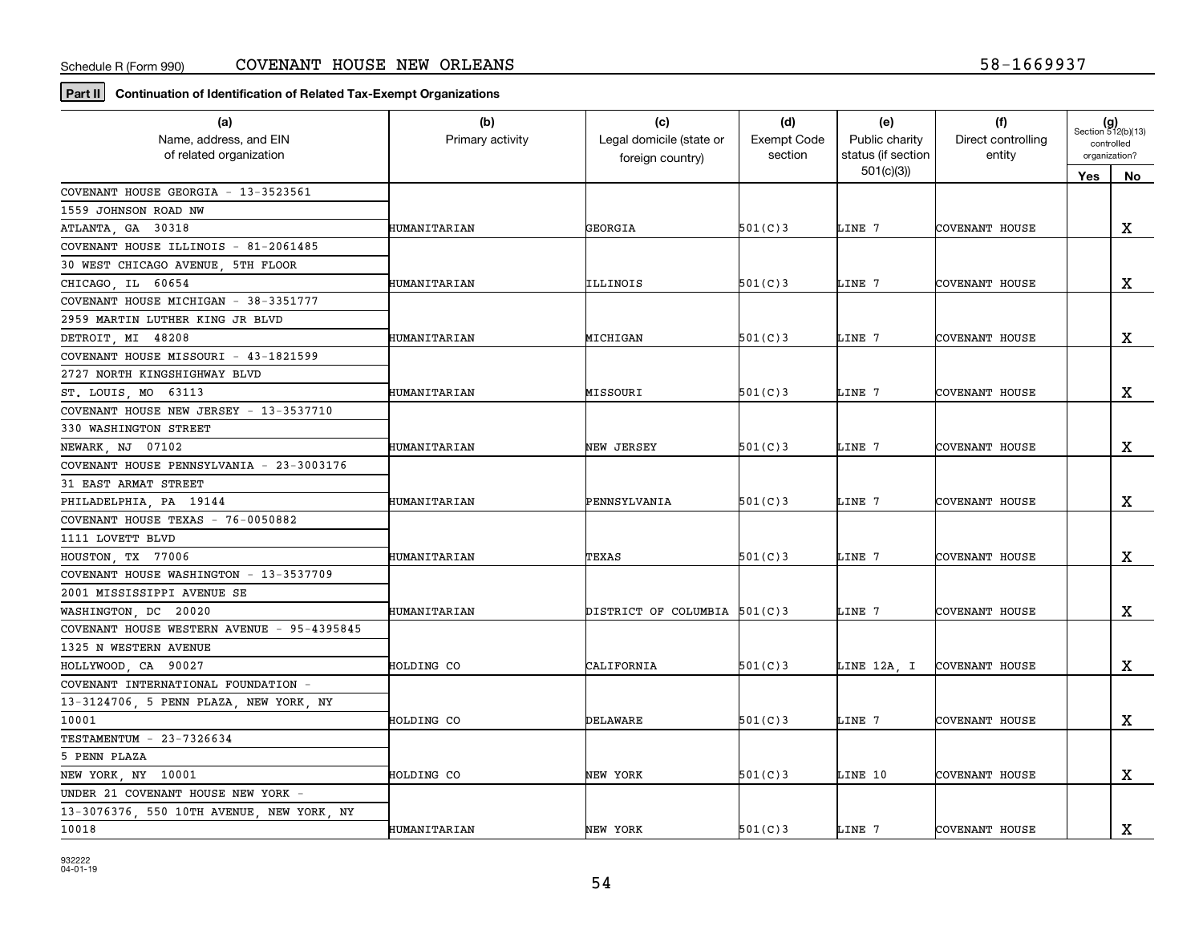Schedule R (Form 990) COVENANT HOUSE NEW ORLEANS 58-1669937

**Part II** **Continuation of Identification of Related Tax-Exempt Organizations**

| (a) Name, address, and EIN of related organization | (b) Primary activity | (c) Legal domicile (state or foreign country) | (d) Exempt Code section | (e) Public charity status (if section 501(c)(3)) | (f) Direct controlling entity | (g) Section 512(b)(13) controlled organization? Yes | No |
|---|---|---|---|---|---|---|---|
| COVENANT HOUSE GEORGIA - 13-3523561<br>1559 JOHNSON ROAD NW<br>ATLANTA, GA 30318 | HUMANITARIAN | GEORGIA | 501(C)3 | LINE 7 | COVENANT HOUSE | | X |
| COVENANT HOUSE ILLINOIS - 81-2061485<br>30 WEST CHICAGO AVENUE, 5TH FLOOR<br>CHICAGO, IL 60654 | HUMANITARIAN | ILLINOIS | 501(C)3 | LINE 7 | COVENANT HOUSE | | X |
| COVENANT HOUSE MICHIGAN - 38-3351777<br>2959 MARTIN LUTHER KING JR BLVD<br>DETROIT, MI 48208 | HUMANITARIAN | MICHIGAN | 501(C)3 | LINE 7 | COVENANT HOUSE | | X |
| COVENANT HOUSE MISSOURI - 43-1821599<br>2727 NORTH KINGSHIGHWAY BLVD<br>ST. LOUIS, MO 63113 | HUMANITARIAN | MISSOURI | 501(C)3 | LINE 7 | COVENANT HOUSE | | X |
| COVENANT HOUSE NEW JERSEY - 13-3537710<br>330 WASHINGTON STREET<br>NEWARK, NJ 07102 | HUMANITARIAN | NEW JERSEY | 501(C)3 | LINE 7 | COVENANT HOUSE | | X |
| COVENANT HOUSE PENNSYLVANIA - 23-3003176<br>31 EAST ARMAT STREET<br>PHILADELPHIA, PA 19144 | HUMANITARIAN | PENNSYLVANIA | 501(C)3 | LINE 7 | COVENANT HOUSE | | X |
| COVENANT HOUSE TEXAS - 76-0050882<br>1111 LOVETT BLVD<br>HOUSTON, TX 77006 | HUMANITARIAN | TEXAS | 501(C)3 | LINE 7 | COVENANT HOUSE | | X |
| COVENANT HOUSE WASHINGTON - 13-3537709<br>2001 MISSISSIPPI AVENUE SE<br>WASHINGTON, DC 20020 | HUMANITARIAN | DISTRICT OF COLUMBIA | 501(C)3 | LINE 7 | COVENANT HOUSE | | X |
| COVENANT HOUSE WESTERN AVENUE - 95-4395845<br>1325 N WESTERN AVENUE<br>HOLLYWOOD, CA 90027 | HOLDING CO | CALIFORNIA | 501(C)3 | LINE 12A, I | COVENANT HOUSE | | X |
| COVENANT INTERNATIONAL FOUNDATION -<br>13-3124706, 5 PENN PLAZA, NEW YORK, NY<br>10001 | HOLDING CO | DELAWARE | 501(C)3 | LINE 7 | COVENANT HOUSE | | X |
| TESTAMENTUM - 23-7326634<br>5 PENN PLAZA<br>NEW YORK, NY 10001 | HOLDING CO | NEW YORK | 501(C)3 | LINE 10 | COVENANT HOUSE | | X |
| UNDER 21 COVENANT HOUSE NEW YORK -<br>13-3076376, 550 10TH AVENUE, NEW YORK, NY<br>10018 | HUMANITARIAN | NEW YORK | 501(C)3 | LINE 7 | COVENANT HOUSE | | X |

932222
04-01-19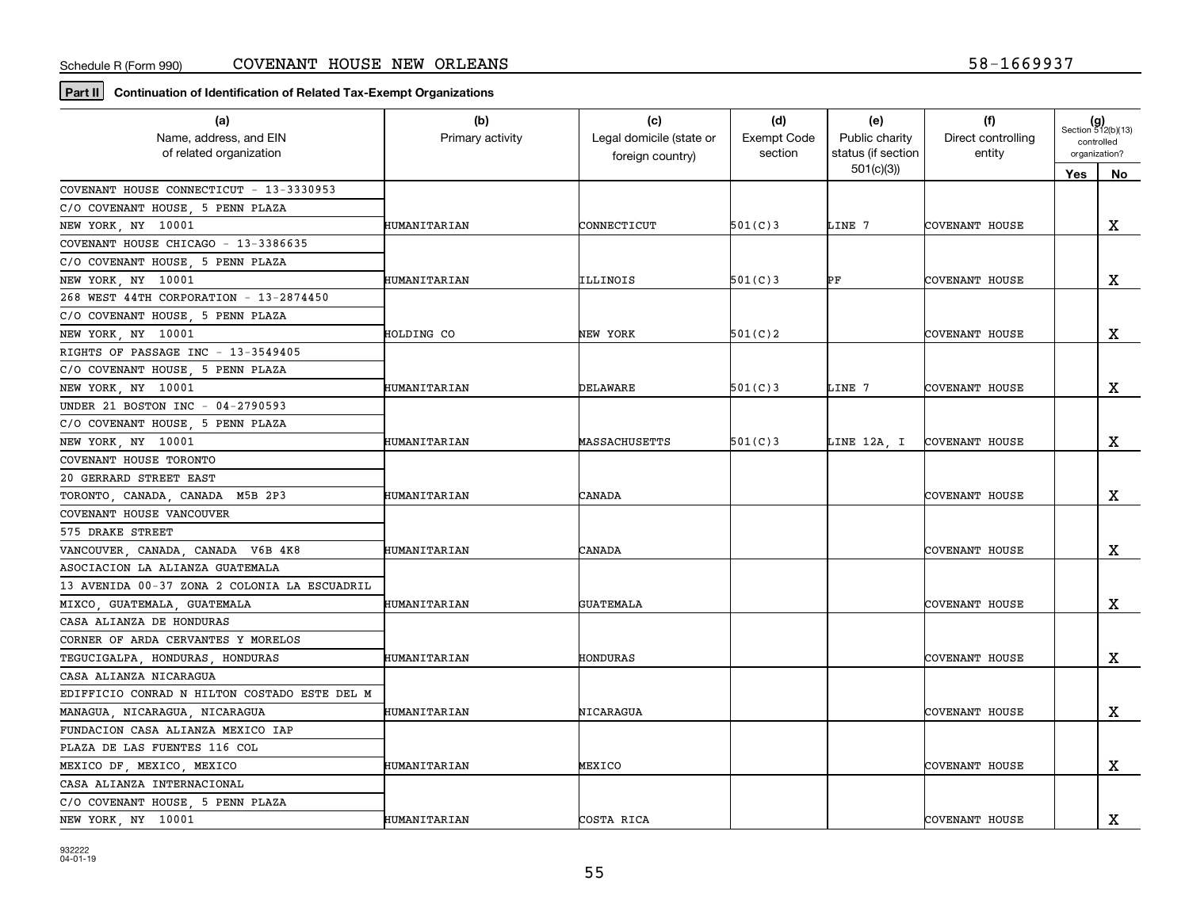Schedule R (Form 990) COVENANT HOUSE NEW ORLEANS 58-1669937

**Part II** **Continuation of Identification of Related Tax-Exempt Organizations**

| (a) Name, address, and EIN of related organization | (b) Primary activity | (c) Legal domicile (state or foreign country) | (d) Exempt Code section | (e) Public charity status (if section 501(c)(3)) | (f) Direct controlling entity | (g) Section 512(b)(13) controlled organization? Yes | No |
|---|---|---|---|---|---|---|---|
| COVENANT HOUSE CONNECTICUT - 13-3330953<br>C/O COVENANT HOUSE, 5 PENN PLAZA<br>NEW YORK, NY 10001 | HUMANITARIAN | CONNECTICUT | 501(C)3 | LINE 7 | COVENANT HOUSE | | X |
| COVENANT HOUSE CHICAGO - 13-3386635<br>C/O COVENANT HOUSE, 5 PENN PLAZA<br>NEW YORK, NY 10001 | HUMANITARIAN | ILLINOIS | 501(C)3 | PF | COVENANT HOUSE | | X |
| 268 WEST 44TH CORPORATION - 13-2874450<br>C/O COVENANT HOUSE, 5 PENN PLAZA<br>NEW YORK, NY 10001 | HOLDING CO | NEW YORK | 501(C)2 | | COVENANT HOUSE | | X |
| RIGHTS OF PASSAGE INC - 13-3549405<br>C/O COVENANT HOUSE, 5 PENN PLAZA<br>NEW YORK, NY 10001 | HUMANITARIAN | DELAWARE | 501(C)3 | LINE 7 | COVENANT HOUSE | | X |
| UNDER 21 BOSTON INC - 04-2790593<br>C/O COVENANT HOUSE, 5 PENN PLAZA<br>NEW YORK, NY 10001 | HUMANITARIAN | MASSACHUSETTS | 501(C)3 | LINE 12A, I | COVENANT HOUSE | | X |
| COVENANT HOUSE TORONTO<br>20 GERRARD STREET EAST<br>TORONTO, CANADA, CANADA M5B 2P3 | HUMANITARIAN | CANADA | | | COVENANT HOUSE | | X |
| COVENANT HOUSE VANCOUVER<br>575 DRAKE STREET<br>VANCOUVER, CANADA, CANADA V6B 4K8 | HUMANITARIAN | CANADA | | | COVENANT HOUSE | | X |
| ASOCIACION LA ALIANZA GUATEMALA<br>13 AVENIDA 00-37 ZONA 2 COLONIA LA ESCUADRIL<br>MIXCO, GUATEMALA, GUATEMALA | HUMANITARIAN | GUATEMALA | | | COVENANT HOUSE | | X |
| CASA ALIANZA DE HONDURAS<br>CORNER OF ARDA CERVANTES Y MORELOS<br>TEGUCIGALPA, HONDURAS, HONDURAS | HUMANITARIAN | HONDURAS | | | COVENANT HOUSE | | X |
| CASA ALIANZA NICARAGUA<br>EDIFFICIO CONRAD N HILTON COSTADO ESTE DEL M<br>MANAGUA, NICARAGUA, NICARAGUA | HUMANITARIAN | NICARAGUA | | | COVENANT HOUSE | | X |
| FUNDACION CASA ALIANZA MEXICO IAP<br>PLAZA DE LAS FUENTES 116 COL<br>MEXICO DF, MEXICO, MEXICO | HUMANITARIAN | MEXICO | | | COVENANT HOUSE | | X |
| CASA ALIANZA INTERNACIONAL<br>C/O COVENANT HOUSE, 5 PENN PLAZA<br>NEW YORK, NY 10001 | HUMANITARIAN | COSTA RICA | | | COVENANT HOUSE | | X |

932222
04-01-19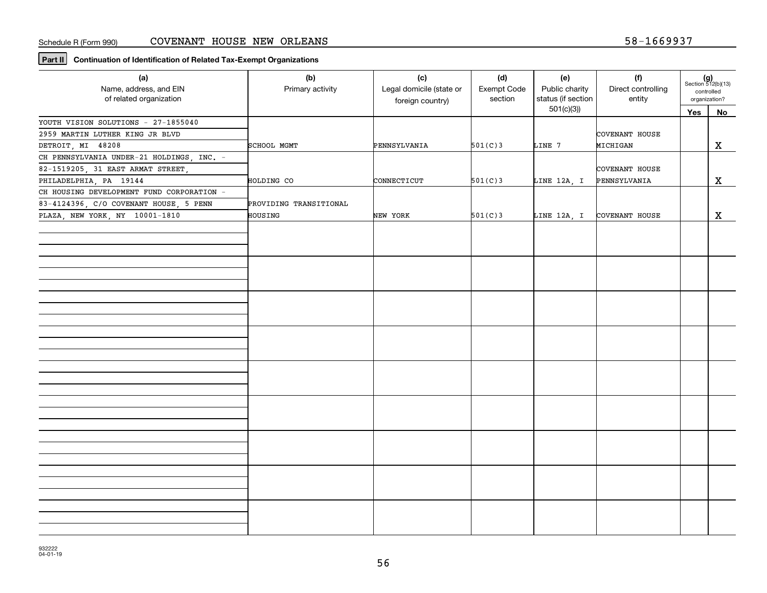Schedule R (Form 990) COVENANT HOUSE NEW ORLEANS 58-1669937

**Part II** **Continuation of Identification of Related Tax-Exempt Organizations**

| (a) Name, address, and EIN of related organization | (b) Primary activity | (c) Legal domicile (state or foreign country) | (d) Exempt Code section | (e) Public charity status (if section 501(c)(3)) | (f) Direct controlling entity | (g) Section 512(b)(13) controlled organization? Yes | No |
|---|---|---|---|---|---|---|---|
| YOUTH VISION SOLUTIONS - 27-1855040 2959 MARTIN LUTHER KING JR BLVD DETROIT, MI 48208 | SCHOOL MGMT | PENNSYLVANIA | 501(C)3 | LINE 7 | COVENANT HOUSE MICHIGAN | | X |
| CH PENNSYLVANIA UNDER-21 HOLDINGS, INC. - 82-1519205, 31 EAST ARMAT STREET, PHILADELPHIA, PA 19144 | HOLDING CO | CONNECTICUT | 501(C)3 | LINE 12A, I | COVENANT HOUSE PENNSYLVANIA | | X |
| CH HOUSING DEVELOPMENT FUND CORPORATION - 83-4124396, C/O COVENANT HOUSE, 5 PENN PLAZA, NEW YORK, NY 10001-1810 | PROVIDING TRANSITIONAL HOUSING | NEW YORK | 501(C)3 | LINE 12A, I | COVENANT HOUSE | | X |

932222 04-01-19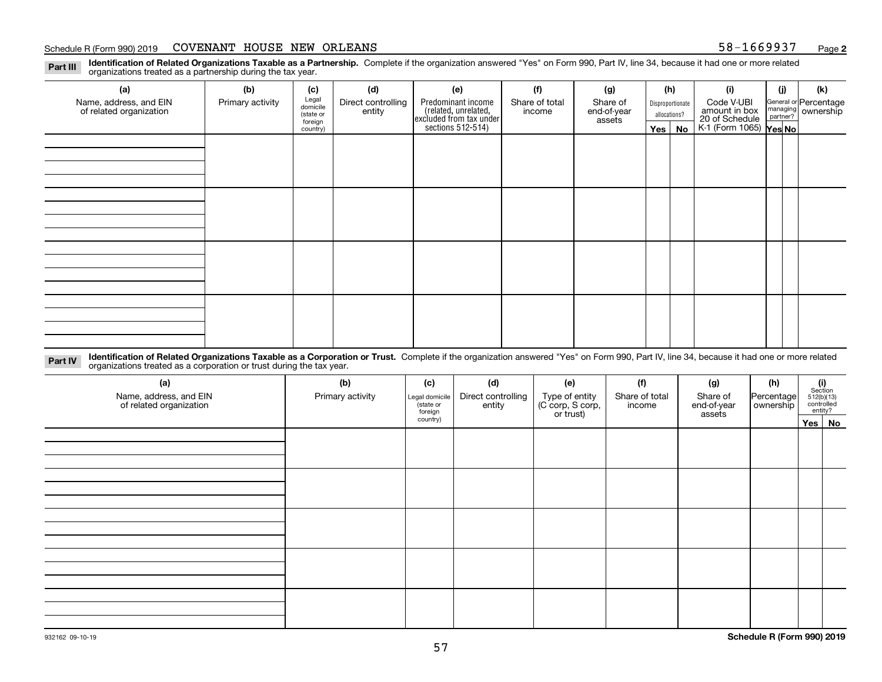Schedule R (Form 990) 2019 COVENANT HOUSE NEW ORLEANS 58-1669937 Page **2**

**Part III** **Identification of Related Organizations Taxable as a Partnership.** Complete if the organization answered "Yes" on Form 990, Part IV, line 34, because it had one or more related organizations treated as a partnership during the tax year.

| (a) Name, address, and EIN of related organization | (b) Primary activity | (c) Legal domicile (state or foreign country) | (d) Direct controlling entity | (e) Predominant income (related, unrelated, excluded from tax under sections 512-514) | (f) Share of total income | (g) Share of end-of-year assets | (h) Disproportionate allocations? Yes | (h) No | (i) Code V-UBI amount in box 20 of Schedule K-1 (Form 1065) | (j) General or managing partner? Yes | (j) No | (k) Percentage ownership |
|---|---|---|---|---|---|---|---|---|---|---|---|---|
| | | | | | | | | | | | | |
| | | | | | | | | | | | | |
| | | | | | | | | | | | | |
| | | | | | | | | | | | | |

**Part IV** **Identification of Related Organizations Taxable as a Corporation or Trust.** Complete if the organization answered "Yes" on Form 990, Part IV, line 34, because it had one or more related organizations treated as a corporation or trust during the tax year.

| (a) Name, address, and EIN of related organization | (b) Primary activity | (c) Legal domicile (state or foreign country) | (d) Direct controlling entity | (e) Type of entity (C corp, S corp, or trust) | (f) Share of total income | (g) Share of end-of-year assets | (h) Percentage ownership | (i) Section 512(b)(13) controlled entity? Yes | (i) No |
|---|---|---|---|---|---|---|---|---|---|
| | | | | | | | | | |
| | | | | | | | | | |
| | | | | | | | | | |
| | | | | | | | | | |
| | | | | | | | | | |

932162 09-10-19

**Schedule R (Form 990) 2019**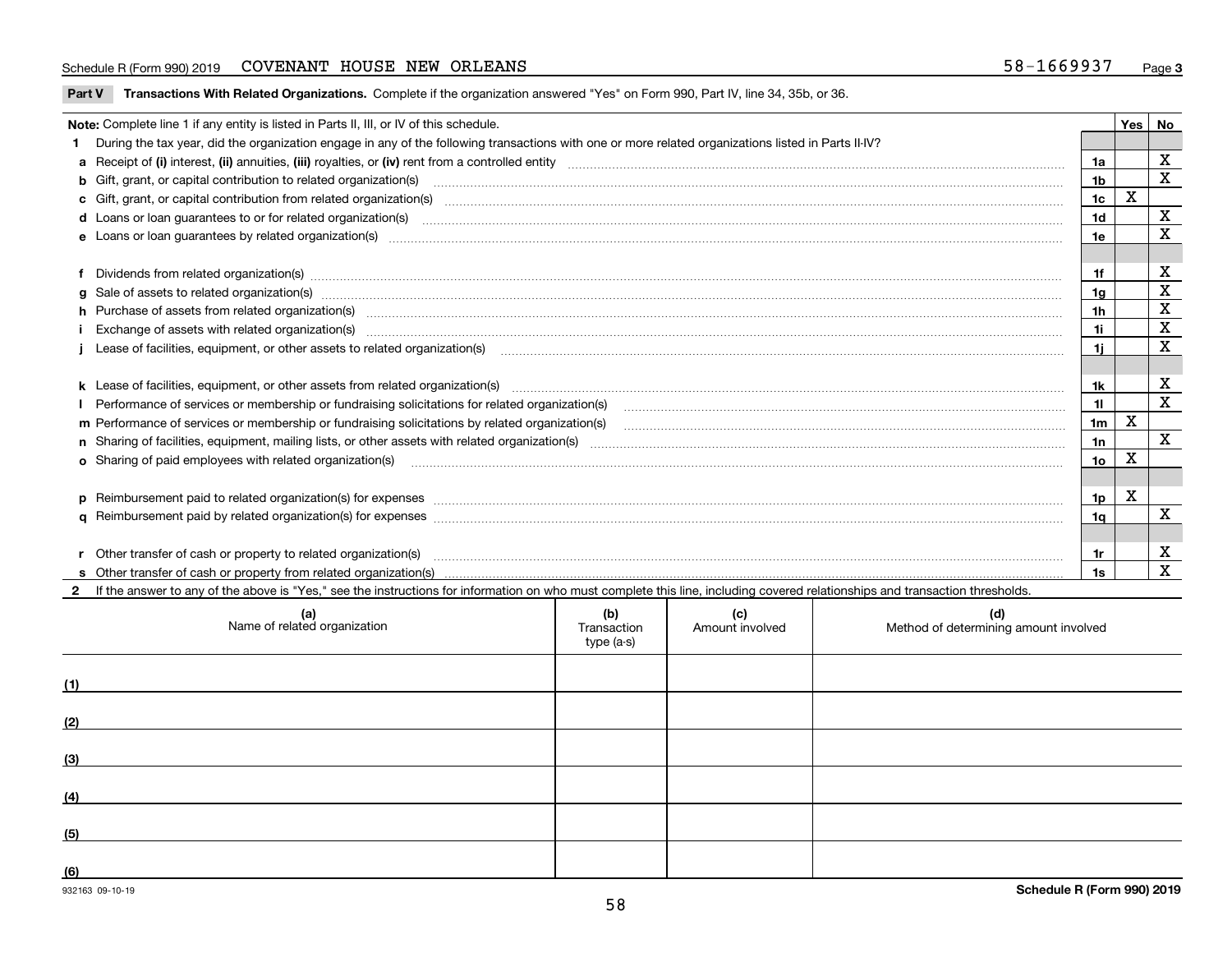Schedule R (Form 990) 2019 COVENANT HOUSE NEW ORLEANS 58-1669937 Page **3**

**Part V Transactions With Related Organizations.** Complete if the organization answered "Yes" on Form 990, Part IV, line 34, 35b, or 36.

| Note: Complete line 1 if any entity is listed in Parts II, III, or IV of this schedule. | | Yes | No |
|---|---|---|---|
| **1** During the tax year, did the organization engage in any of the following transactions with one or more related organizations listed in Parts II-IV? | | | |
| **a** Receipt of **(i)** interest, **(ii)** annuities, **(iii)** royalties, or **(iv)** rent from a controlled entity | **1a** | | X |
| **b** Gift, grant, or capital contribution to related organization(s) | **1b** | | X |
| **c** Gift, grant, or capital contribution from related organization(s) | **1c** | X | |
| **d** Loans or loan guarantees to or for related organization(s) | **1d** | | X |
| **e** Loans or loan guarantees by related organization(s) | **1e** | | X |
| **f** Dividends from related organization(s) | **1f** | | X |
| **g** Sale of assets to related organization(s) | **1g** | | X |
| **h** Purchase of assets from related organization(s) | **1h** | | X |
| **i** Exchange of assets with related organization(s) | **1i** | | X |
| **j** Lease of facilities, equipment, or other assets to related organization(s) | **1j** | | X |
| **k** Lease of facilities, equipment, or other assets from related organization(s) | **1k** | | X |
| **l** Performance of services or membership or fundraising solicitations for related organization(s) | **1l** | | X |
| **m** Performance of services or membership or fundraising solicitations by related organization(s) | **1m** | X | |
| **n** Sharing of facilities, equipment, mailing lists, or other assets with related organization(s) | **1n** | | X |
| **o** Sharing of paid employees with related organization(s) | **1o** | X | |
| **p** Reimbursement paid to related organization(s) for expenses | **1p** | X | |
| **q** Reimbursement paid by related organization(s) for expenses | **1q** | | X |
| **r** Other transfer of cash or property to related organization(s) | **1r** | | X |
| **s** Other transfer of cash or property from related organization(s) | **1s** | | X |

**2** If the answer to any of the above is "Yes," see the instructions for information on who must complete this line, including covered relationships and transaction thresholds.

| | (a) Name of related organization | (b) Transaction type (a-s) | (c) Amount involved | (d) Method of determining amount involved |
|---|---|---|---|---|
| (1) | | | | |
| (2) | | | | |
| (3) | | | | |
| (4) | | | | |
| (5) | | | | |
| (6) | | | | |

932163 09-10-19 **Schedule R (Form 990) 2019**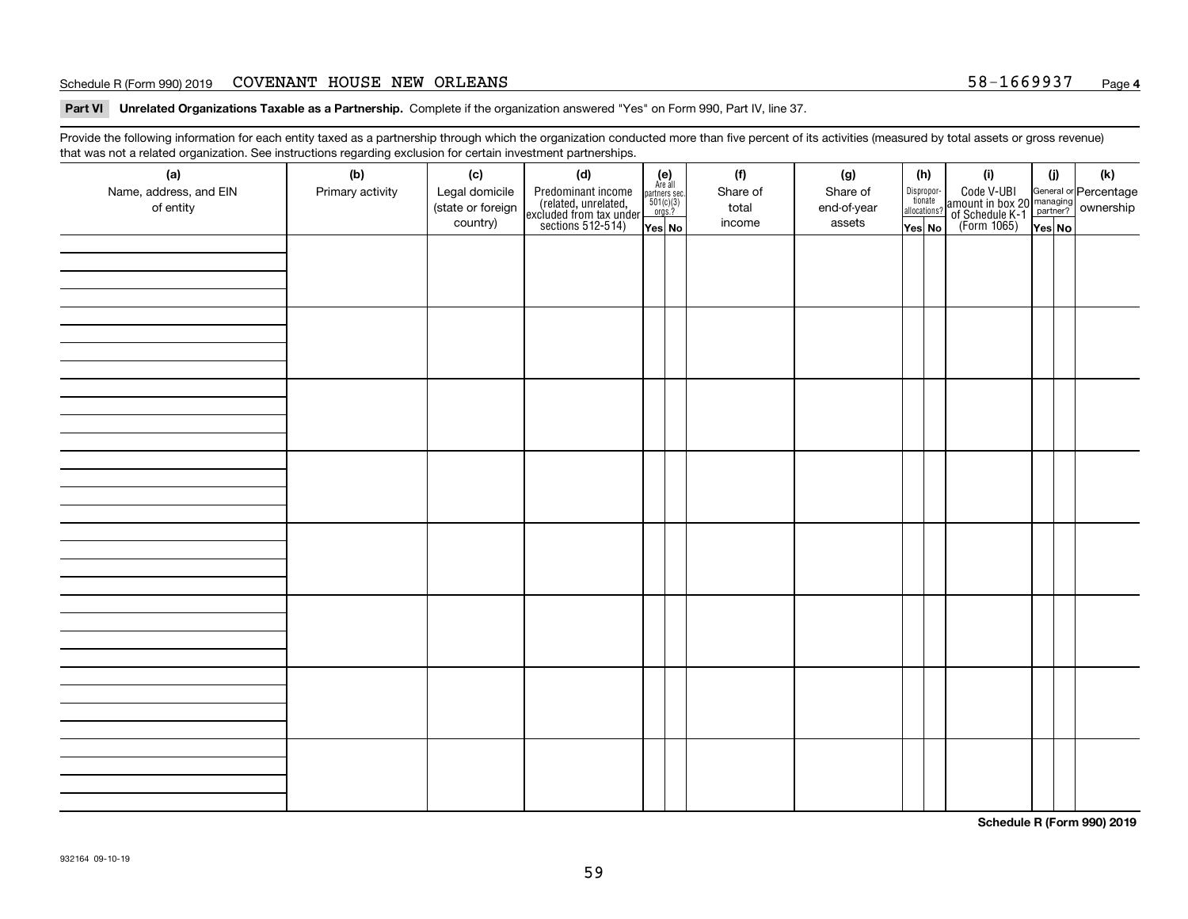Schedule R (Form 990) 2019 COVENANT HOUSE NEW ORLEANS 58-1669937 Page **4**

**Part VI Unrelated Organizations Taxable as a Partnership.** Complete if the organization answered "Yes" on Form 990, Part IV, line 37.

Provide the following information for each entity taxed as a partnership through which the organization conducted more than five percent of its activities (measured by total assets or gross revenue) that was not a related organization. See instructions regarding exclusion for certain investment partnerships.

| (a) Name, address, and EIN of entity | (b) Primary activity | (c) Legal domicile (state or foreign country) | (d) Predominant income (related, unrelated, excluded from tax under sections 512-514) | (e) Are all partners sec. 501(c)(3) orgs.? | | (f) Share of total income | (g) Share of end-of-year assets | (h) Disproportionate allocations? | | (i) Code V-UBI amount in box 20 of Schedule K-1 (Form 1065) | (j) General or managing partner? | | (k) Percentage ownership |
|---|---|---|---|---|---|---|---|---|---|---|---|---|---|
| | | | | Yes | No | | | Yes | No | | Yes | No | |
| | | | | | | | | | | | | | |
| | | | | | | | | | | | | | |
| | | | | | | | | | | | | | |
| | | | | | | | | | | | | | |
| | | | | | | | | | | | | | |
| | | | | | | | | | | | | | |
| | | | | | | | | | | | | | |
| | | | | | | | | | | | | | |

**Schedule R (Form 990) 2019**

932164 09-10-19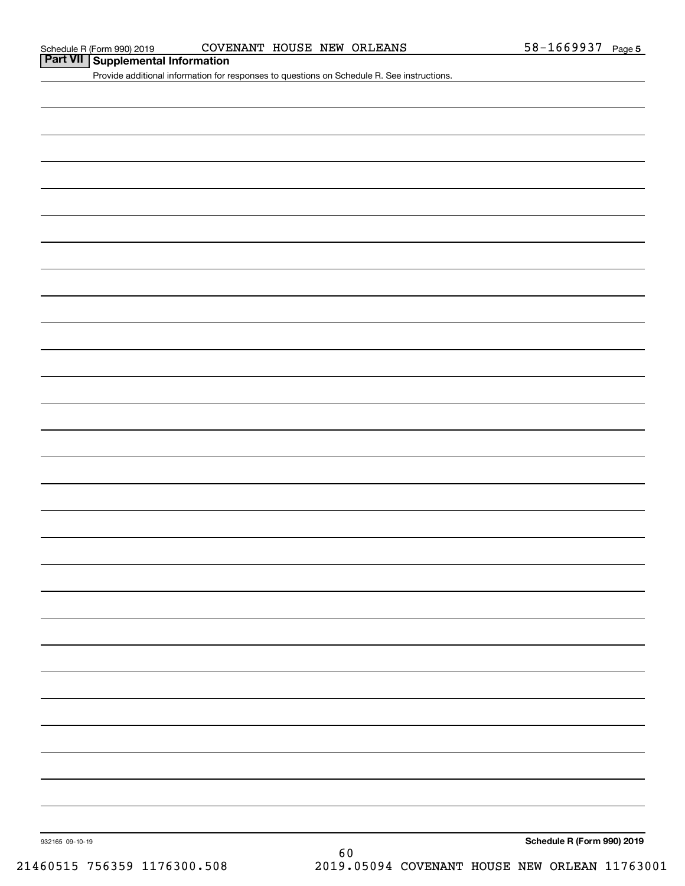Schedule R (Form 990) 2019 COVENANT HOUSE NEW ORLEANS 58-1669937 Page **5**

## Part VII Supplemental Information

Provide additional information for responses to questions on Schedule R. See instructions.

932165 09-10-19

**Schedule R (Form 990) 2019**

21460515 756359 1176300.508 2019.05094 COVENANT HOUSE NEW ORLEAN 11763001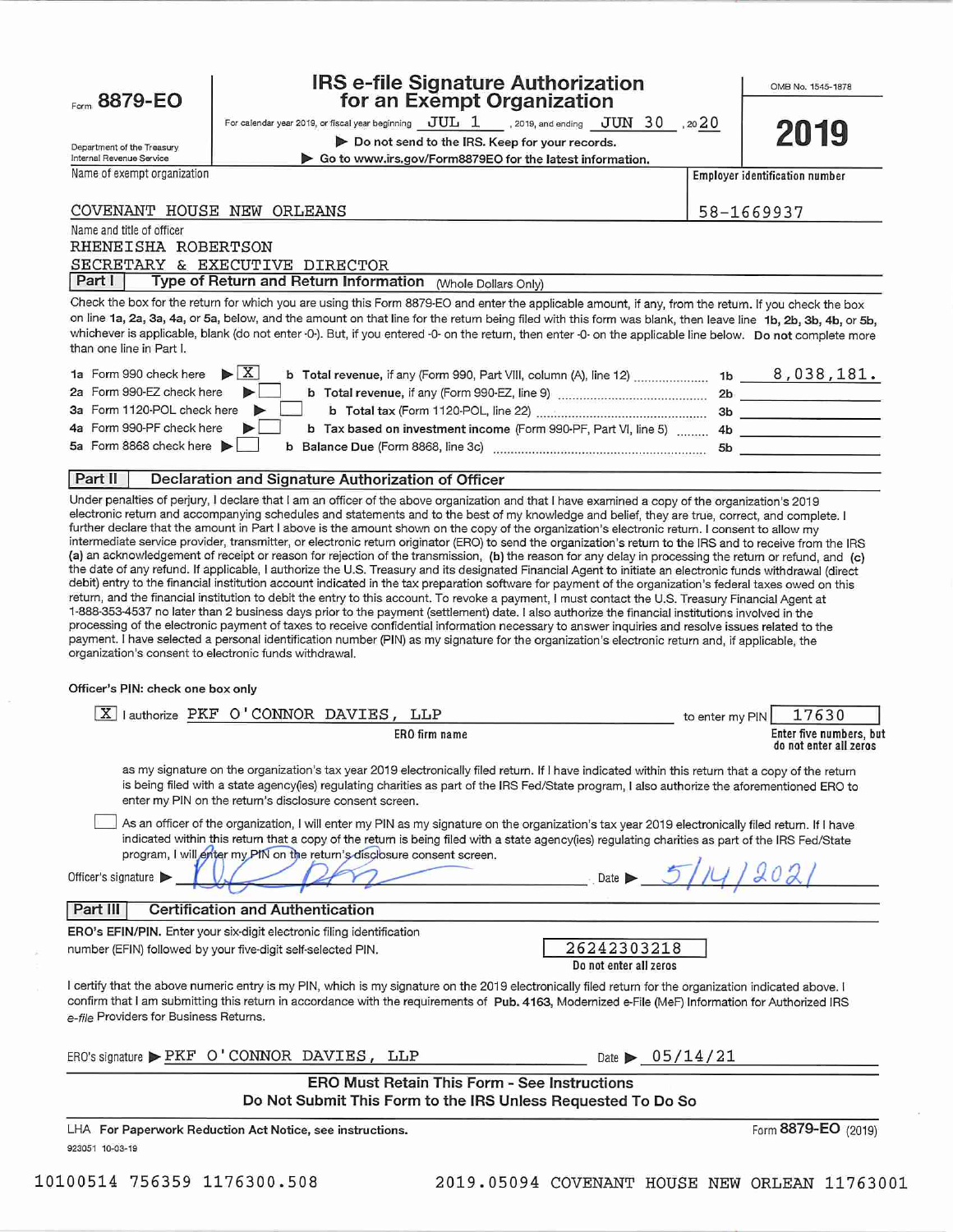Form **8879-EO**

Department of the Treasury
Internal Revenue Service

# IRS e-file Signature Authorization for an Exempt Organization

For calendar year 2019, or fiscal year beginning JUL 1, 2019, and ending JUN 30, 2020

▶ Do not send to the IRS. Keep for your records.

▶ Go to www.irs.gov/Form8879EO for the latest information.

OMB No. 1545-1878

**2019**

Name of exempt organization: COVENANT HOUSE NEW ORLEANS

Employer identification number: 58-1669937

Name and title of officer:
RHENEISHA ROBERTSON
SECRETARY & EXECUTIVE DIRECTOR

## Part I — Type of Return and Return Information (Whole Dollars Only)

Check the box for the return for which you are using this Form 8879-EO and enter the applicable amount, if any, from the return. If you check the box on line **1a, 2a, 3a, 4a,** or **5a,** below, and the amount on that line for the return being filed with this form was blank, then leave line **1b, 2b, 3b, 4b,** or **5b,** whichever is applicable, blank (do not enter -0-). But, if you entered -0- on the return, then enter -0- on the applicable line below. **Do not** complete more than one line in Part I.

| | | | |
|---|---|---|---|
| **1a** Form 990 check here ▶ [X] | **b** **Total revenue,** if any (Form 990, Part VIII, column (A), line 12) | **1b** | 8,038,181. |
| **2a** Form 990-EZ check here ▶ [ ] | **b** **Total revenue,** if any (Form 990-EZ, line 9) | **2b** | |
| **3a** Form 1120-POL check here ▶ [ ] | **b** **Total tax** (Form 1120-POL, line 22) | **3b** | |
| **4a** Form 990-PF check here ▶ [ ] | **b** **Tax based on investment income** (Form 990-PF, Part VI, line 5) | **4b** | |
| **5a** Form 8868 check here ▶ [ ] | **b** **Balance Due** (Form 8868, line 3c) | **5b** | |

## Part II — Declaration and Signature Authorization of Officer

Under penalties of perjury, I declare that I am an officer of the above organization and that I have examined a copy of the organization's 2019 electronic return and accompanying schedules and statements and to the best of my knowledge and belief, they are true, correct, and complete. I further declare that the amount in Part I above is the amount shown on the copy of the organization's electronic return. I consent to allow my intermediate service provider, transmitter, or electronic return originator (ERO) to send the organization's return to the IRS and to receive from the IRS **(a)** an acknowledgement of receipt or reason for rejection of the transmission, **(b)** the reason for any delay in processing the return or refund, and **(c)** the date of any refund. If applicable, I authorize the U.S. Treasury and its designated Financial Agent to initiate an electronic funds withdrawal (direct debit) entry to the financial institution account indicated in the tax preparation software for payment of the organization's federal taxes owed on this return, and the financial institution to debit the entry to this account. To revoke a payment, I must contact the U.S. Treasury Financial Agent at 1-888-353-4537 no later than 2 business days prior to the payment (settlement) date. I also authorize the financial institutions involved in the processing of the electronic payment of taxes to receive confidential information necessary to answer inquiries and resolve issues related to the payment. I have selected a personal identification number (PIN) as my signature for the organization's electronic return and, if applicable, the organization's consent to electronic funds withdrawal.

**Officer's PIN: check one box only**

[X] I authorize PKF O'CONNOR DAVIES, LLP (ERO firm name) to enter my PIN 17630 (Enter five numbers, but do not enter all zeros) as my signature on the organization's tax year 2019 electronically filed return. If I have indicated within this return that a copy of the return is being filed with a state agency(ies) regulating charities as part of the IRS Fed/State program, I also authorize the aforementioned ERO to enter my PIN on the return's disclosure consent screen.

[ ] As an officer of the organization, I will enter my PIN as my signature on the organization's tax year 2019 electronically filed return. If I have indicated within this return that a copy of the return is being filed with a state agency(ies) regulating charities as part of the IRS Fed/State program, I will enter my PIN on the return's disclosure consent screen.

Officer's signature ▶ [signature] Date ▶ 5/14/2021

## Part III — Certification and Authentication

**ERO's EFIN/PIN.** Enter your six-digit electronic filing identification number (EFIN) followed by your five-digit self-selected PIN. 26242303218 (Do not enter all zeros)

I certify that the above numeric entry is my PIN, which is my signature on the 2019 electronically filed return for the organization indicated above. I confirm that I am submitting this return in accordance with the requirements of **Pub. 4163,** Modernized e-File (MeF) Information for Authorized IRS *e-file* Providers for Business Returns.

ERO's signature ▶ PKF O'CONNOR DAVIES, LLP Date ▶ 05/14/21

**ERO Must Retain This Form - See Instructions**
**Do Not Submit This Form to the IRS Unless Requested To Do So**

LHA **For Paperwork Reduction Act Notice, see instructions.** Form **8879-EO** (2019)

923051 10-03-19

10100514 756359 1176300.508 2019.05094 COVENANT HOUSE NEW ORLEAN 11763001